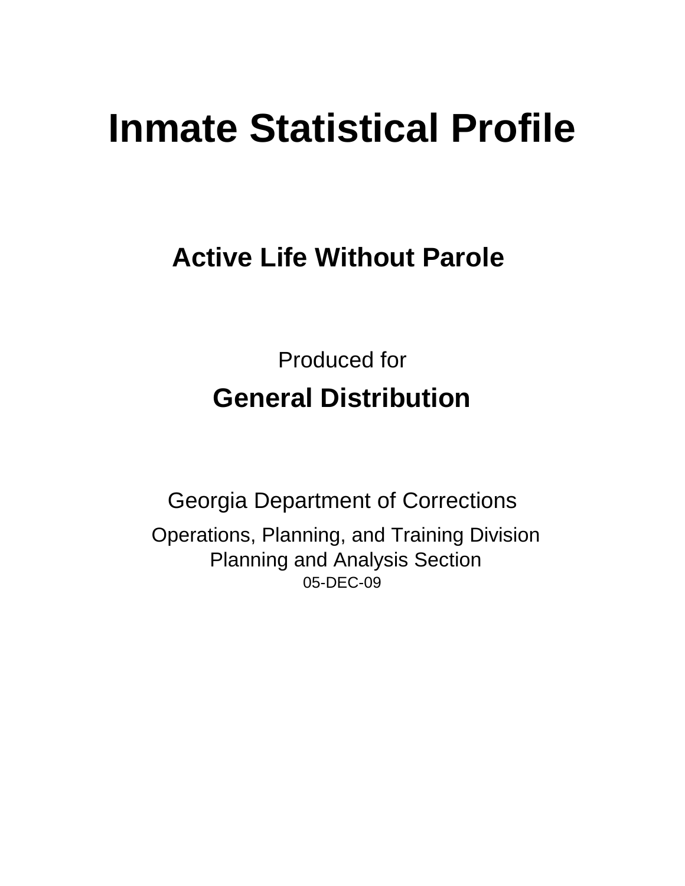# Inmate Statistical Profile

## Active Life Without Parole

Produced for

## General Distribution

Georgia Department of Corrections

Operations, Planning, and Training Division
Planning and Analysis Section
05-DEC-09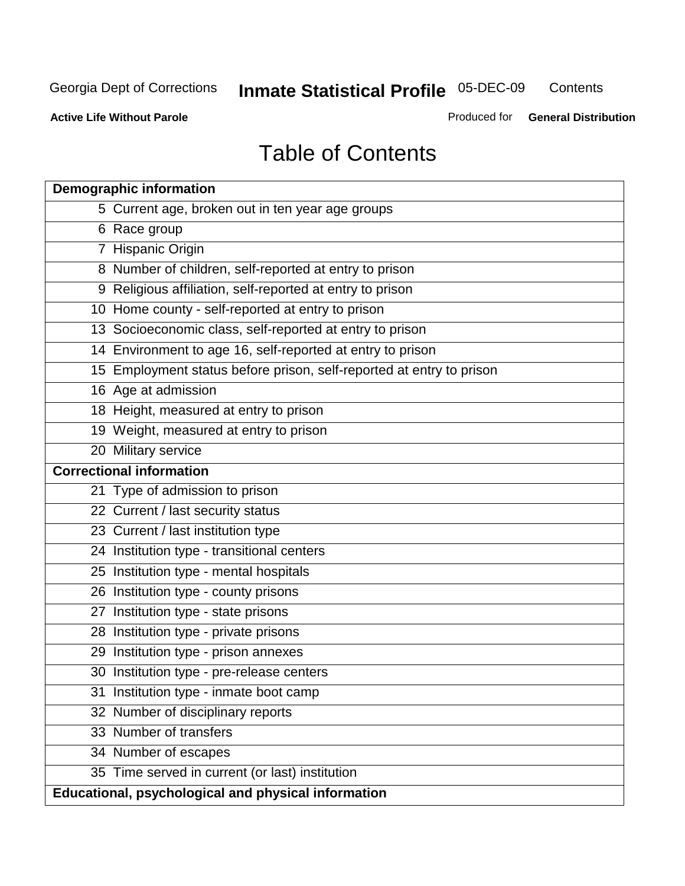# Table of Contents

| Demographic information | |
|---|---|
| 5 | Current age, broken out in ten year age groups |
| 6 | Race group |
| 7 | Hispanic Origin |
| 8 | Number of children, self-reported at entry to prison |
| 9 | Religious affiliation, self-reported at entry to prison |
| 10 | Home county - self-reported at entry to prison |
| 13 | Socioeconomic class, self-reported at entry to prison |
| 14 | Environment to age 16, self-reported at entry to prison |
| 15 | Employment status before prison, self-reported at entry to prison |
| 16 | Age at admission |
| 18 | Height, measured at entry to prison |
| 19 | Weight, measured at entry to prison |
| 20 | Military service |
| **Correctional information** | |
| 21 | Type of admission to prison |
| 22 | Current / last security status |
| 23 | Current / last institution type |
| 24 | Institution type - transitional centers |
| 25 | Institution type - mental hospitals |
| 26 | Institution type - county prisons |
| 27 | Institution type - state prisons |
| 28 | Institution type - private prisons |
| 29 | Institution type - prison annexes |
| 30 | Institution type - pre-release centers |
| 31 | Institution type - inmate boot camp |
| 32 | Number of disciplinary reports |
| 33 | Number of transfers |
| 34 | Number of escapes |
| 35 | Time served in current (or last) institution |
| **Educational, psychological and physical information** | |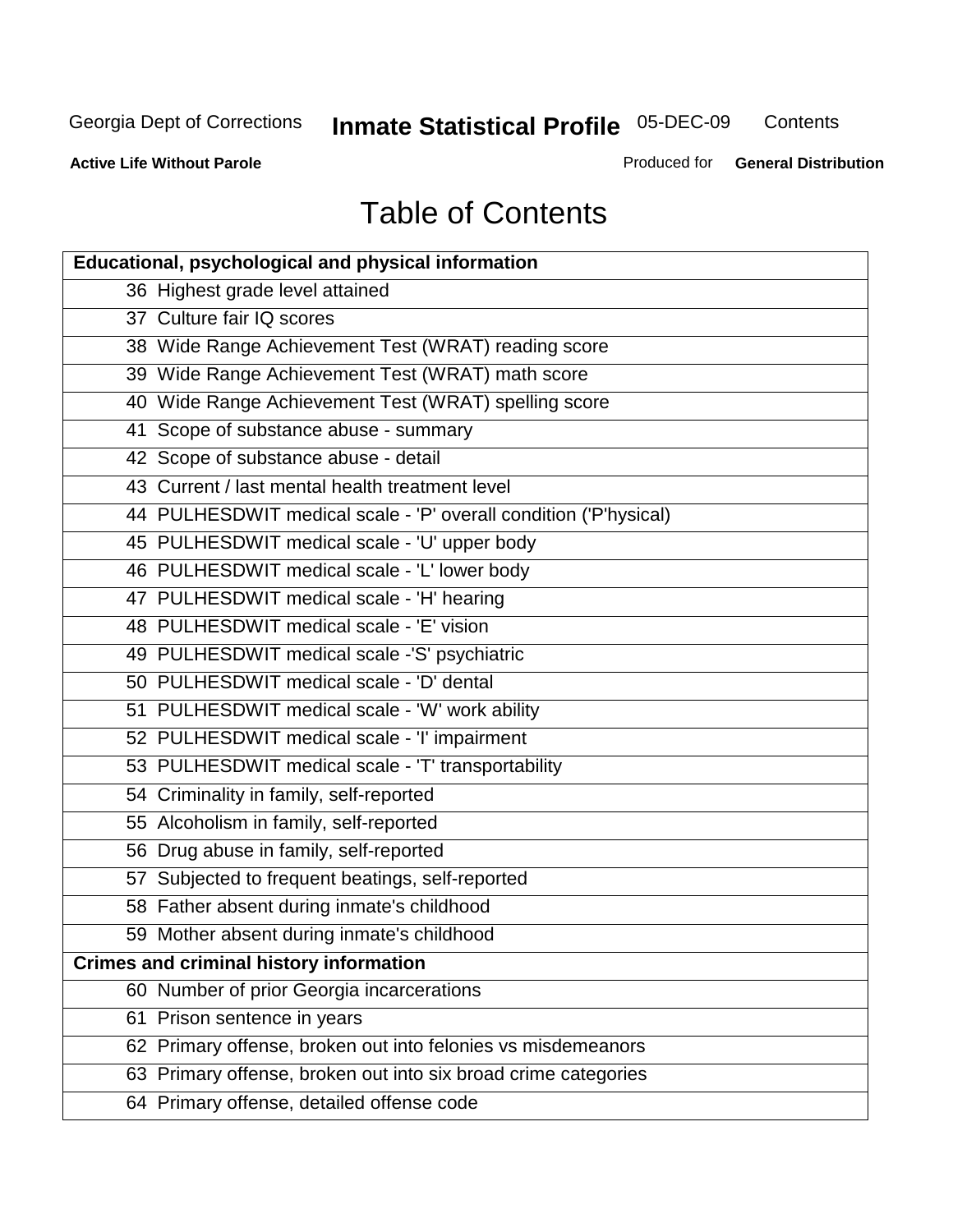# Table of Contents

| Educational, psychological and physical information | |
|---|---|
| 36 | Highest grade level attained |
| 37 | Culture fair IQ scores |
| 38 | Wide Range Achievement Test (WRAT) reading score |
| 39 | Wide Range Achievement Test (WRAT) math score |
| 40 | Wide Range Achievement Test (WRAT) spelling score |
| 41 | Scope of substance abuse - summary |
| 42 | Scope of substance abuse - detail |
| 43 | Current / last mental health treatment level |
| 44 | PULHESDWIT medical scale - 'P' overall condition ('P'hysical) |
| 45 | PULHESDWIT medical scale - 'U' upper body |
| 46 | PULHESDWIT medical scale - 'L' lower body |
| 47 | PULHESDWIT medical scale - 'H' hearing |
| 48 | PULHESDWIT medical scale - 'E' vision |
| 49 | PULHESDWIT medical scale -'S' psychiatric |
| 50 | PULHESDWIT medical scale - 'D' dental |
| 51 | PULHESDWIT medical scale - 'W' work ability |
| 52 | PULHESDWIT medical scale - 'I' impairment |
| 53 | PULHESDWIT medical scale - 'T' transportability |
| 54 | Criminality in family, self-reported |
| 55 | Alcoholism in family, self-reported |
| 56 | Drug abuse in family, self-reported |
| 57 | Subjected to frequent beatings, self-reported |
| 58 | Father absent during inmate's childhood |
| 59 | Mother absent during inmate's childhood |
| **Crimes and criminal history information** | |
| 60 | Number of prior Georgia incarcerations |
| 61 | Prison sentence in years |
| 62 | Primary offense, broken out into felonies vs misdemeanors |
| 63 | Primary offense, broken out into six broad crime categories |
| 64 | Primary offense, detailed offense code |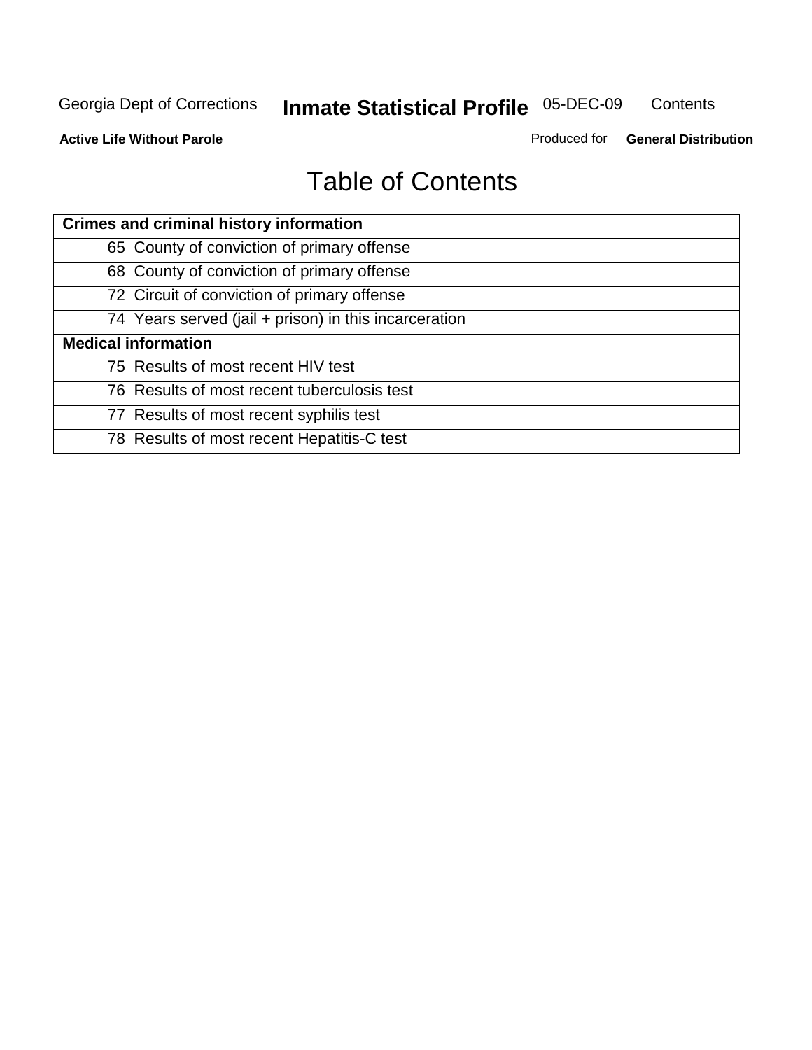# Table of Contents

| Crimes and criminal history information |
|---|
| 65 County of conviction of primary offense |
| 68 County of conviction of primary offense |
| 72 Circuit of conviction of primary offense |
| 74 Years served (jail + prison) in this incarceration |
| **Medical information** |
| 75 Results of most recent HIV test |
| 76 Results of most recent tuberculosis test |
| 77 Results of most recent syphilis test |
| 78 Results of most recent Hepatitis-C test |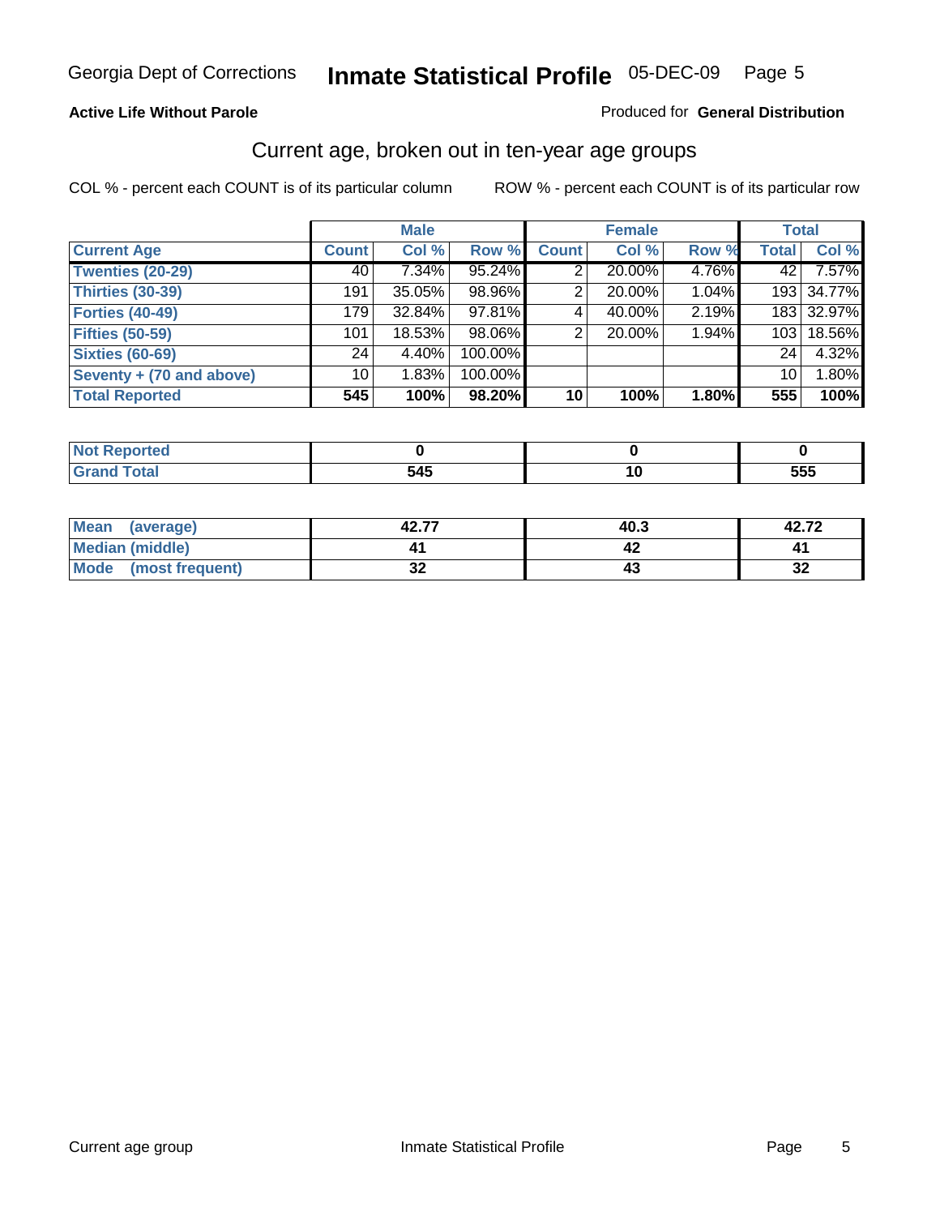Georgia Dept of Corrections **Inmate Statistical Profile** 05-DEC-09

**Active Life Without Parole**

Produced for **General Distribution**

## Current age, broken out in ten-year age groups

COL % - percent each COUNT is of its particular column

ROW % - percent each COUNT is of its particular row

| | Male | | | Female | | | Total | |
|---|---|---|---|---|---|---|---|---|
| **Current Age** | **Count** | **Col %** | **Row %** | **Count** | **Col %** | **Row %** | **Total** | **Col %** |
| **Twenties (20-29)** | 40 | 7.34% | 95.24% | 2 | 20.00% | 4.76% | 42 | 7.57% |
| **Thirties (30-39)** | 191 | 35.05% | 98.96% | 2 | 20.00% | 1.04% | 193 | 34.77% |
| **Forties (40-49)** | 179 | 32.84% | 97.81% | 4 | 40.00% | 2.19% | 183 | 32.97% |
| **Fifties (50-59)** | 101 | 18.53% | 98.06% | 2 | 20.00% | 1.94% | 103 | 18.56% |
| **Sixties (60-69)** | 24 | 4.40% | 100.00% | | | | 24 | 4.32% |
| **Seventy + (70 and above)** | 10 | 1.83% | 100.00% | | | | 10 | 1.80% |
| **Total Reported** | **545** | **100%** | **98.20%** | **10** | **100%** | **1.80%** | **555** | **100%** |

| | Male | Female | Total |
|---|---|---|---|
| **Not Reported** | **0** | **0** | **0** |
| **Grand Total** | **545** | **10** | **555** |

| | Male | Female | Total |
|---|---|---|---|
| **Mean (average)** | **42.77** | **40.3** | **42.72** |
| **Median (middle)** | **41** | **42** | **41** |
| **Mode (most frequent)** | **32** | **43** | **32** |

Current age group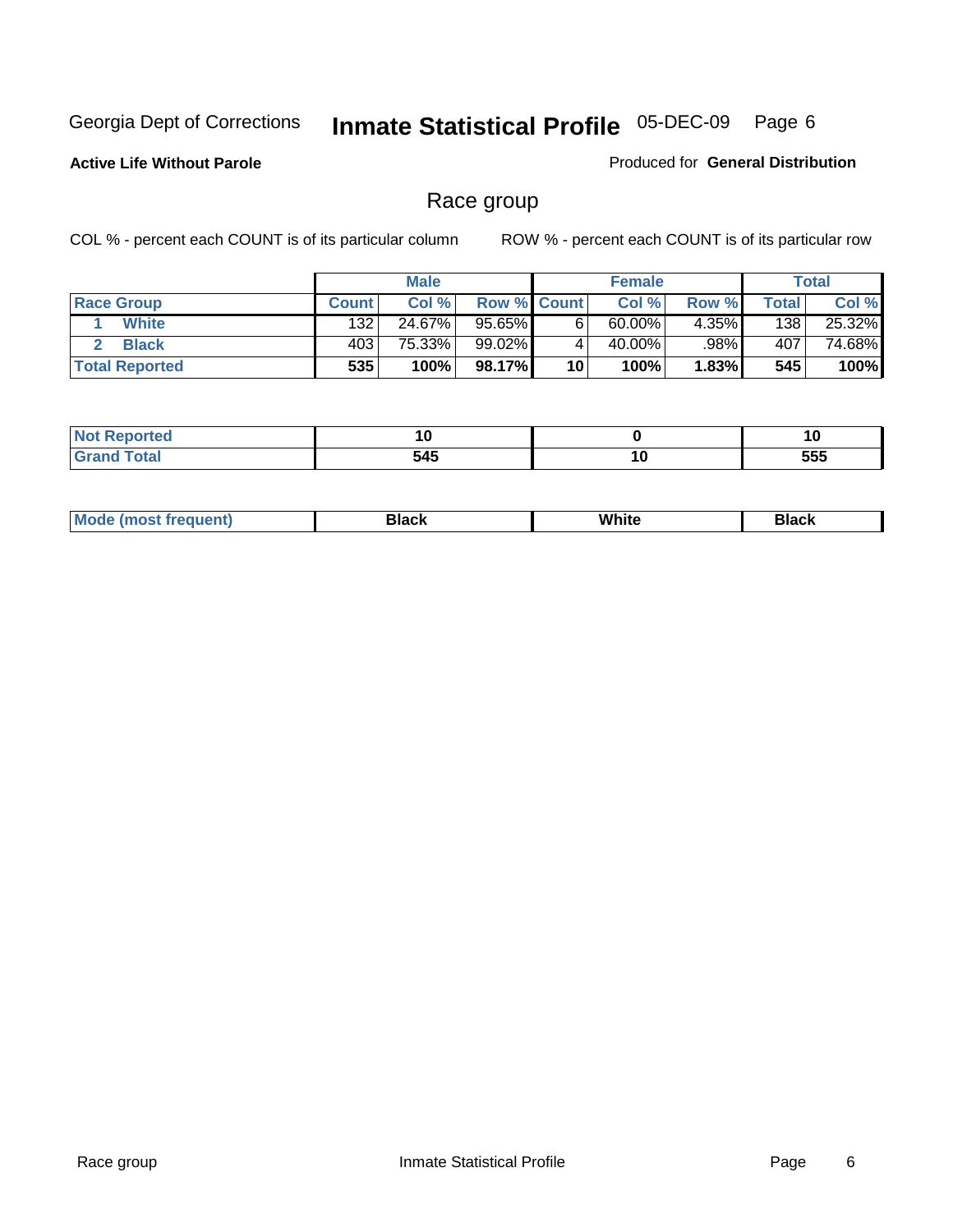Georgia Dept of Corrections **Inmate Statistical Profile** 05-DEC-09 Page 6

**Active Life Without Parole**

Produced for **General Distribution**

## Race group

COL % - percent each COUNT is of its particular column

ROW % - percent each COUNT is of its particular row

| | Male | | | Female | | | Total | |
|---|---|---|---|---|---|---|---|---|
| Race Group | Count | Col % | Row % | Count | Col % | Row % | Total | Col % |
| 1 White | 132 | 24.67% | 95.65% | 6 | 60.00% | 4.35% | 138 | 25.32% |
| 2 Black | 403 | 75.33% | 99.02% | 4 | 40.00% | .98% | 407 | 74.68% |
| **Total Reported** | **535** | **100%** | **98.17%** | **10** | **100%** | **1.83%** | **545** | **100%** |

| | Male | Female | Total |
|---|---|---|---|
| Not Reported | 10 | 0 | 10 |
| Grand Total | 545 | 10 | 555 |

| | Male | Female | Total |
|---|---|---|---|
| Mode (most frequent) | Black | White | Black |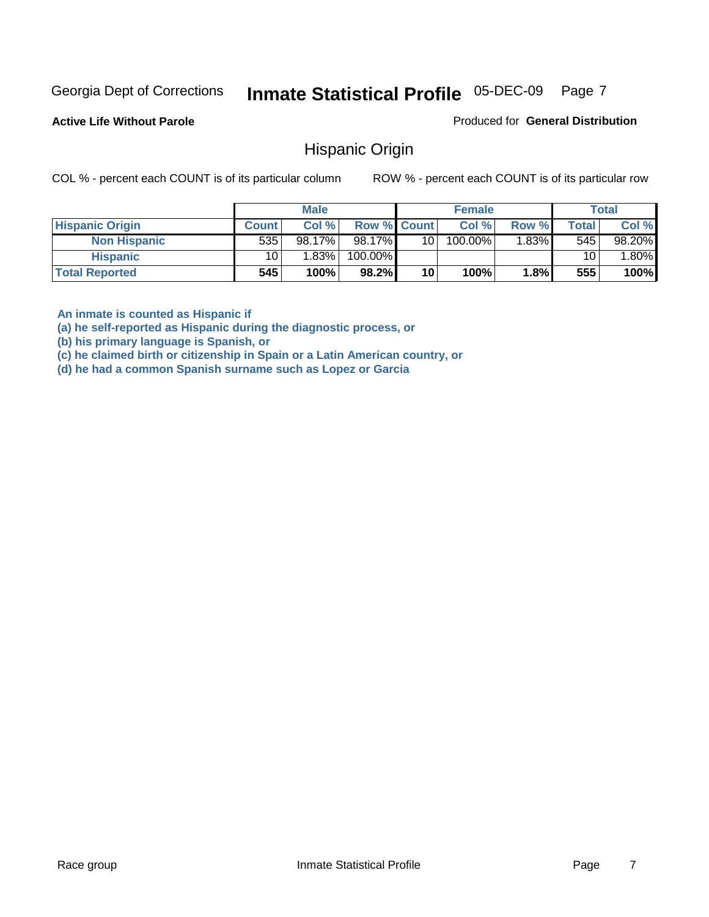Georgia Dept of Corrections **Inmate Statistical Profile** 05-DEC-09

**Active Life Without Parole**

Produced for **General Distribution**

## Hispanic Origin

COL % - percent each COUNT is of its particular column

ROW % - percent each COUNT is of its particular row

| | Male | | | Female | | | Total | |
|---|---|---|---|---|---|---|---|---|
| **Hispanic Origin** | **Count** | **Col %** | **Row %** | **Count** | **Col %** | **Row %** | **Total** | **Col %** |
| **Non Hispanic** | 535 | 98.17% | 98.17% | 10 | 100.00% | 1.83% | 545 | 98.20% |
| **Hispanic** | 10 | 1.83% | 100.00% | | | | 10 | 1.80% |
| **Total Reported** | **545** | **100%** | **98.2%** | **10** | **100%** | **1.8%** | **555** | **100%** |

**An inmate is counted as Hispanic if**
**(a) he self-reported as Hispanic during the diagnostic process, or**
**(b) his primary language is Spanish, or**
**(c) he claimed birth or citizenship in Spain or a Latin American country, or**
**(d) he had a common Spanish surname such as Lopez or Garcia**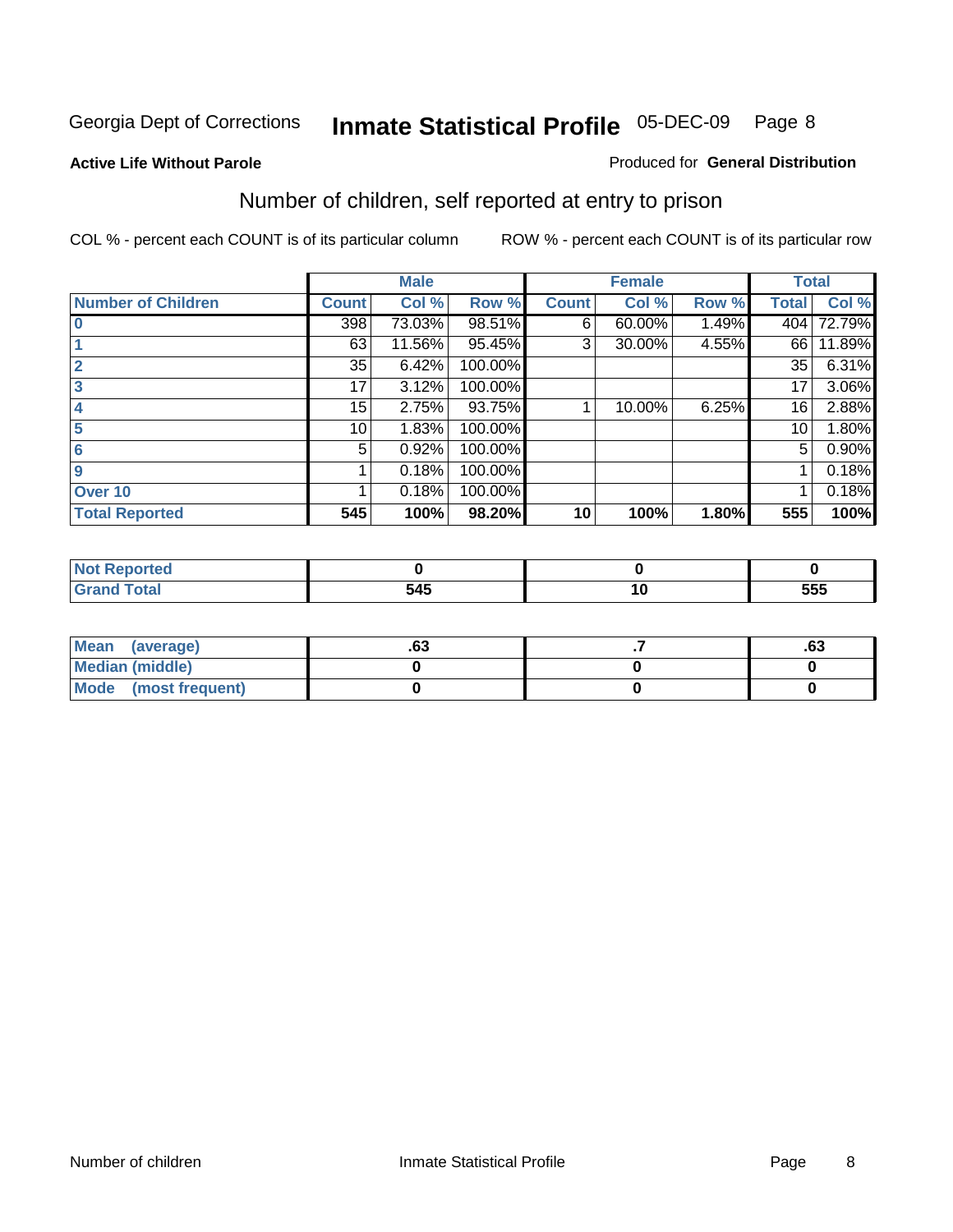Georgia Dept of Corrections **Inmate Statistical Profile** 05-DEC-09

**Active Life Without Parole**

Produced for **General Distribution**

## Number of children, self reported at entry to prison

COL % - percent each COUNT is of its particular column

ROW % - percent each COUNT is of its particular row

| | Male | | | Female | | | Total | |
|---|---|---|---|---|---|---|---|---|
| **Number of Children** | **Count** | **Col %** | **Row %** | **Count** | **Col %** | **Row %** | **Total** | **Col %** |
| **0** | 398 | 73.03% | 98.51% | 6 | 60.00% | 1.49% | 404 | 72.79% |
| **1** | 63 | 11.56% | 95.45% | 3 | 30.00% | 4.55% | 66 | 11.89% |
| **2** | 35 | 6.42% | 100.00% | | | | 35 | 6.31% |
| **3** | 17 | 3.12% | 100.00% | | | | 17 | 3.06% |
| **4** | 15 | 2.75% | 93.75% | 1 | 10.00% | 6.25% | 16 | 2.88% |
| **5** | 10 | 1.83% | 100.00% | | | | 10 | 1.80% |
| **6** | 5 | 0.92% | 100.00% | | | | 5 | 0.90% |
| **9** | 1 | 0.18% | 100.00% | | | | 1 | 0.18% |
| **Over 10** | 1 | 0.18% | 100.00% | | | | 1 | 0.18% |
| **Total Reported** | **545** | **100%** | **98.20%** | **10** | **100%** | **1.80%** | **555** | **100%** |

| | Male | Female | Total |
|---|---|---|---|
| **Not Reported** | **0** | **0** | **0** |
| **Grand Total** | **545** | **10** | **555** |

| | Male | Female | Total |
|---|---|---|---|
| **Mean (average)** | **.63** | **.7** | **.63** |
| **Median (middle)** | **0** | **0** | **0** |
| **Mode (most frequent)** | **0** | **0** | **0** |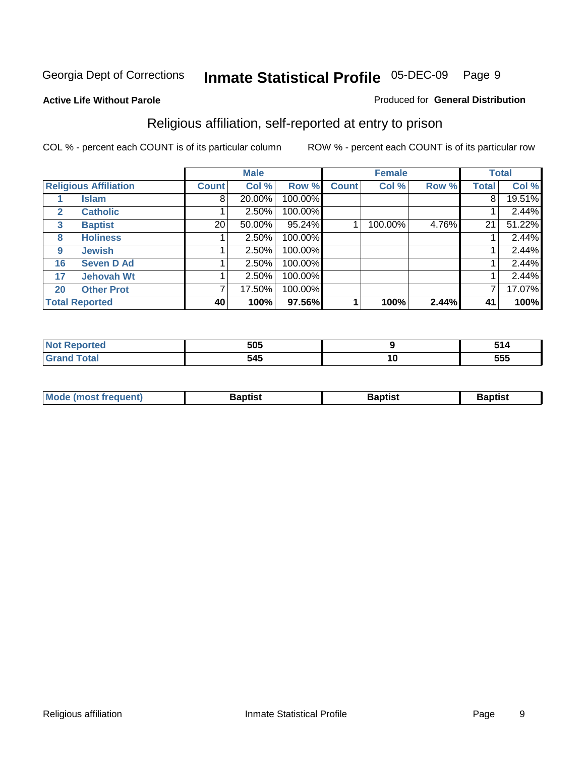Georgia Dept of Corrections **Inmate Statistical Profile** 05-DEC-09

**Active Life Without Parole**

Produced for **General Distribution**

## Religious affiliation, self-reported at entry to prison

COL % - percent each COUNT is of its particular column

ROW % - percent each COUNT is of its particular row

| Religious Affiliation | | Male | | | Female | | | Total | |
|---|---|---|---|---|---|---|---|---|---|
| | | Count | Col % | Row % | Count | Col % | Row % | Total | Col % |
| 1 | Islam | 8 | 20.00% | 100.00% | | | | 8 | 19.51% |
| 2 | Catholic | 1 | 2.50% | 100.00% | | | | 1 | 2.44% |
| 3 | Baptist | 20 | 50.00% | 95.24% | 1 | 100.00% | 4.76% | 21 | 51.22% |
| 8 | Holiness | 1 | 2.50% | 100.00% | | | | 1 | 2.44% |
| 9 | Jewish | 1 | 2.50% | 100.00% | | | | 1 | 2.44% |
| 16 | Seven D Ad | 1 | 2.50% | 100.00% | | | | 1 | 2.44% |
| 17 | Jehovah Wt | 1 | 2.50% | 100.00% | | | | 1 | 2.44% |
| 20 | Other Prot | 7 | 17.50% | 100.00% | | | | 7 | 17.07% |
| **Total Reported** | | **40** | **100%** | **97.56%** | **1** | **100%** | **2.44%** | **41** | **100%** |

| | Male | Female | Total |
|---|---|---|---|
| Not Reported | 505 | 9 | 514 |
| Grand Total | 545 | 10 | 555 |

| | Male | Female | Total |
|---|---|---|---|
| Mode (most frequent) | Baptist | Baptist | Baptist |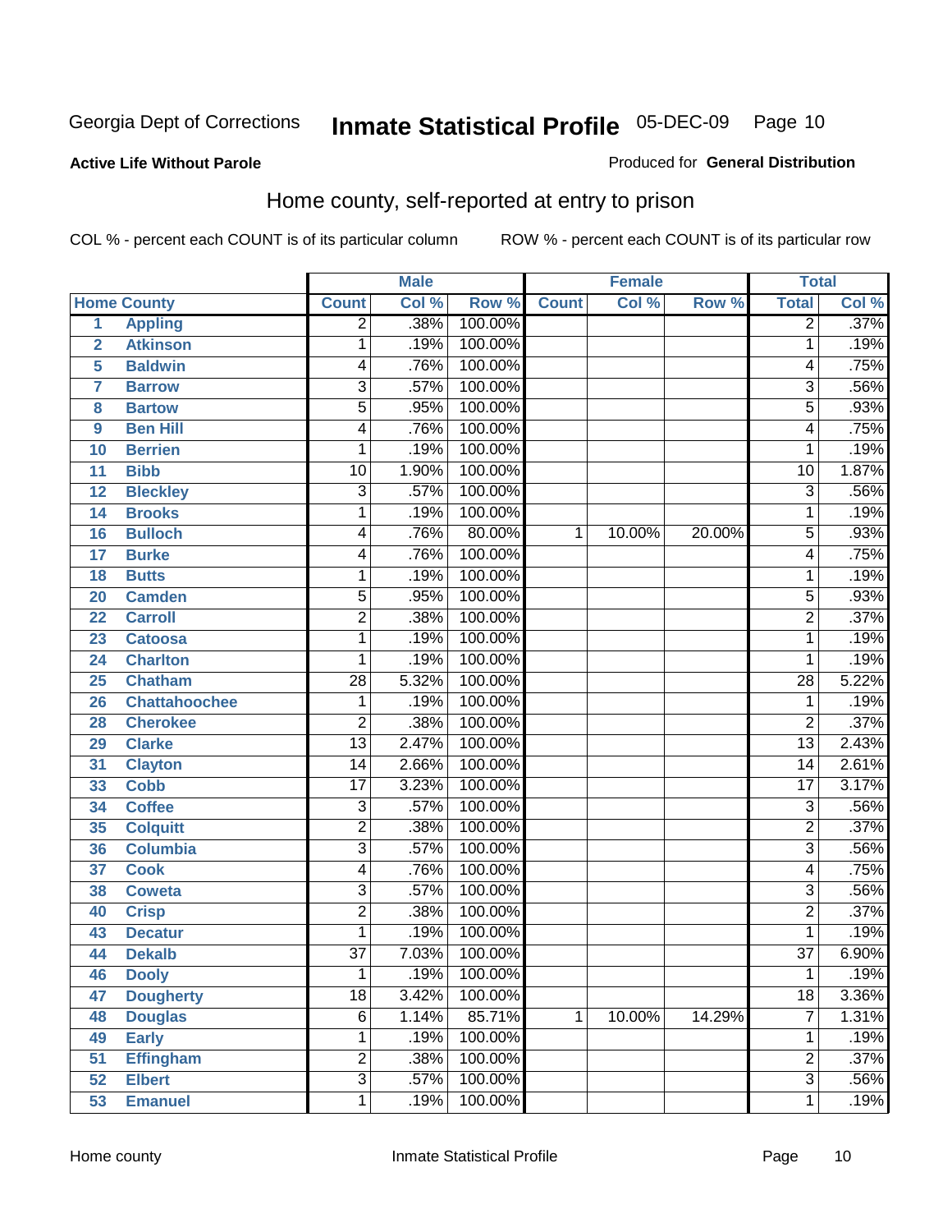Georgia Dept of Corrections **Inmate Statistical Profile** 05-DEC-09

**Active Life Without Parole**

Produced for **General Distribution**

## Home county, self-reported at entry to prison

COL % - percent each COUNT is of its particular column ROW % - percent each COUNT is of its particular row

| Home County | | Male | | | Female | | | Total | |
|---|---|---|---|---|---|---|---|---|---|
| | | Count | Col % | Row % | Count | Col % | Row % | Total | Col % |
| 1 | Appling | 2 | .38% | 100.00% | | | | 2 | .37% |
| 2 | Atkinson | 1 | .19% | 100.00% | | | | 1 | .19% |
| 5 | Baldwin | 4 | .76% | 100.00% | | | | 4 | .75% |
| 7 | Barrow | 3 | .57% | 100.00% | | | | 3 | .56% |
| 8 | Bartow | 5 | .95% | 100.00% | | | | 5 | .93% |
| 9 | Ben Hill | 4 | .76% | 100.00% | | | | 4 | .75% |
| 10 | Berrien | 1 | .19% | 100.00% | | | | 1 | .19% |
| 11 | Bibb | 10 | 1.90% | 100.00% | | | | 10 | 1.87% |
| 12 | Bleckley | 3 | .57% | 100.00% | | | | 3 | .56% |
| 14 | Brooks | 1 | .19% | 100.00% | | | | 1 | .19% |
| 16 | Bulloch | 4 | .76% | 80.00% | 1 | 10.00% | 20.00% | 5 | .93% |
| 17 | Burke | 4 | .76% | 100.00% | | | | 4 | .75% |
| 18 | Butts | 1 | .19% | 100.00% | | | | 1 | .19% |
| 20 | Camden | 5 | .95% | 100.00% | | | | 5 | .93% |
| 22 | Carroll | 2 | .38% | 100.00% | | | | 2 | .37% |
| 23 | Catoosa | 1 | .19% | 100.00% | | | | 1 | .19% |
| 24 | Charlton | 1 | .19% | 100.00% | | | | 1 | .19% |
| 25 | Chatham | 28 | 5.32% | 100.00% | | | | 28 | 5.22% |
| 26 | Chattahoochee | 1 | .19% | 100.00% | | | | 1 | .19% |
| 28 | Cherokee | 2 | .38% | 100.00% | | | | 2 | .37% |
| 29 | Clarke | 13 | 2.47% | 100.00% | | | | 13 | 2.43% |
| 31 | Clayton | 14 | 2.66% | 100.00% | | | | 14 | 2.61% |
| 33 | Cobb | 17 | 3.23% | 100.00% | | | | 17 | 3.17% |
| 34 | Coffee | 3 | .57% | 100.00% | | | | 3 | .56% |
| 35 | Colquitt | 2 | .38% | 100.00% | | | | 2 | .37% |
| 36 | Columbia | 3 | .57% | 100.00% | | | | 3 | .56% |
| 37 | Cook | 4 | .76% | 100.00% | | | | 4 | .75% |
| 38 | Coweta | 3 | .57% | 100.00% | | | | 3 | .56% |
| 40 | Crisp | 2 | .38% | 100.00% | | | | 2 | .37% |
| 43 | Decatur | 1 | .19% | 100.00% | | | | 1 | .19% |
| 44 | Dekalb | 37 | 7.03% | 100.00% | | | | 37 | 6.90% |
| 46 | Dooly | 1 | .19% | 100.00% | | | | 1 | .19% |
| 47 | Dougherty | 18 | 3.42% | 100.00% | | | | 18 | 3.36% |
| 48 | Douglas | 6 | 1.14% | 85.71% | 1 | 10.00% | 14.29% | 7 | 1.31% |
| 49 | Early | 1 | .19% | 100.00% | | | | 1 | .19% |
| 51 | Effingham | 2 | .38% | 100.00% | | | | 2 | .37% |
| 52 | Elbert | 3 | .57% | 100.00% | | | | 3 | .56% |
| 53 | Emanuel | 1 | .19% | 100.00% | | | | 1 | .19% |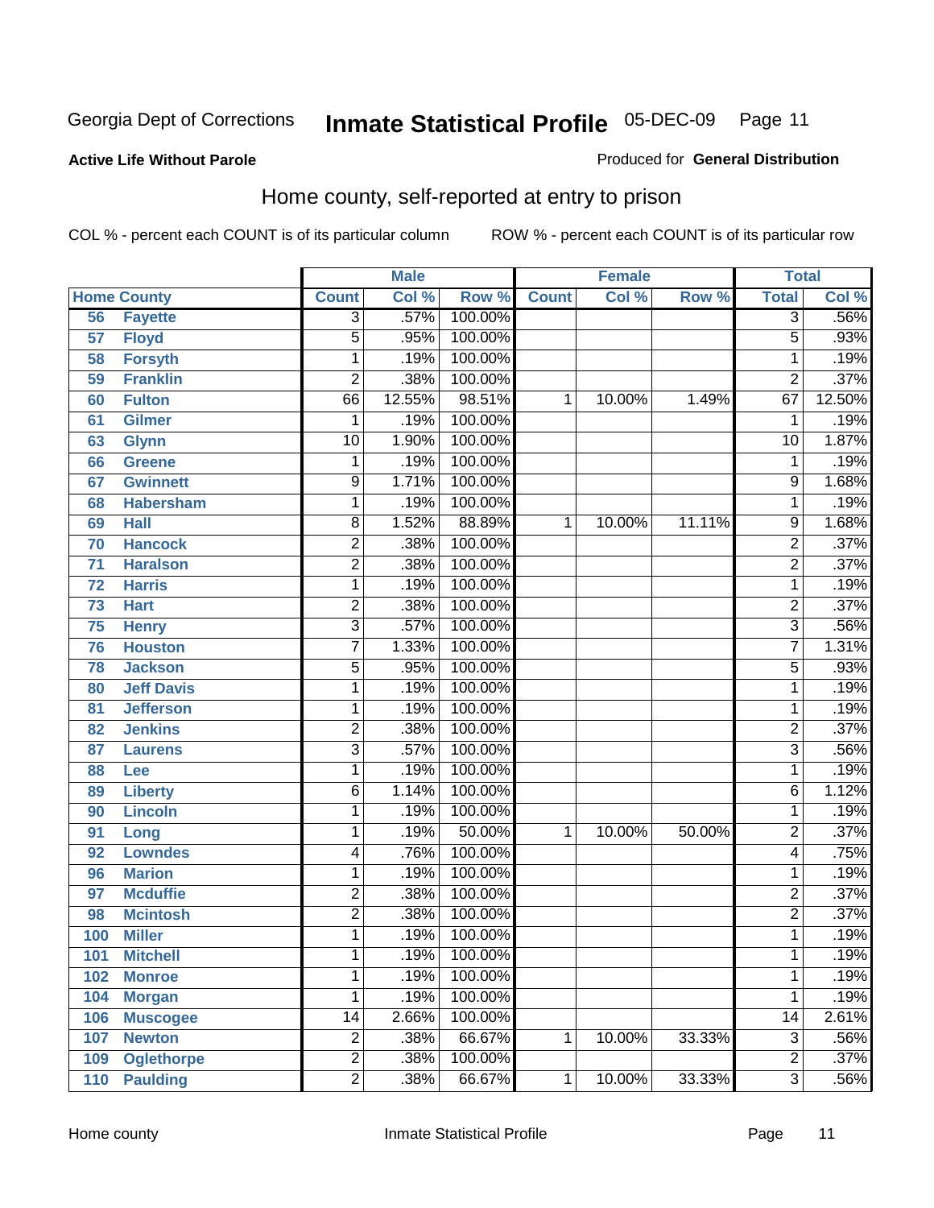**Active Life Without Parole**

Produced for **General Distribution**

## Home county, self-reported at entry to prison

COL % - percent each COUNT is of its particular column

ROW % - percent each COUNT is of its particular row

| Home County | | Male | | | Female | | | Total | |
|---|---|---|---|---|---|---|---|---|---|
| | | Count | Col % | Row % | Count | Col % | Row % | Total | Col % |
| 56 | Fayette | 3 | .57% | 100.00% | | | | 3 | .56% |
| 57 | Floyd | 5 | .95% | 100.00% | | | | 5 | .93% |
| 58 | Forsyth | 1 | .19% | 100.00% | | | | 1 | .19% |
| 59 | Franklin | 2 | .38% | 100.00% | | | | 2 | .37% |
| 60 | Fulton | 66 | 12.55% | 98.51% | 1 | 10.00% | 1.49% | 67 | 12.50% |
| 61 | Gilmer | 1 | .19% | 100.00% | | | | 1 | .19% |
| 63 | Glynn | 10 | 1.90% | 100.00% | | | | 10 | 1.87% |
| 66 | Greene | 1 | .19% | 100.00% | | | | 1 | .19% |
| 67 | Gwinnett | 9 | 1.71% | 100.00% | | | | 9 | 1.68% |
| 68 | Habersham | 1 | .19% | 100.00% | | | | 1 | .19% |
| 69 | Hall | 8 | 1.52% | 88.89% | 1 | 10.00% | 11.11% | 9 | 1.68% |
| 70 | Hancock | 2 | .38% | 100.00% | | | | 2 | .37% |
| 71 | Haralson | 2 | .38% | 100.00% | | | | 2 | .37% |
| 72 | Harris | 1 | .19% | 100.00% | | | | 1 | .19% |
| 73 | Hart | 2 | .38% | 100.00% | | | | 2 | .37% |
| 75 | Henry | 3 | .57% | 100.00% | | | | 3 | .56% |
| 76 | Houston | 7 | 1.33% | 100.00% | | | | 7 | 1.31% |
| 78 | Jackson | 5 | .95% | 100.00% | | | | 5 | .93% |
| 80 | Jeff Davis | 1 | .19% | 100.00% | | | | 1 | .19% |
| 81 | Jefferson | 1 | .19% | 100.00% | | | | 1 | .19% |
| 82 | Jenkins | 2 | .38% | 100.00% | | | | 2 | .37% |
| 87 | Laurens | 3 | .57% | 100.00% | | | | 3 | .56% |
| 88 | Lee | 1 | .19% | 100.00% | | | | 1 | .19% |
| 89 | Liberty | 6 | 1.14% | 100.00% | | | | 6 | 1.12% |
| 90 | Lincoln | 1 | .19% | 100.00% | | | | 1 | .19% |
| 91 | Long | 1 | .19% | 50.00% | 1 | 10.00% | 50.00% | 2 | .37% |
| 92 | Lowndes | 4 | .76% | 100.00% | | | | 4 | .75% |
| 96 | Marion | 1 | .19% | 100.00% | | | | 1 | .19% |
| 97 | Mcduffie | 2 | .38% | 100.00% | | | | 2 | .37% |
| 98 | Mcintosh | 2 | .38% | 100.00% | | | | 2 | .37% |
| 100 | Miller | 1 | .19% | 100.00% | | | | 1 | .19% |
| 101 | Mitchell | 1 | .19% | 100.00% | | | | 1 | .19% |
| 102 | Monroe | 1 | .19% | 100.00% | | | | 1 | .19% |
| 104 | Morgan | 1 | .19% | 100.00% | | | | 1 | .19% |
| 106 | Muscogee | 14 | 2.66% | 100.00% | | | | 14 | 2.61% |
| 107 | Newton | 2 | .38% | 66.67% | 1 | 10.00% | 33.33% | 3 | .56% |
| 109 | Oglethorpe | 2 | .38% | 100.00% | | | | 2 | .37% |
| 110 | Paulding | 2 | .38% | 66.67% | 1 | 10.00% | 33.33% | 3 | .56% |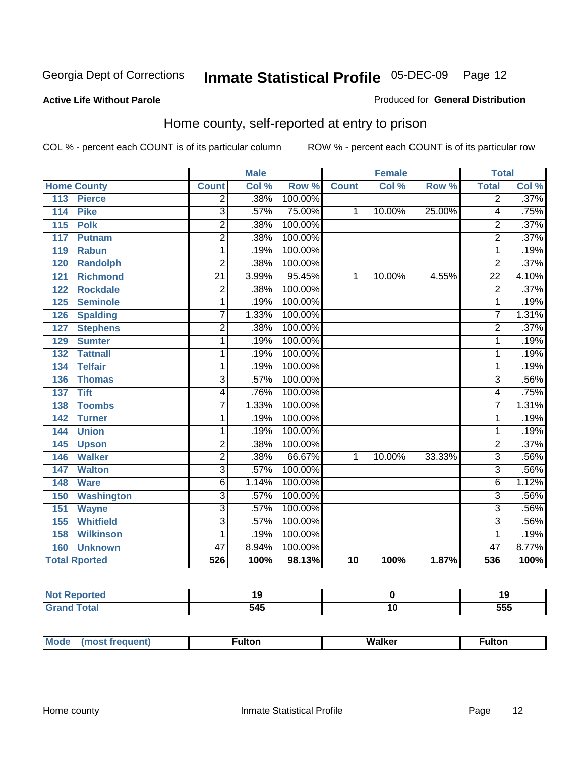Georgia Dept of Corrections **Inmate Statistical Profile** 05-DEC-09

**Active Life Without Parole**

Produced for **General Distribution**

## Home county, self-reported at entry to prison

COL % - percent each COUNT is of its particular column ROW % - percent each COUNT is of its particular row

| | | Male | | | Female | | | Total | |
|---|---|---|---|---|---|---|---|---|---|
| **Home County** | | **Count** | **Col %** | **Row %** | **Count** | **Col %** | **Row %** | **Total** | **Col %** |
| 113 | Pierce | 2 | .38% | 100.00% | | | | 2 | .37% |
| 114 | Pike | 3 | .57% | 75.00% | 1 | 10.00% | 25.00% | 4 | .75% |
| 115 | Polk | 2 | .38% | 100.00% | | | | 2 | .37% |
| 117 | Putnam | 2 | .38% | 100.00% | | | | 2 | .37% |
| 119 | Rabun | 1 | .19% | 100.00% | | | | 1 | .19% |
| 120 | Randolph | 2 | .38% | 100.00% | | | | 2 | .37% |
| 121 | Richmond | 21 | 3.99% | 95.45% | 1 | 10.00% | 4.55% | 22 | 4.10% |
| 122 | Rockdale | 2 | .38% | 100.00% | | | | 2 | .37% |
| 125 | Seminole | 1 | .19% | 100.00% | | | | 1 | .19% |
| 126 | Spalding | 7 | 1.33% | 100.00% | | | | 7 | 1.31% |
| 127 | Stephens | 2 | .38% | 100.00% | | | | 2 | .37% |
| 129 | Sumter | 1 | .19% | 100.00% | | | | 1 | .19% |
| 132 | Tattnall | 1 | .19% | 100.00% | | | | 1 | .19% |
| 134 | Telfair | 1 | .19% | 100.00% | | | | 1 | .19% |
| 136 | Thomas | 3 | .57% | 100.00% | | | | 3 | .56% |
| 137 | Tift | 4 | .76% | 100.00% | | | | 4 | .75% |
| 138 | Toombs | 7 | 1.33% | 100.00% | | | | 7 | 1.31% |
| 142 | Turner | 1 | .19% | 100.00% | | | | 1 | .19% |
| 144 | Union | 1 | .19% | 100.00% | | | | 1 | .19% |
| 145 | Upson | 2 | .38% | 100.00% | | | | 2 | .37% |
| 146 | Walker | 2 | .38% | 66.67% | 1 | 10.00% | 33.33% | 3 | .56% |
| 147 | Walton | 3 | .57% | 100.00% | | | | 3 | .56% |
| 148 | Ware | 6 | 1.14% | 100.00% | | | | 6 | 1.12% |
| 150 | Washington | 3 | .57% | 100.00% | | | | 3 | .56% |
| 151 | Wayne | 3 | .57% | 100.00% | | | | 3 | .56% |
| 155 | Whitfield | 3 | .57% | 100.00% | | | | 3 | .56% |
| 158 | Wilkinson | 1 | .19% | 100.00% | | | | 1 | .19% |
| 160 | Unknown | 47 | 8.94% | 100.00% | | | | 47 | 8.77% |
| **Total Rported** | | **526** | **100%** | **98.13%** | **10** | **100%** | **1.87%** | **536** | **100%** |

| | Male | Female | Total |
|---|---|---|---|
| **Not Reported** | **19** | **0** | **19** |
| **Grand Total** | **545** | **10** | **555** |

| | Male | Female | Total |
|---|---|---|---|
| **Mode (most frequent)** | **Fulton** | **Walker** | **Fulton** |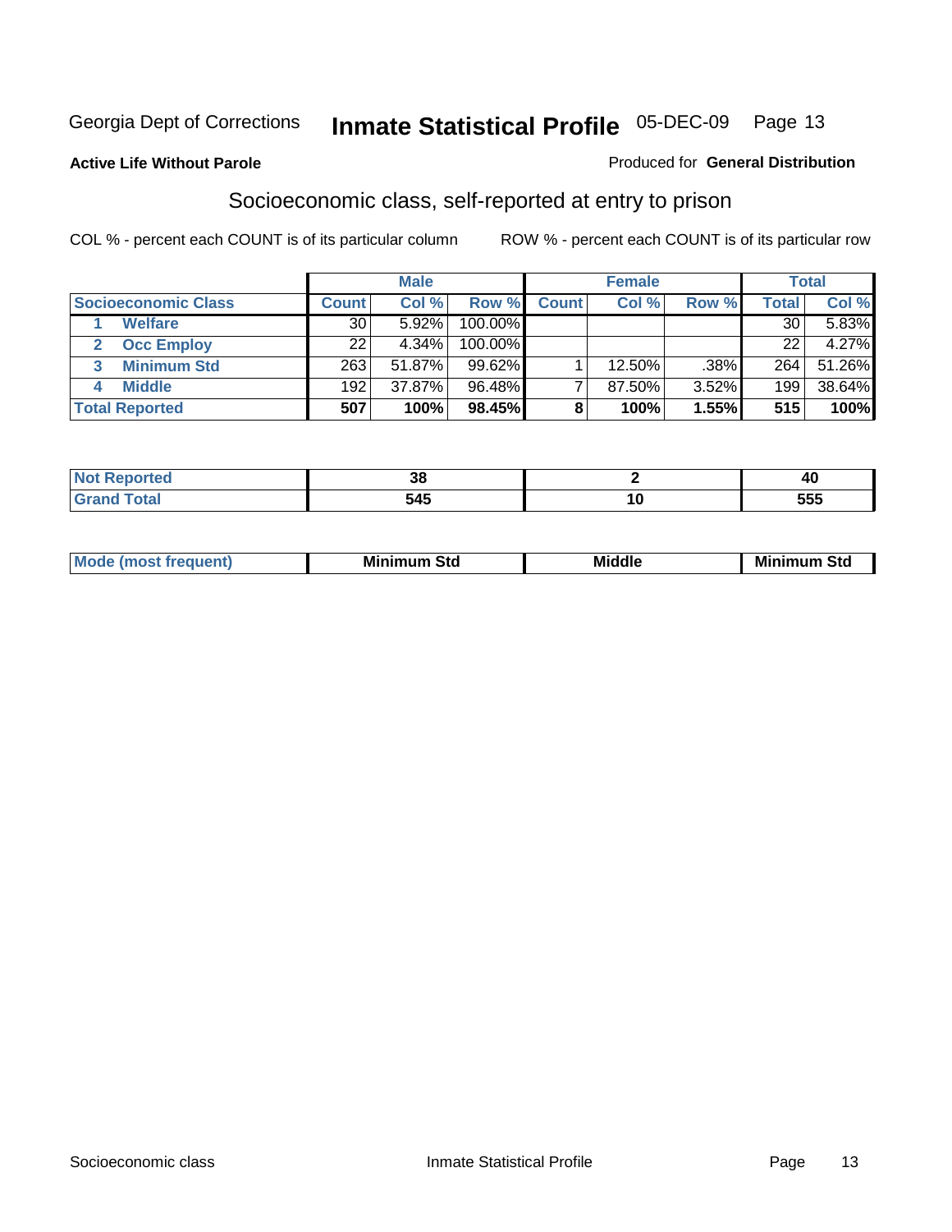Georgia Dept of Corrections **Inmate Statistical Profile** 05-DEC-09

**Active Life Without Parole**

Produced for **General Distribution**

## Socioeconomic class, self-reported at entry to prison

COL % - percent each COUNT is of its particular column

ROW % - percent each COUNT is of its particular row

| | Male | | | Female | | | Total | |
|---|---|---|---|---|---|---|---|---|
| **Socioeconomic Class** | **Count** | **Col %** | **Row %** | **Count** | **Col %** | **Row %** | **Total** | **Col %** |
| 1 **Welfare** | 30 | 5.92% | 100.00% | | | | 30 | 5.83% |
| 2 **Occ Employ** | 22 | 4.34% | 100.00% | | | | 22 | 4.27% |
| 3 **Minimum Std** | 263 | 51.87% | 99.62% | 1 | 12.50% | .38% | 264 | 51.26% |
| 4 **Middle** | 192 | 37.87% | 96.48% | 7 | 87.50% | 3.52% | 199 | 38.64% |
| **Total Reported** | **507** | **100%** | **98.45%** | **8** | **100%** | **1.55%** | **515** | **100%** |

| | Male | Female | Total |
|---|---|---|---|
| **Not Reported** | **38** | **2** | **40** |
| **Grand Total** | **545** | **10** | **555** |

| | Male | Female | Total |
|---|---|---|---|
| **Mode (most frequent)** | **Minimum Std** | **Middle** | **Minimum Std** |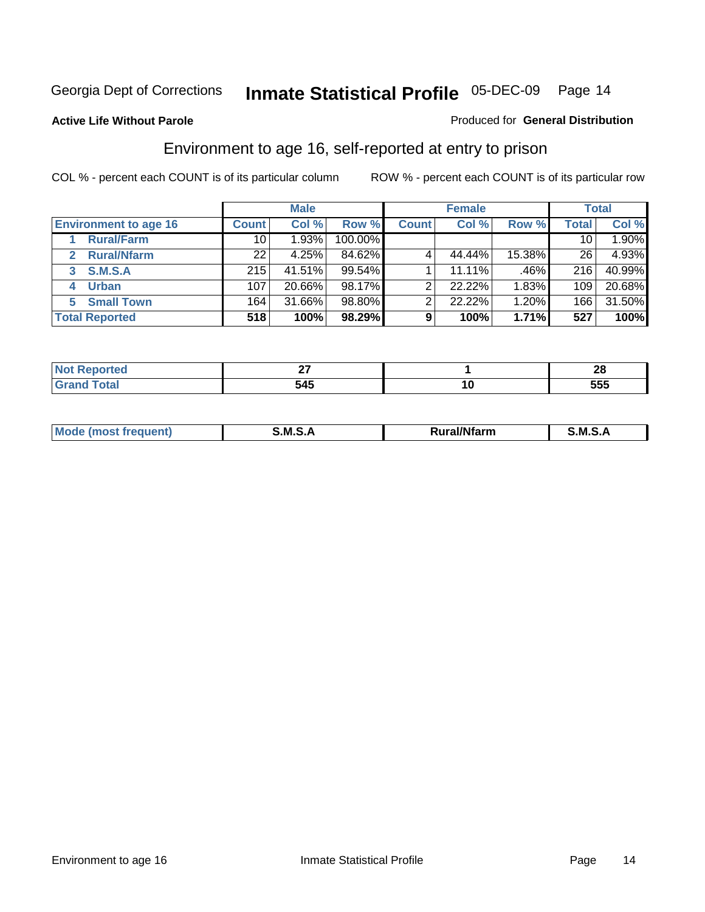Georgia Dept of Corrections **Inmate Statistical Profile** 05-DEC-09

**Active Life Without Parole**

Produced for **General Distribution**

## Environment to age 16, self-reported at entry to prison

COL % - percent each COUNT is of its particular column ROW % - percent each COUNT is of its particular row

| | Male | | | Female | | | Total | |
|---|---|---|---|---|---|---|---|---|
| **Environment to age 16** | **Count** | **Col %** | **Row %** | **Count** | **Col %** | **Row %** | **Total** | **Col %** |
| 1 Rural/Farm | 10 | 1.93% | 100.00% | | | | 10 | 1.90% |
| 2 Rural/Nfarm | 22 | 4.25% | 84.62% | 4 | 44.44% | 15.38% | 26 | 4.93% |
| 3 S.M.S.A | 215 | 41.51% | 99.54% | 1 | 11.11% | .46% | 216 | 40.99% |
| 4 Urban | 107 | 20.66% | 98.17% | 2 | 22.22% | 1.83% | 109 | 20.68% |
| 5 Small Town | 164 | 31.66% | 98.80% | 2 | 22.22% | 1.20% | 166 | 31.50% |
| **Total Reported** | **518** | **100%** | **98.29%** | **9** | **100%** | **1.71%** | **527** | **100%** |

| | Male | Female | Total |
|---|---|---|---|
| Not Reported | 27 | 1 | 28 |
| Grand Total | 545 | 10 | 555 |

| | Male | Female | Total |
|---|---|---|---|
| Mode (most frequent) | S.M.S.A | Rural/Nfarm | S.M.S.A |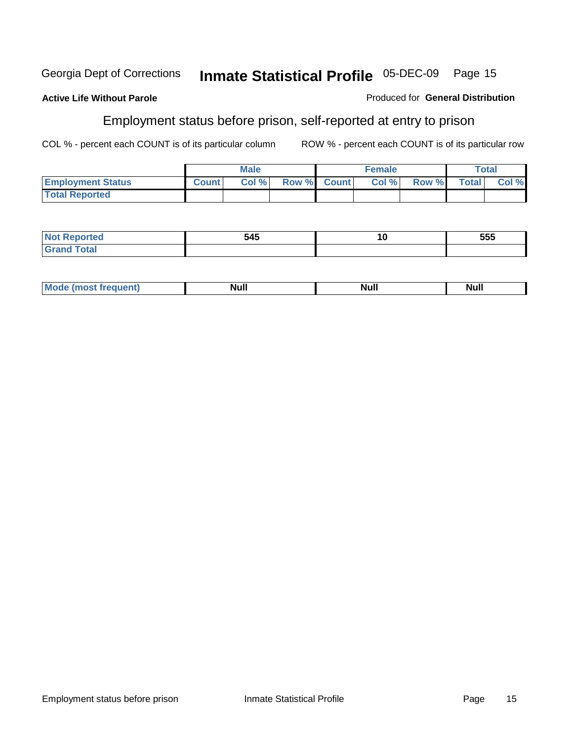Georgia Dept of Corrections **Inmate Statistical Profile** 05-DEC-09

**Active Life Without Parole**

Produced for **General Distribution**

## Employment status before prison, self-reported at entry to prison

COL % - percent each COUNT is of its particular column

ROW % - percent each COUNT is of its particular row

| | Male | | | Female | | | Total | |
|---|---|---|---|---|---|---|---|---|
| **Employment Status** | **Count** | **Col %** | **Row %** | **Count** | **Col %** | **Row %** | **Total** | **Col %** |
| **Total Reported** | | | | | | | | |
| **Not Reported** | 545 | | | 10 | | | 555 | |
| **Grand Total** | | | | | | | | |
| **Mode (most frequent)** | Null | | | Null | | | Null | |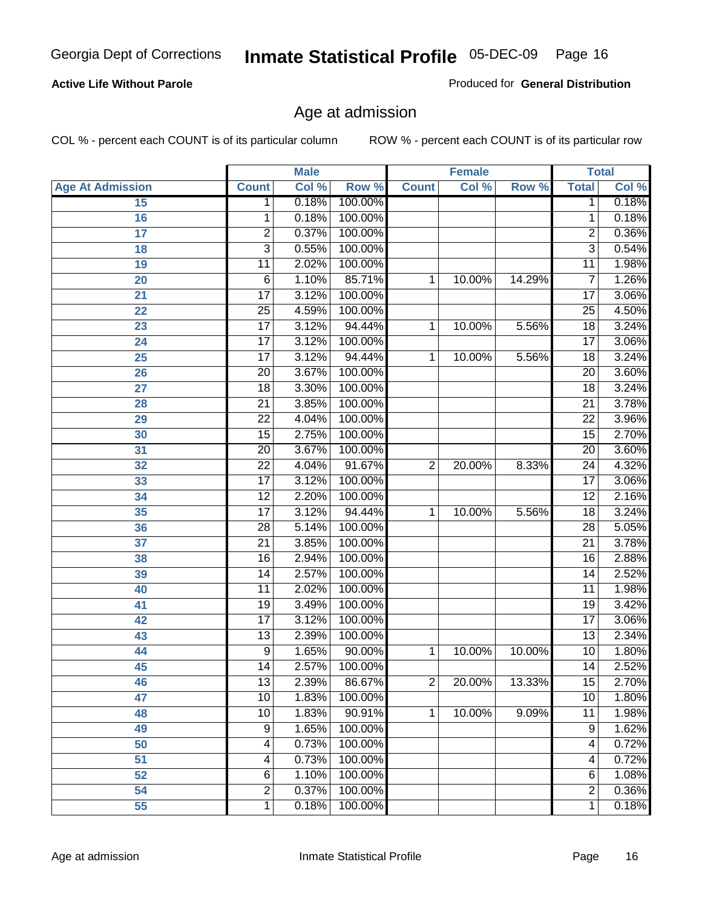**Active Life Without Parole**

Produced for **General Distribution**

## Age at admission

COL % - percent each COUNT is of its particular column

ROW % - percent each COUNT is of its particular row

| | Male | | | Female | | | Total | |
|---|---|---|---|---|---|---|---|---|
| **Age At Admission** | **Count** | **Col %** | **Row %** | **Count** | **Col %** | **Row %** | **Total** | **Col %** |
| 15 | 1 | 0.18% | 100.00% | | | | 1 | 0.18% |
| 16 | 1 | 0.18% | 100.00% | | | | 1 | 0.18% |
| 17 | 2 | 0.37% | 100.00% | | | | 2 | 0.36% |
| 18 | 3 | 0.55% | 100.00% | | | | 3 | 0.54% |
| 19 | 11 | 2.02% | 100.00% | | | | 11 | 1.98% |
| 20 | 6 | 1.10% | 85.71% | 1 | 10.00% | 14.29% | 7 | 1.26% |
| 21 | 17 | 3.12% | 100.00% | | | | 17 | 3.06% |
| 22 | 25 | 4.59% | 100.00% | | | | 25 | 4.50% |
| 23 | 17 | 3.12% | 94.44% | 1 | 10.00% | 5.56% | 18 | 3.24% |
| 24 | 17 | 3.12% | 100.00% | | | | 17 | 3.06% |
| 25 | 17 | 3.12% | 94.44% | 1 | 10.00% | 5.56% | 18 | 3.24% |
| 26 | 20 | 3.67% | 100.00% | | | | 20 | 3.60% |
| 27 | 18 | 3.30% | 100.00% | | | | 18 | 3.24% |
| 28 | 21 | 3.85% | 100.00% | | | | 21 | 3.78% |
| 29 | 22 | 4.04% | 100.00% | | | | 22 | 3.96% |
| 30 | 15 | 2.75% | 100.00% | | | | 15 | 2.70% |
| 31 | 20 | 3.67% | 100.00% | | | | 20 | 3.60% |
| 32 | 22 | 4.04% | 91.67% | 2 | 20.00% | 8.33% | 24 | 4.32% |
| 33 | 17 | 3.12% | 100.00% | | | | 17 | 3.06% |
| 34 | 12 | 2.20% | 100.00% | | | | 12 | 2.16% |
| 35 | 17 | 3.12% | 94.44% | 1 | 10.00% | 5.56% | 18 | 3.24% |
| 36 | 28 | 5.14% | 100.00% | | | | 28 | 5.05% |
| 37 | 21 | 3.85% | 100.00% | | | | 21 | 3.78% |
| 38 | 16 | 2.94% | 100.00% | | | | 16 | 2.88% |
| 39 | 14 | 2.57% | 100.00% | | | | 14 | 2.52% |
| 40 | 11 | 2.02% | 100.00% | | | | 11 | 1.98% |
| 41 | 19 | 3.49% | 100.00% | | | | 19 | 3.42% |
| 42 | 17 | 3.12% | 100.00% | | | | 17 | 3.06% |
| 43 | 13 | 2.39% | 100.00% | | | | 13 | 2.34% |
| 44 | 9 | 1.65% | 90.00% | 1 | 10.00% | 10.00% | 10 | 1.80% |
| 45 | 14 | 2.57% | 100.00% | | | | 14 | 2.52% |
| 46 | 13 | 2.39% | 86.67% | 2 | 20.00% | 13.33% | 15 | 2.70% |
| 47 | 10 | 1.83% | 100.00% | | | | 10 | 1.80% |
| 48 | 10 | 1.83% | 90.91% | 1 | 10.00% | 9.09% | 11 | 1.98% |
| 49 | 9 | 1.65% | 100.00% | | | | 9 | 1.62% |
| 50 | 4 | 0.73% | 100.00% | | | | 4 | 0.72% |
| 51 | 4 | 0.73% | 100.00% | | | | 4 | 0.72% |
| 52 | 6 | 1.10% | 100.00% | | | | 6 | 1.08% |
| 54 | 2 | 0.37% | 100.00% | | | | 2 | 0.36% |
| 55 | 1 | 0.18% | 100.00% | | | | 1 | 0.18% |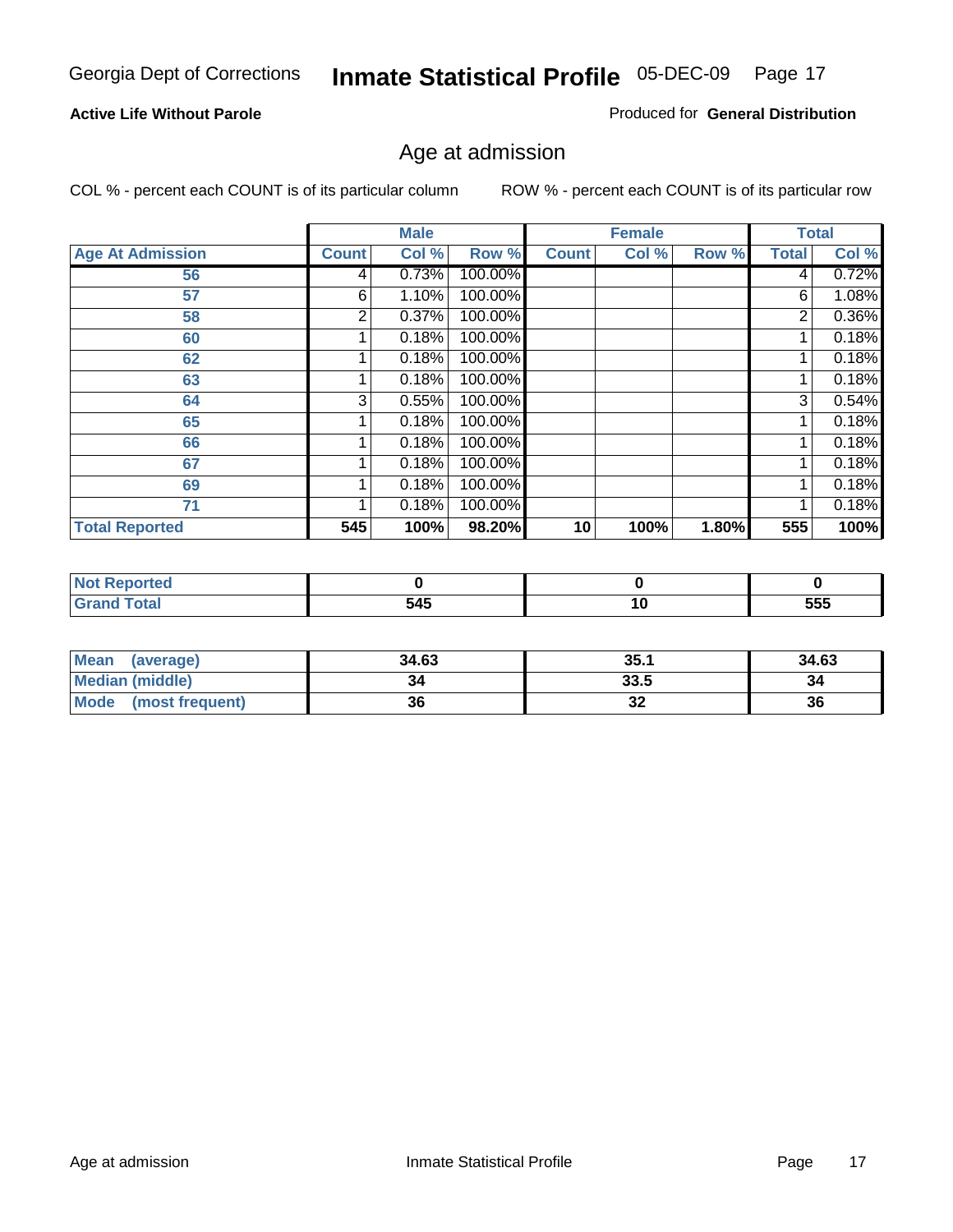Georgia Dept of Corrections **Inmate Statistical Profile** 05-DEC-09

**Active Life Without Parole**

Produced for **General Distribution**

## Age at admission

COL % - percent each COUNT is of its particular column

ROW % - percent each COUNT is of its particular row

| | Male | | | Female | | | Total | |
|---|---|---|---|---|---|---|---|---|
| **Age At Admission** | **Count** | **Col %** | **Row %** | **Count** | **Col %** | **Row %** | **Total** | **Col %** |
| 56 | 4 | 0.73% | 100.00% | | | | 4 | 0.72% |
| 57 | 6 | 1.10% | 100.00% | | | | 6 | 1.08% |
| 58 | 2 | 0.37% | 100.00% | | | | 2 | 0.36% |
| 60 | 1 | 0.18% | 100.00% | | | | 1 | 0.18% |
| 62 | 1 | 0.18% | 100.00% | | | | 1 | 0.18% |
| 63 | 1 | 0.18% | 100.00% | | | | 1 | 0.18% |
| 64 | 3 | 0.55% | 100.00% | | | | 3 | 0.54% |
| 65 | 1 | 0.18% | 100.00% | | | | 1 | 0.18% |
| 66 | 1 | 0.18% | 100.00% | | | | 1 | 0.18% |
| 67 | 1 | 0.18% | 100.00% | | | | 1 | 0.18% |
| 69 | 1 | 0.18% | 100.00% | | | | 1 | 0.18% |
| 71 | 1 | 0.18% | 100.00% | | | | 1 | 0.18% |
| **Total Reported** | **545** | **100%** | **98.20%** | **10** | **100%** | **1.80%** | **555** | **100%** |

| | Male | Female | Total |
|---|---|---|---|
| **Not Reported** | **0** | **0** | **0** |
| **Grand Total** | **545** | **10** | **555** |

| | Male | Female | Total |
|---|---|---|---|
| **Mean (average)** | **34.63** | **35.1** | **34.63** |
| **Median (middle)** | **34** | **33.5** | **34** |
| **Mode (most frequent)** | **36** | **32** | **36** |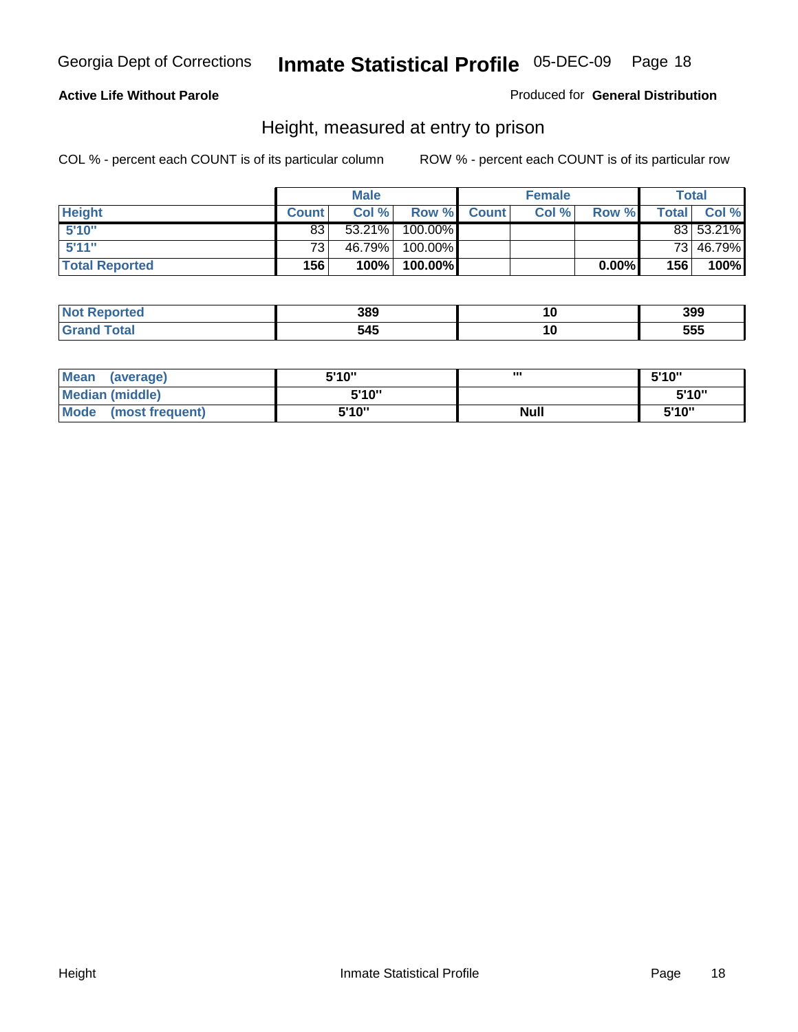Georgia Dept of Corrections **Inmate Statistical Profile** 05-DEC-09

**Active Life Without Parole**

Produced for **General Distribution**

## Height, measured at entry to prison

COL % - percent each COUNT is of its particular column

ROW % - percent each COUNT is of its particular row

| | Male | | | Female | | | Total | |
|---|---|---|---|---|---|---|---|---|
| Height | Count | Col % | Row % | Count | Col % | Row % | Total | Col % |
| 5'10" | 83 | 53.21% | 100.00% | | | | 83 | 53.21% |
| 5'11" | 73 | 46.79% | 100.00% | | | | 73 | 46.79% |
| Total Reported | 156 | 100% | 100.00% | | | 0.00% | 156 | 100% |

| | Male | Female | Total |
|---|---|---|---|
| Not Reported | 389 | 10 | 399 |
| Grand Total | 545 | 10 | 555 |

| | Male | Female | Total |
|---|---|---|---|
| Mean (average) | 5'10" | '" | 5'10" |
| Median (middle) | 5'10" | | 5'10" |
| Mode (most frequent) | 5'10" | Null | 5'10" |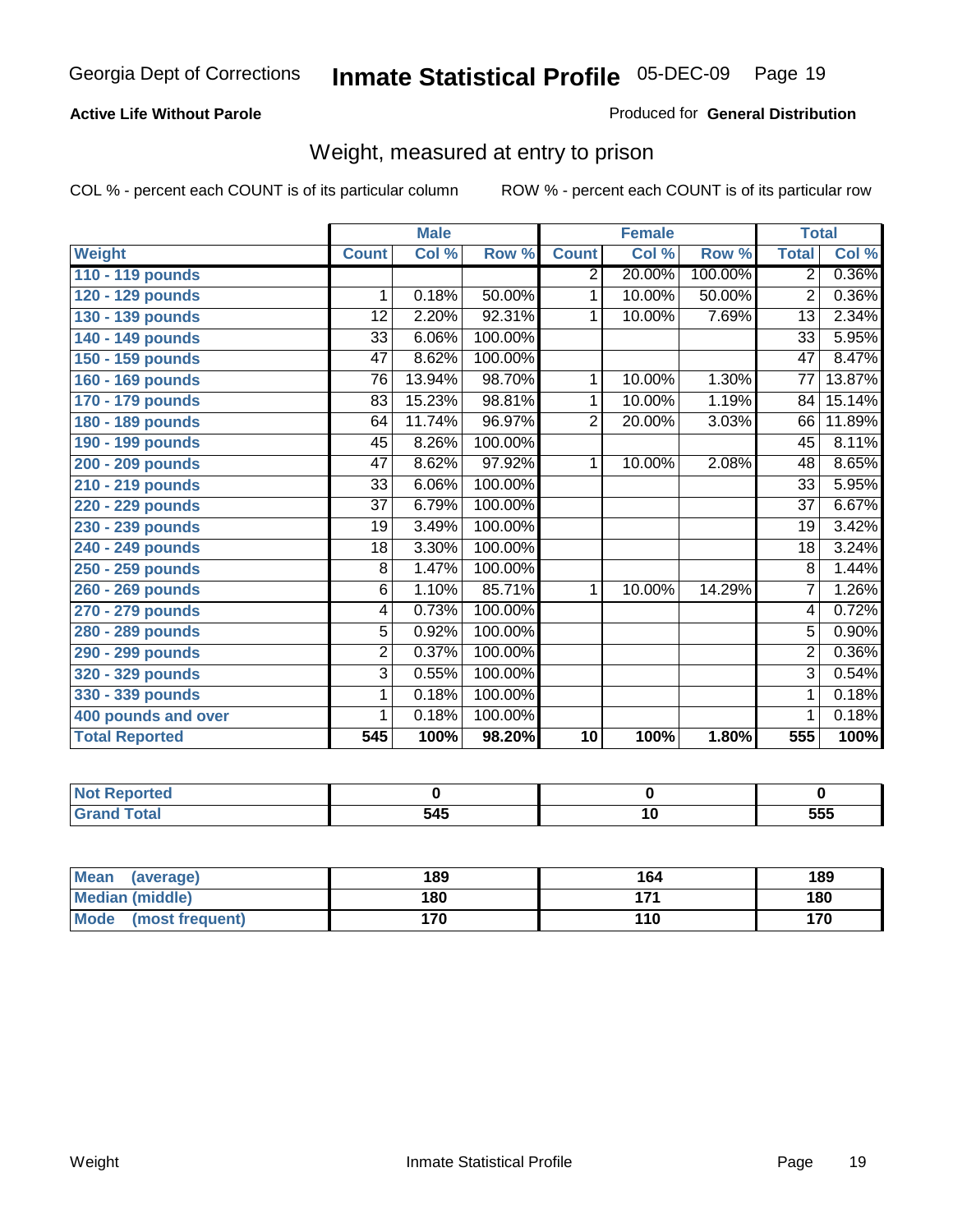Georgia Dept of Corrections **Inmate Statistical Profile** 05-DEC-09

**Active Life Without Parole**

Produced for **General Distribution**

## Weight, measured at entry to prison

COL % - percent each COUNT is of its particular column ROW % - percent each COUNT is of its particular row

| | Male | | | Female | | | Total | |
|---|---|---|---|---|---|---|---|---|
| **Weight** | **Count** | **Col %** | **Row %** | **Count** | **Col %** | **Row %** | **Total** | **Col %** |
| 110 - 119 pounds | | | | 2 | 20.00% | 100.00% | 2 | 0.36% |
| 120 - 129 pounds | 1 | 0.18% | 50.00% | 1 | 10.00% | 50.00% | 2 | 0.36% |
| 130 - 139 pounds | 12 | 2.20% | 92.31% | 1 | 10.00% | 7.69% | 13 | 2.34% |
| 140 - 149 pounds | 33 | 6.06% | 100.00% | | | | 33 | 5.95% |
| 150 - 159 pounds | 47 | 8.62% | 100.00% | | | | 47 | 8.47% |
| 160 - 169 pounds | 76 | 13.94% | 98.70% | 1 | 10.00% | 1.30% | 77 | 13.87% |
| 170 - 179 pounds | 83 | 15.23% | 98.81% | 1 | 10.00% | 1.19% | 84 | 15.14% |
| 180 - 189 pounds | 64 | 11.74% | 96.97% | 2 | 20.00% | 3.03% | 66 | 11.89% |
| 190 - 199 pounds | 45 | 8.26% | 100.00% | | | | 45 | 8.11% |
| 200 - 209 pounds | 47 | 8.62% | 97.92% | 1 | 10.00% | 2.08% | 48 | 8.65% |
| 210 - 219 pounds | 33 | 6.06% | 100.00% | | | | 33 | 5.95% |
| 220 - 229 pounds | 37 | 6.79% | 100.00% | | | | 37 | 6.67% |
| 230 - 239 pounds | 19 | 3.49% | 100.00% | | | | 19 | 3.42% |
| 240 - 249 pounds | 18 | 3.30% | 100.00% | | | | 18 | 3.24% |
| 250 - 259 pounds | 8 | 1.47% | 100.00% | | | | 8 | 1.44% |
| 260 - 269 pounds | 6 | 1.10% | 85.71% | 1 | 10.00% | 14.29% | 7 | 1.26% |
| 270 - 279 pounds | 4 | 0.73% | 100.00% | | | | 4 | 0.72% |
| 280 - 289 pounds | 5 | 0.92% | 100.00% | | | | 5 | 0.90% |
| 290 - 299 pounds | 2 | 0.37% | 100.00% | | | | 2 | 0.36% |
| 320 - 329 pounds | 3 | 0.55% | 100.00% | | | | 3 | 0.54% |
| 330 - 339 pounds | 1 | 0.18% | 100.00% | | | | 1 | 0.18% |
| 400 pounds and over | 1 | 0.18% | 100.00% | | | | 1 | 0.18% |
| **Total Reported** | **545** | **100%** | **98.20%** | **10** | **100%** | **1.80%** | **555** | **100%** |

| | Male | Female | Total |
|---|---|---|---|
| Not Reported | 0 | 0 | 0 |
| Grand Total | 545 | 10 | 555 |

| | Male | Female | Total |
|---|---|---|---|
| Mean (average) | 189 | 164 | 189 |
| Median (middle) | 180 | 171 | 180 |
| Mode (most frequent) | 170 | 110 | 170 |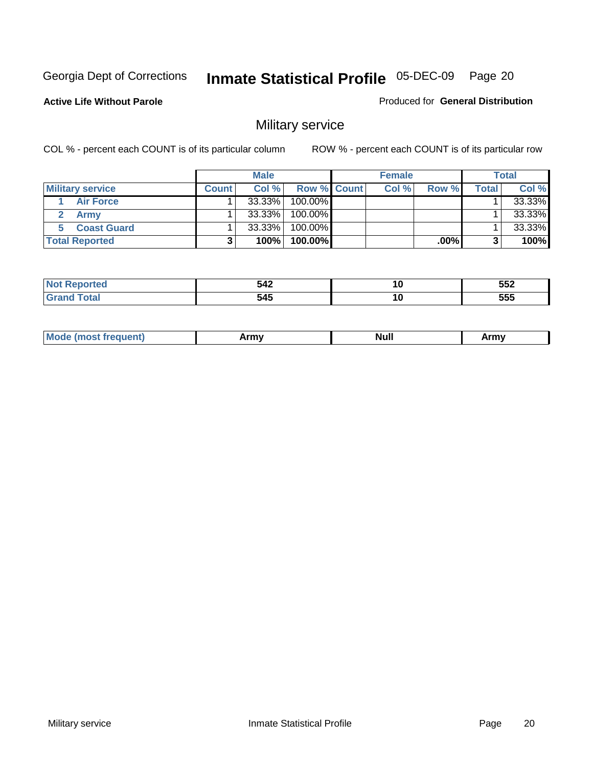Georgia Dept of Corrections **Inmate Statistical Profile** 05-DEC-09

**Active Life Without Parole**

Produced for **General Distribution**

## Military service

COL % - percent each COUNT is of its particular column ROW % - percent each COUNT is of its particular row

| | Male | | | Female | | | Total | |
|---|---|---|---|---|---|---|---|---|
| Military service | Count | Col % | Row % | Count | Col % | Row % | Total | Col % |
| 1 Air Force | 1 | 33.33% | 100.00% | | | | 1 | 33.33% |
| 2 Army | 1 | 33.33% | 100.00% | | | | 1 | 33.33% |
| 5 Coast Guard | 1 | 33.33% | 100.00% | | | | 1 | 33.33% |
| **Total Reported** | **3** | **100%** | **100.00%** | | | **.00%** | **3** | **100%** |

| | Male | Female | Total |
|---|---|---|---|
| Not Reported | 542 | 10 | 552 |
| Grand Total | 545 | 10 | 555 |

| | Male | Female | Total |
|---|---|---|---|
| Mode (most frequent) | Army | Null | Army |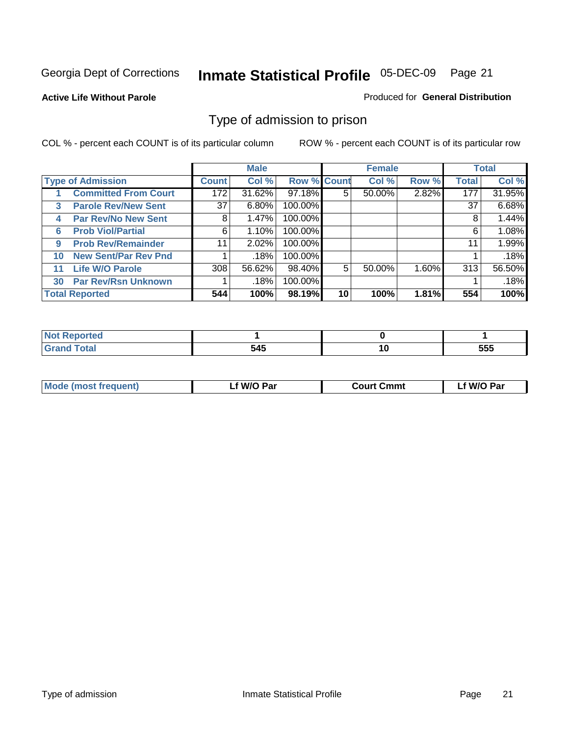Georgia Dept of Corrections **Inmate Statistical Profile** 05-DEC-09

**Active Life Without Parole**

Produced for **General Distribution**

## Type of admission to prison

COL % - percent each COUNT is of its particular column

ROW % - percent each COUNT is of its particular row

| | | Male | | | Female | | | Total | |
|---|---|---|---|---|---|---|---|---|---|
| **Type of Admission** | | **Count** | **Col %** | **Row %** | **Count** | **Col %** | **Row %** | **Total** | **Col %** |
| 1 | **Committed From Court** | 172 | 31.62% | 97.18% | 5 | 50.00% | 2.82% | 177 | 31.95% |
| 3 | **Parole Rev/New Sent** | 37 | 6.80% | 100.00% | | | | 37 | 6.68% |
| 4 | **Par Rev/No New Sent** | 8 | 1.47% | 100.00% | | | | 8 | 1.44% |
| 6 | **Prob Viol/Partial** | 6 | 1.10% | 100.00% | | | | 6 | 1.08% |
| 9 | **Prob Rev/Remainder** | 11 | 2.02% | 100.00% | | | | 11 | 1.99% |
| 10 | **New Sent/Par Rev Pnd** | 1 | .18% | 100.00% | | | | 1 | .18% |
| 11 | **Life W/O Parole** | 308 | 56.62% | 98.40% | 5 | 50.00% | 1.60% | 313 | 56.50% |
| 30 | **Par Rev/Rsn Unknown** | 1 | .18% | 100.00% | | | | 1 | .18% |
| **Total Reported** | | **544** | **100%** | **98.19%** | **10** | **100%** | **1.81%** | **554** | **100%** |

| | Male | Female | Total |
|---|---|---|---|
| **Not Reported** | **1** | **0** | **1** |
| **Grand Total** | **545** | **10** | **555** |

| | Male | Female | Total |
|---|---|---|---|
| **Mode (most frequent)** | **Lf W/O Par** | **Court Cmmt** | **Lf W/O Par** |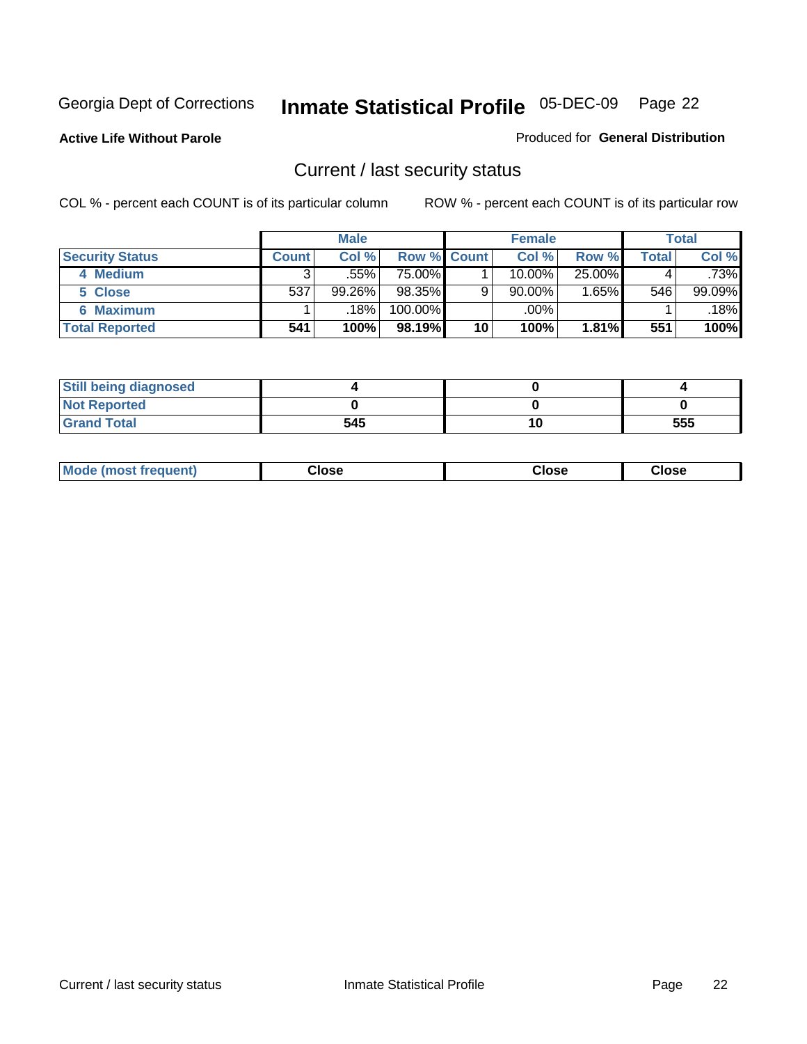Georgia Dept of Corrections **Inmate Statistical Profile** 05-DEC-09 Page 22

**Active Life Without Parole**

Produced for **General Distribution**

## Current / last security status

COL % - percent each COUNT is of its particular column

ROW % - percent each COUNT is of its particular row

| | Male | | | Female | | | Total | |
|---|---|---|---|---|---|---|---|---|
| **Security Status** | **Count** | **Col %** | **Row %** | **Count** | **Col %** | **Row %** | **Total** | **Col %** |
| 4 Medium | 3 | .55% | 75.00% | 1 | 10.00% | 25.00% | 4 | .73% |
| 5 Close | 537 | 99.26% | 98.35% | 9 | 90.00% | 1.65% | 546 | 99.09% |
| 6 Maximum | 1 | .18% | 100.00% | | .00% | | 1 | .18% |
| **Total Reported** | **541** | **100%** | **98.19%** | **10** | **100%** | **1.81%** | **551** | **100%** |

| | Male | Female | Total |
|---|---|---|---|
| Still being diagnosed | 4 | 0 | 4 |
| Not Reported | 0 | 0 | 0 |
| Grand Total | 545 | 10 | 555 |

| | Male | Female | Total |
|---|---|---|---|
| Mode (most frequent) | Close | Close | Close |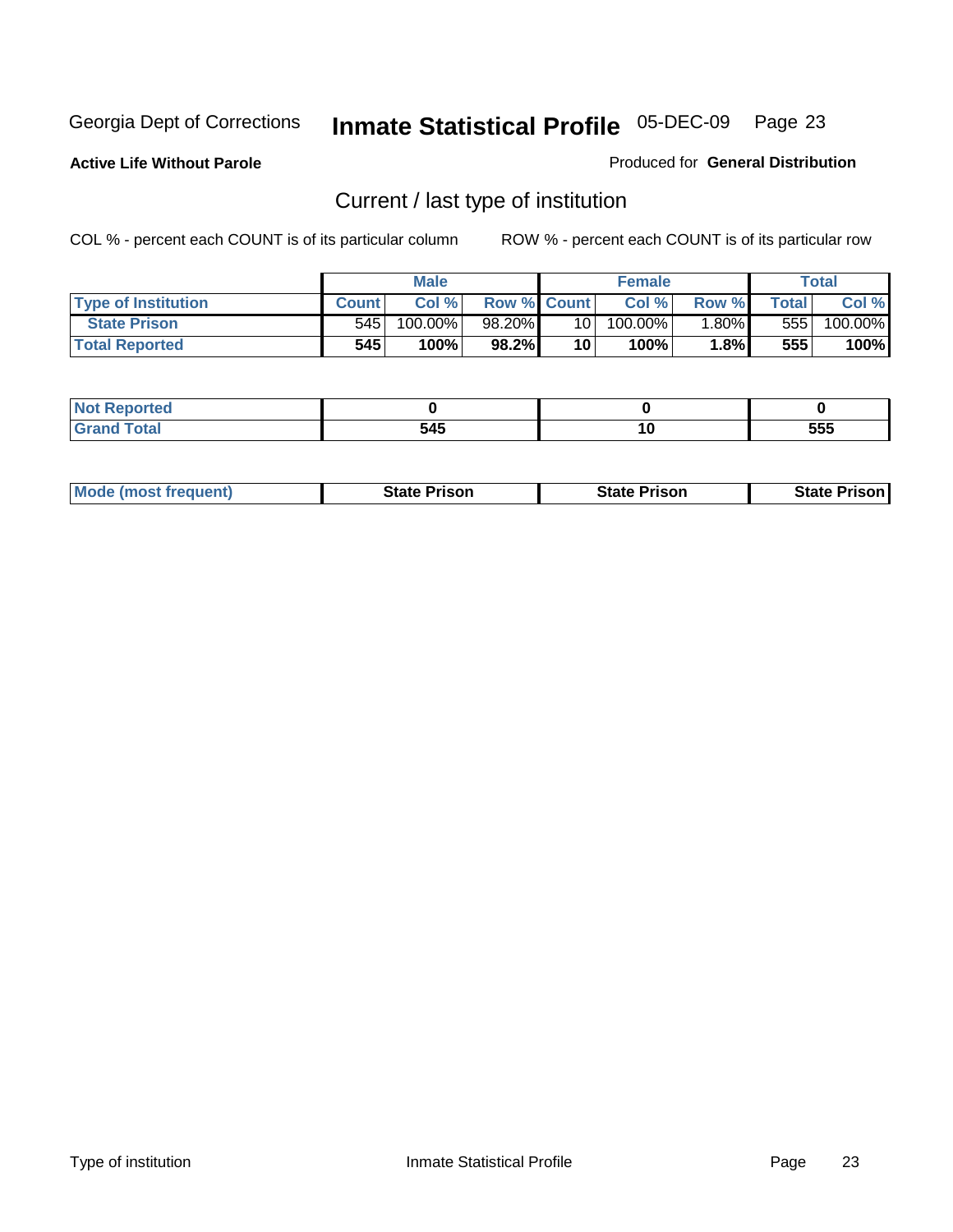Georgia Dept of Corrections **Inmate Statistical Profile** 05-DEC-09

**Active Life Without Parole**

Produced for **General Distribution**

## Current / last type of institution

COL % - percent each COUNT is of its particular column ROW % - percent each COUNT is of its particular row

| | Male | | | Female | | | Total | |
|---|---|---|---|---|---|---|---|---|
| **Type of Institution** | **Count** | **Col %** | **Row %** | **Count** | **Col %** | **Row %** | **Total** | **Col %** |
| **State Prison** | 545 | 100.00% | 98.20% | 10 | 100.00% | 1.80% | 555 | 100.00% |
| **Total Reported** | **545** | **100%** | **98.2%** | **10** | **100%** | **1.8%** | **555** | **100%** |

| | Male | Female | Total |
|---|---|---|---|
| **Not Reported** | **0** | **0** | **0** |
| **Grand Total** | **545** | **10** | **555** |

| | Male | Female | Total |
|---|---|---|---|
| **Mode (most frequent)** | **State Prison** | **State Prison** | **State Prison** |

Type of institution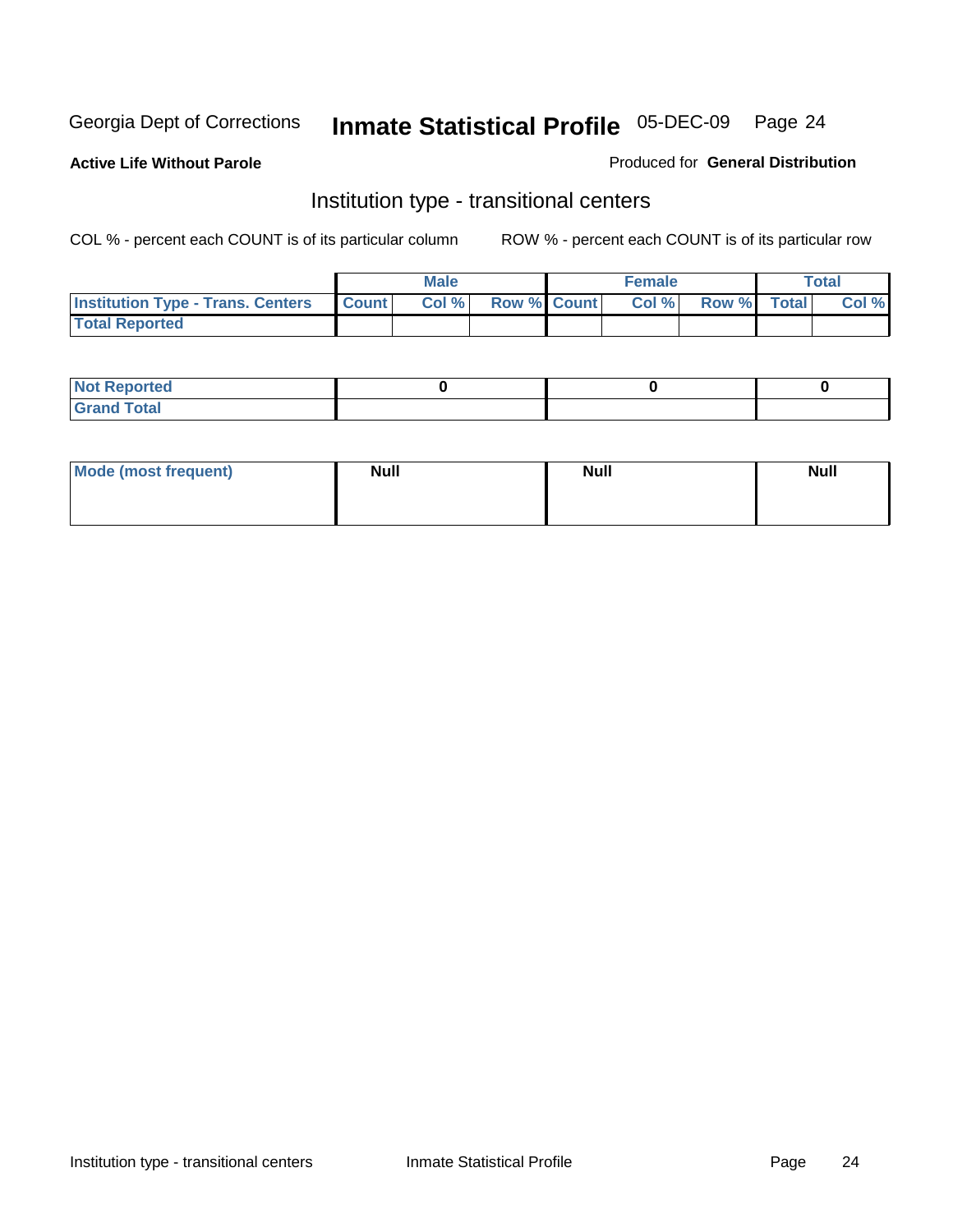Georgia Dept of Corrections **Inmate Statistical Profile** 05-DEC-09

**Active Life Without Parole**

Produced for **General Distribution**

## Institution type - transitional centers

COL % - percent each COUNT is of its particular column

ROW % - percent each COUNT is of its particular row

| | Male | | | Female | | | Total | |
|---|---|---|---|---|---|---|---|---|
| Institution Type - Trans. Centers | Count | Col % | Row % | Count | Col % | Row % | Total | Col % |
| Total Reported | | | | | | | | |

| | Male | Female | Total |
|---|---|---|---|
| Not Reported | 0 | 0 | 0 |
| Grand Total | | | |

| | Male | Female | Total |
|---|---|---|---|
| Mode (most frequent) | Null | Null | Null |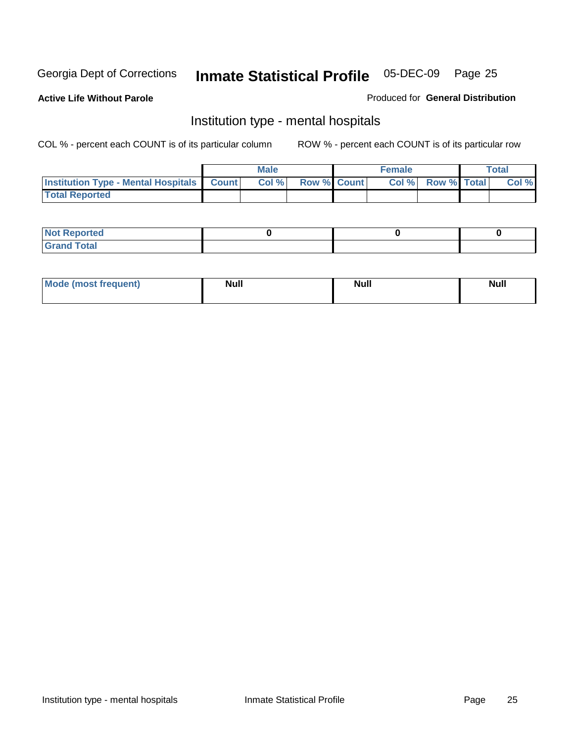Georgia Dept of Corrections **Inmate Statistical Profile** 05-DEC-09

**Active Life Without Parole**

Produced for **General Distribution**

## Institution type - mental hospitals

COL % - percent each COUNT is of its particular column

ROW % - percent each COUNT is of its particular row

| | Male | | | Female | | | Total | |
|---|---|---|---|---|---|---|---|---|
| **Institution Type - Mental Hospitals** | **Count** | **Col %** | **Row %** | **Count** | **Col %** | **Row %** | **Total** | **Col %** |
| **Total Reported** | | | | | | | | |

| | Male | Female | Total |
|---|---|---|---|
| **Not Reported** | 0 | 0 | 0 |
| **Grand Total** | | | |

| | Male | Female | Total |
|---|---|---|---|
| **Mode (most frequent)** | Null | Null | Null |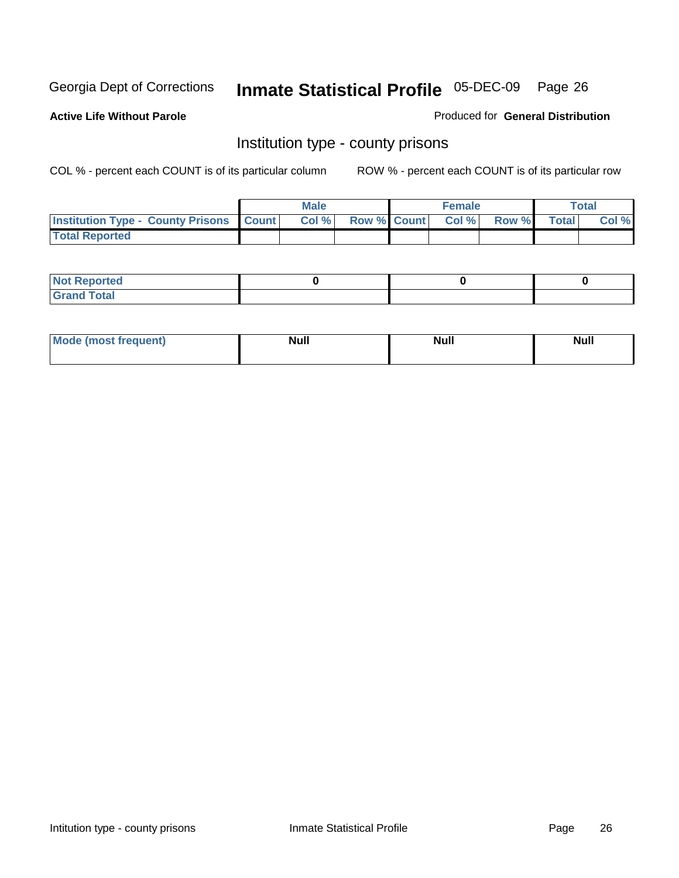Georgia Dept of Corrections **Inmate Statistical Profile** 05-DEC-09

**Active Life Without Parole**

Produced for **General Distribution**

## Institution type - county prisons

COL % - percent each COUNT is of its particular column

ROW % - percent each COUNT is of its particular row

| | Male | | | Female | | | Total | |
|---|---|---|---|---|---|---|---|---|
| **Institution Type - County Prisons** | **Count** | **Col %** | **Row %** | **Count** | **Col %** | **Row %** | **Total** | **Col %** |
| **Total Reported** | | | | | | | | |

| | Male | Female | Total |
|---|---|---|---|
| **Not Reported** | **0** | **0** | **0** |
| **Grand Total** | | | |

| | Male | Female | Total |
|---|---|---|---|
| **Mode (most frequent)** | **Null** | **Null** | **Null** |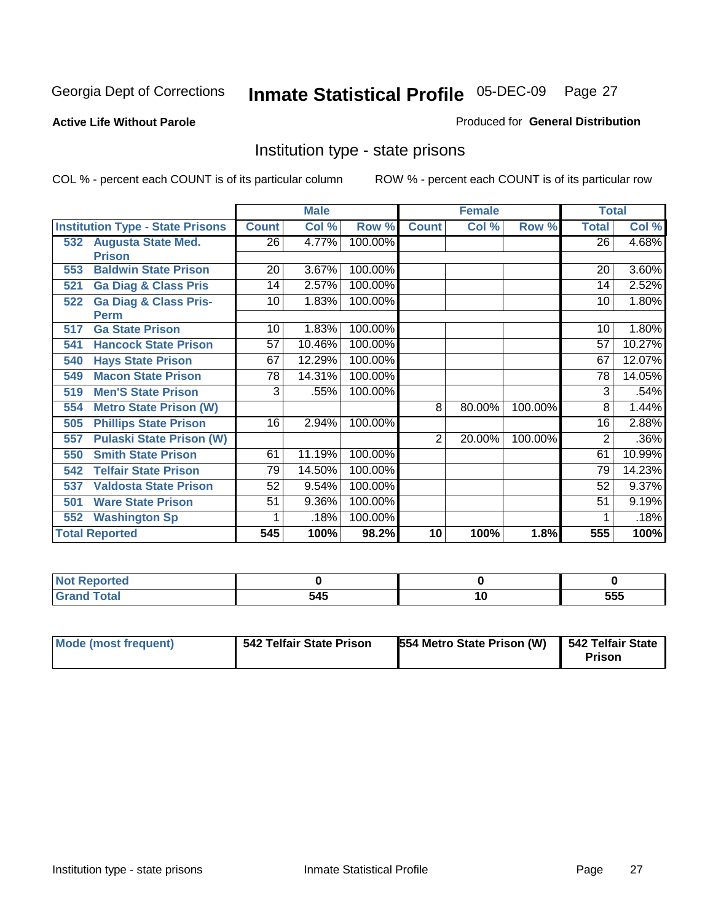Georgia Dept of Corrections **Inmate Statistical Profile** 05-DEC-09

**Active Life Without Parole**

Produced for **General Distribution**

## Institution type - state prisons

COL % - percent each COUNT is of its particular column    ROW % - percent each COUNT is of its particular row

| Institution Type - State Prisons | Male | | | Female | | | Total | |
|---|---|---|---|---|---|---|---|---|
| | Count | Col % | Row % | Count | Col % | Row % | Total | Col % |
| 532 Augusta State Med. Prison | 26 | 4.77% | 100.00% | | | | 26 | 4.68% |
| 553 Baldwin State Prison | 20 | 3.67% | 100.00% | | | | 20 | 3.60% |
| 521 Ga Diag & Class Pris | 14 | 2.57% | 100.00% | | | | 14 | 2.52% |
| 522 Ga Diag & Class Pris-Perm | 10 | 1.83% | 100.00% | | | | 10 | 1.80% |
| 517 Ga State Prison | 10 | 1.83% | 100.00% | | | | 10 | 1.80% |
| 541 Hancock State Prison | 57 | 10.46% | 100.00% | | | | 57 | 10.27% |
| 540 Hays State Prison | 67 | 12.29% | 100.00% | | | | 67 | 12.07% |
| 549 Macon State Prison | 78 | 14.31% | 100.00% | | | | 78 | 14.05% |
| 519 Men'S State Prison | 3 | .55% | 100.00% | | | | 3 | .54% |
| 554 Metro State Prison (W) | | | | 8 | 80.00% | 100.00% | 8 | 1.44% |
| 505 Phillips State Prison | 16 | 2.94% | 100.00% | | | | 16 | 2.88% |
| 557 Pulaski State Prison (W) | | | | 2 | 20.00% | 100.00% | 2 | .36% |
| 550 Smith State Prison | 61 | 11.19% | 100.00% | | | | 61 | 10.99% |
| 542 Telfair State Prison | 79 | 14.50% | 100.00% | | | | 79 | 14.23% |
| 537 Valdosta State Prison | 52 | 9.54% | 100.00% | | | | 52 | 9.37% |
| 501 Ware State Prison | 51 | 9.36% | 100.00% | | | | 51 | 9.19% |
| 552 Washington Sp | 1 | .18% | 100.00% | | | | 1 | .18% |
| **Total Reported** | **545** | **100%** | **98.2%** | **10** | **100%** | **1.8%** | **555** | **100%** |

| | Male | Female | Total |
|---|---|---|---|
| Not Reported | 0 | 0 | 0 |
| Grand Total | 545 | 10 | 555 |

| | Male | Female | Total |
|---|---|---|---|
| Mode (most frequent) | 542 Telfair State Prison | 554 Metro State Prison (W) | 542 Telfair State Prison |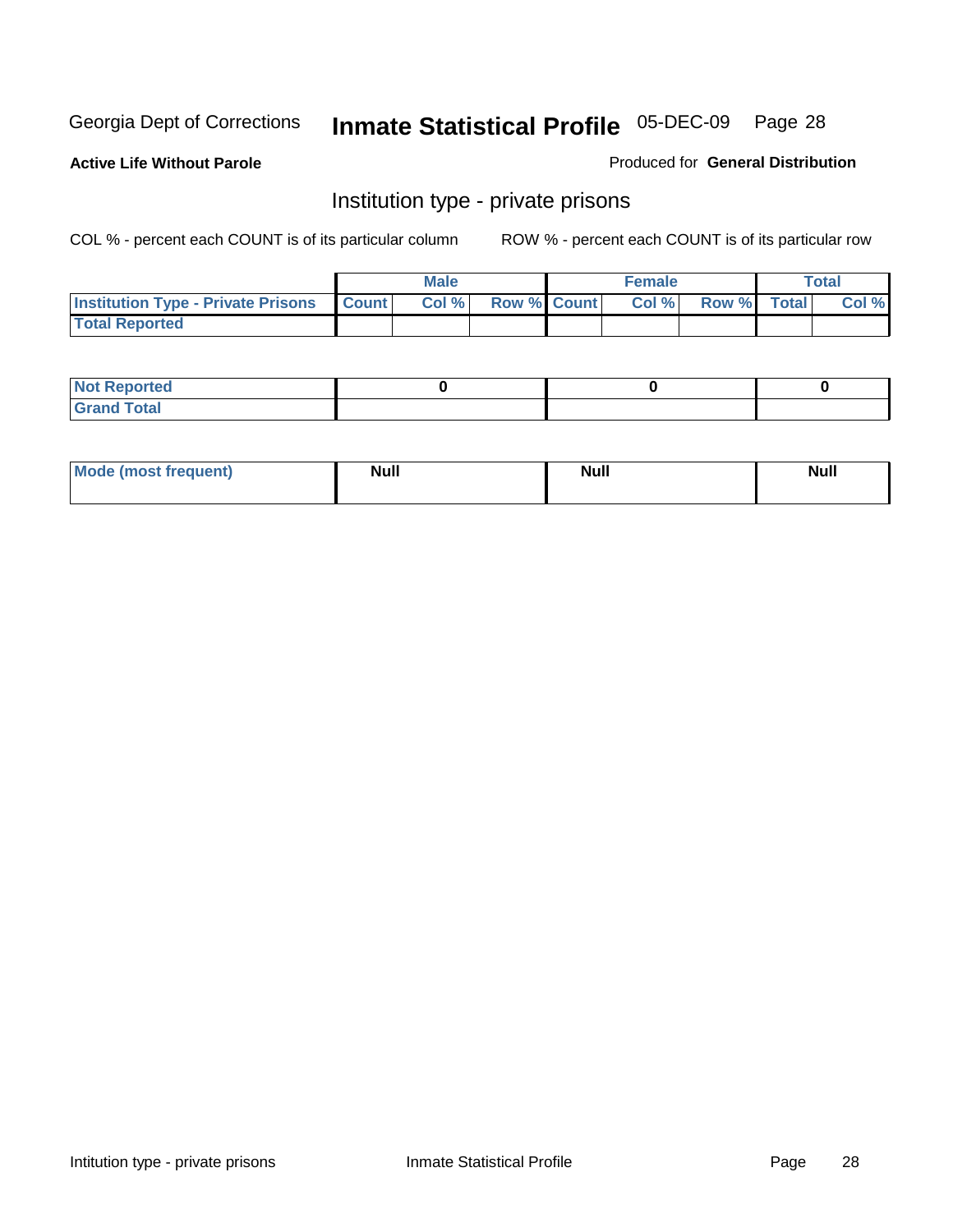Georgia Dept of Corrections **Inmate Statistical Profile** 05-DEC-09

**Active Life Without Parole**

Produced for **General Distribution**

## Institution type - private prisons

COL % - percent each COUNT is of its particular column

ROW % - percent each COUNT is of its particular row

| | Male | | | Female | | | Total | |
|---|---|---|---|---|---|---|---|---|
| **Institution Type - Private Prisons** | **Count** | **Col %** | **Row %** | **Count** | **Col %** | **Row %** | **Total** | **Col %** |
| **Total Reported** | | | | | | | | |
| **Not Reported** | 0 | | | 0 | | | 0 | |
| **Grand Total** | | | | | | | | |

| | Male | Female | Total |
|---|---|---|---|
| **Mode (most frequent)** | Null | Null | Null |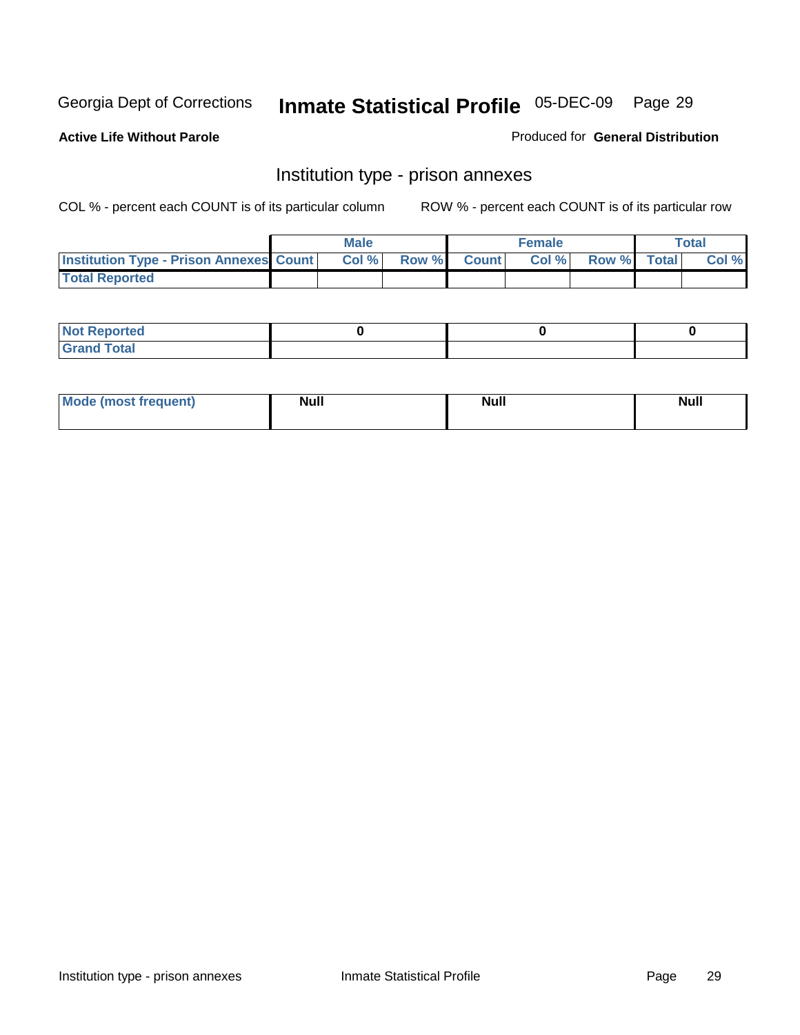Georgia Dept of Corrections **Inmate Statistical Profile** 05-DEC-09

**Active Life Without Parole**

Produced for **General Distribution**

## Institution type - prison annexes

COL % - percent each COUNT is of its particular column ROW % - percent each COUNT is of its particular row

| | Male | | | Female | | | Total | |
|---|---|---|---|---|---|---|---|---|
| **Institution Type - Prison Annexes** | **Count** | **Col %** | **Row %** | **Count** | **Col %** | **Row %** | **Total** | **Col %** |
| **Total Reported** | | | | | | | | |

| | Male | Female | Total |
|---|---|---|---|
| **Not Reported** | 0 | 0 | 0 |
| **Grand Total** | | | |

| | Male | Female | Total |
|---|---|---|---|
| **Mode (most frequent)** | Null | Null | Null |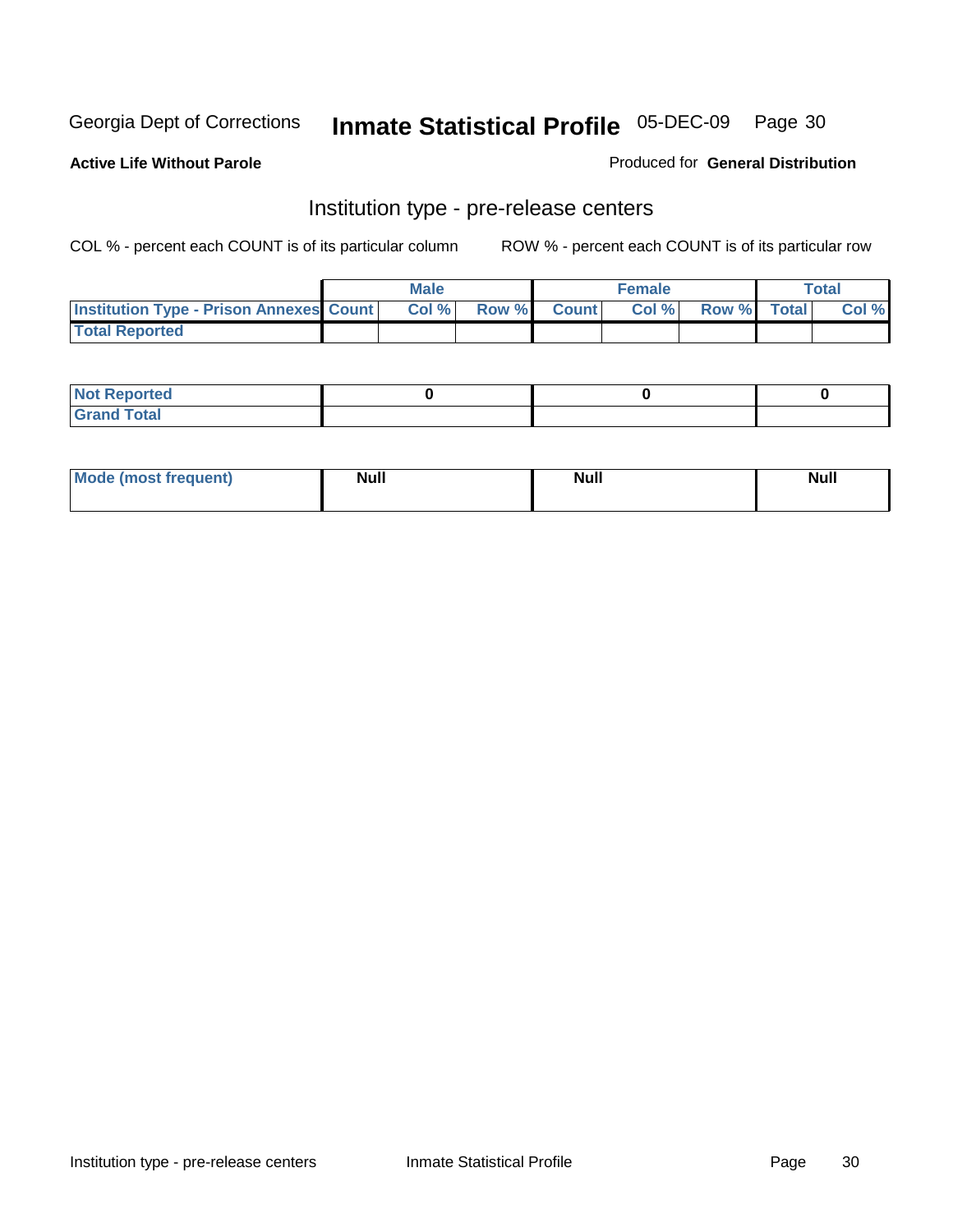Georgia Dept of Corrections **Inmate Statistical Profile** 05-DEC-09

**Active Life Without Parole**

Produced for **General Distribution**

## Institution type - pre-release centers

COL % - percent each COUNT is of its particular column ROW % - percent each COUNT is of its particular row

| | Male | | | Female | | | Total | |
|---|---|---|---|---|---|---|---|---|
| Institution Type - Prison Annexes | Count | Col % | Row % | Count | Col % | Row % | Total | Col % |
| Total Reported | | | | | | | | |

| | Male | Female | Total |
|---|---|---|---|
| Not Reported | 0 | 0 | 0 |
| Grand Total | | | |

| | Male | Female | Total |
|---|---|---|---|
| Mode (most frequent) | Null | Null | Null |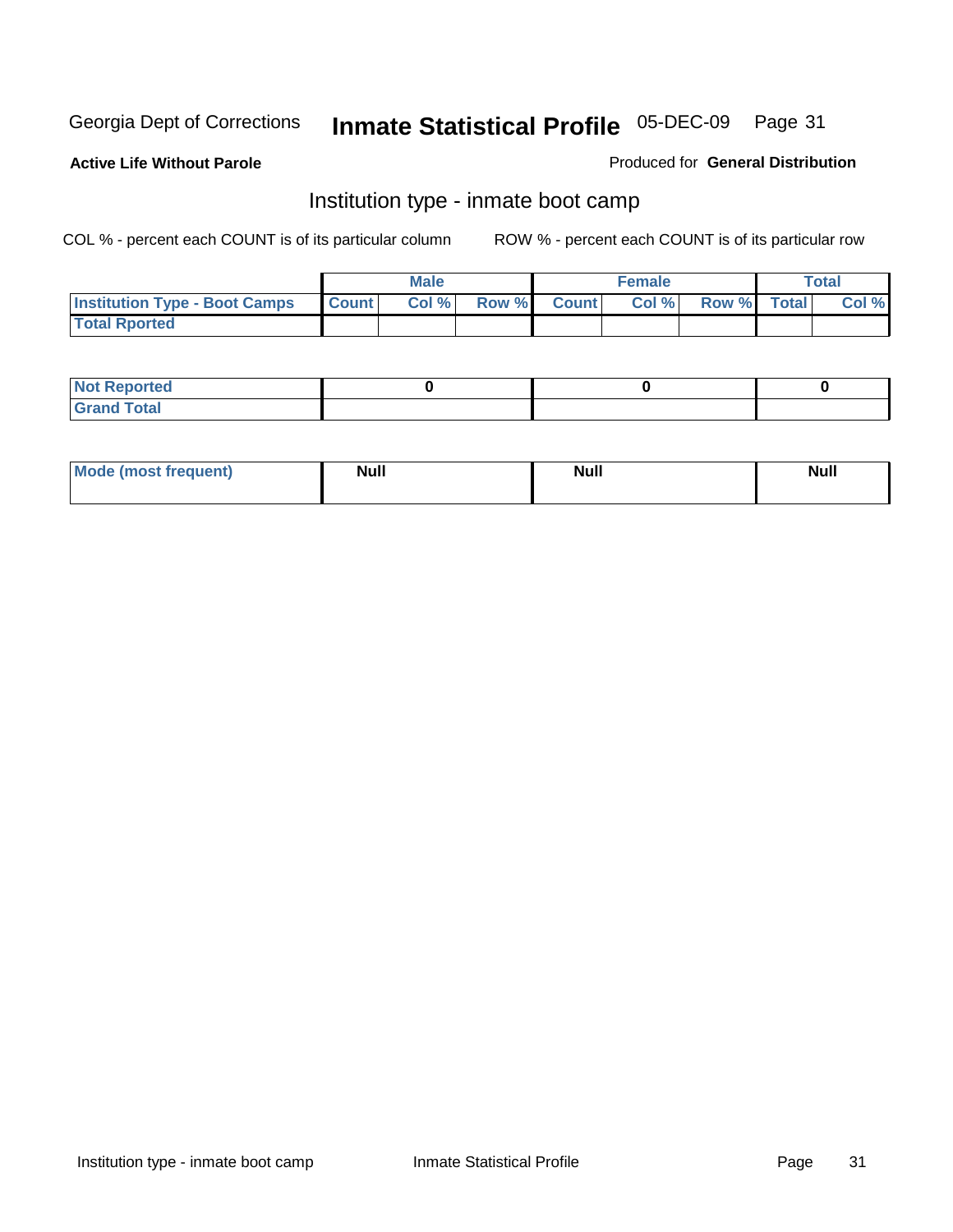Georgia Dept of Corrections **Inmate Statistical Profile** 05-DEC-09

**Active Life Without Parole**

Produced for **General Distribution**

## Institution type - inmate boot camp

COL % - percent each COUNT is of its particular column

ROW % - percent each COUNT is of its particular row

| | Male | | | Female | | | Total | |
|---|---|---|---|---|---|---|---|---|
| **Institution Type - Boot Camps** | **Count** | **Col %** | **Row %** | **Count** | **Col %** | **Row %** | **Total** | **Col %** |
| **Total Rported** | | | | | | | | |

| | Male | Female | Total |
|---|---|---|---|
| **Not Reported** | 0 | 0 | 0 |
| **Grand Total** | | | |

| | Male | Female | Total |
|---|---|---|---|
| **Mode (most frequent)** | Null | Null | Null |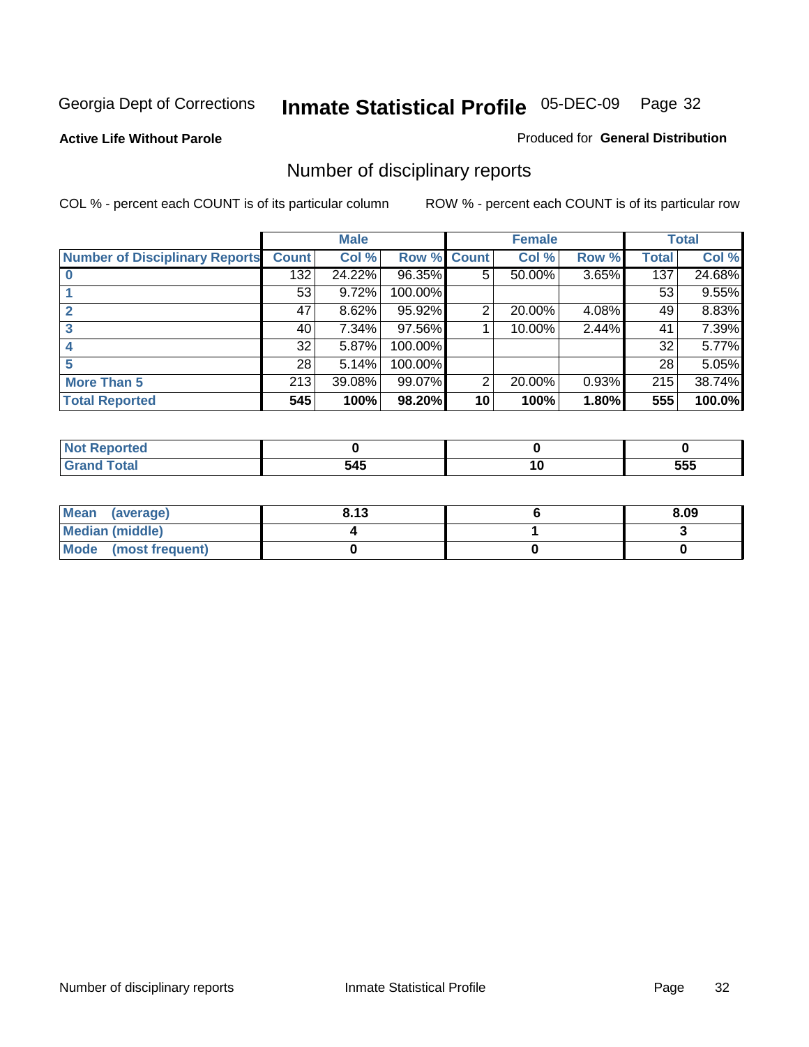Georgia Dept of Corrections **Inmate Statistical Profile** 05-DEC-09 Page 32

**Active Life Without Parole**

Produced for **General Distribution**

## Number of disciplinary reports

COL % - percent each COUNT is of its particular column

ROW % - percent each COUNT is of its particular row

| | Male | | | Female | | | Total | |
|---|---|---|---|---|---|---|---|---|
| **Number of Disciplinary Reports** | **Count** | **Col %** | **Row %** | **Count** | **Col %** | **Row %** | **Total** | **Col %** |
| **0** | 132 | 24.22% | 96.35% | 5 | 50.00% | 3.65% | 137 | 24.68% |
| **1** | 53 | 9.72% | 100.00% | | | | 53 | 9.55% |
| **2** | 47 | 8.62% | 95.92% | 2 | 20.00% | 4.08% | 49 | 8.83% |
| **3** | 40 | 7.34% | 97.56% | 1 | 10.00% | 2.44% | 41 | 7.39% |
| **4** | 32 | 5.87% | 100.00% | | | | 32 | 5.77% |
| **5** | 28 | 5.14% | 100.00% | | | | 28 | 5.05% |
| **More Than 5** | 213 | 39.08% | 99.07% | 2 | 20.00% | 0.93% | 215 | 38.74% |
| **Total Reported** | **545** | **100%** | **98.20%** | **10** | **100%** | **1.80%** | **555** | **100.0%** |

| | Male | Female | Total |
|---|---|---|---|
| **Not Reported** | **0** | **0** | **0** |
| **Grand Total** | **545** | **10** | **555** |

| | Male | Female | Total |
|---|---|---|---|
| **Mean (average)** | **8.13** | **6** | **8.09** |
| **Median (middle)** | **4** | **1** | **3** |
| **Mode (most frequent)** | **0** | **0** | **0** |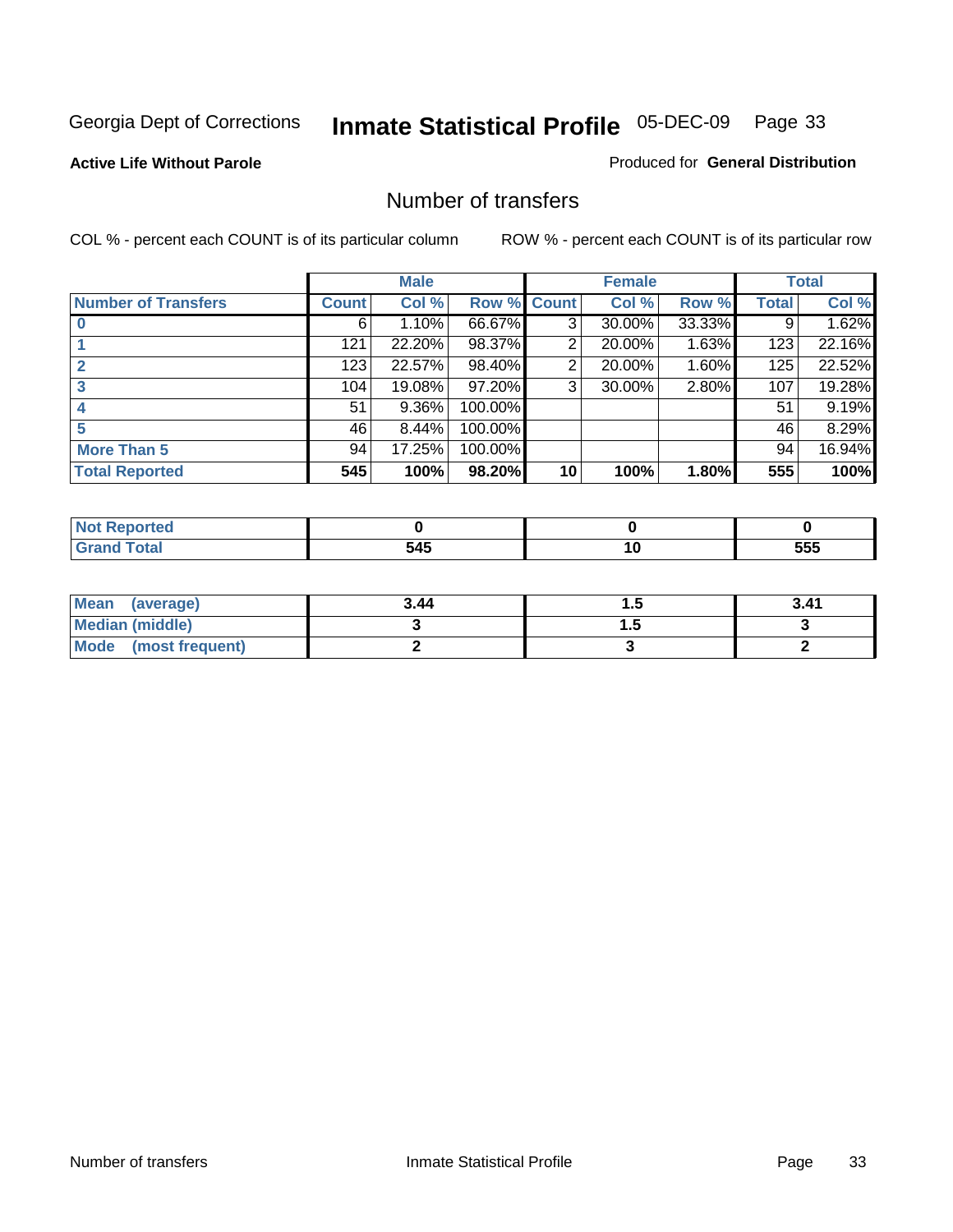Georgia Dept of Corrections **Inmate Statistical Profile** 05-DEC-09

**Active Life Without Parole**

Produced for **General Distribution**

# Number of transfers

COL % - percent each COUNT is of its particular column

ROW % - percent each COUNT is of its particular row

| | Male | | | Female | | | Total | |
|---|---|---|---|---|---|---|---|---|
| **Number of Transfers** | **Count** | **Col %** | **Row %** | **Count** | **Col %** | **Row %** | **Total** | **Col %** |
| **0** | 6 | 1.10% | 66.67% | 3 | 30.00% | 33.33% | 9 | 1.62% |
| **1** | 121 | 22.20% | 98.37% | 2 | 20.00% | 1.63% | 123 | 22.16% |
| **2** | 123 | 22.57% | 98.40% | 2 | 20.00% | 1.60% | 125 | 22.52% |
| **3** | 104 | 19.08% | 97.20% | 3 | 30.00% | 2.80% | 107 | 19.28% |
| **4** | 51 | 9.36% | 100.00% | | | | 51 | 9.19% |
| **5** | 46 | 8.44% | 100.00% | | | | 46 | 8.29% |
| **More Than 5** | 94 | 17.25% | 100.00% | | | | 94 | 16.94% |
| **Total Reported** | **545** | **100%** | **98.20%** | **10** | **100%** | **1.80%** | **555** | **100%** |

| | Male | Female | Total |
|---|---|---|---|
| **Not Reported** | **0** | **0** | **0** |
| **Grand Total** | **545** | **10** | **555** |

| | Male | Female | Total |
|---|---|---|---|
| **Mean (average)** | **3.44** | **1.5** | **3.41** |
| **Median (middle)** | **3** | **1.5** | **3** |
| **Mode (most frequent)** | **2** | **3** | **2** |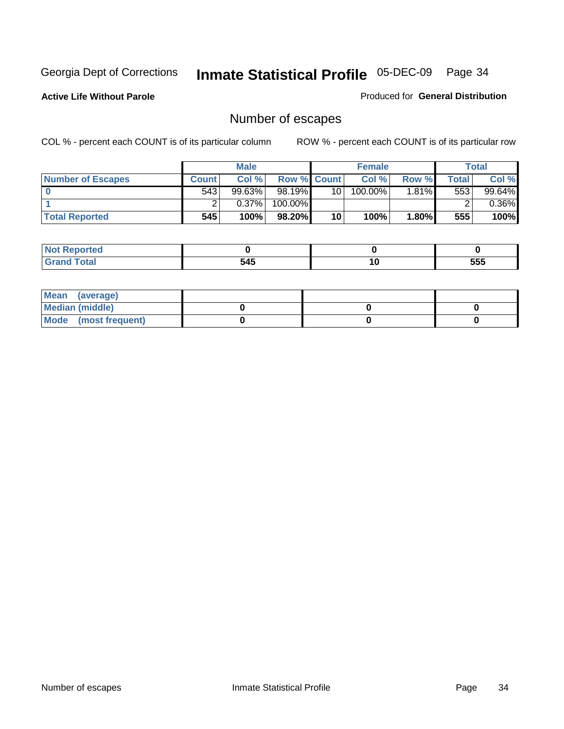Georgia Dept of Corrections **Inmate Statistical Profile** 05-DEC-09

**Active Life Without Parole** Produced for **General Distribution**

## Number of escapes

COL % - percent each COUNT is of its particular column ROW % - percent each COUNT is of its particular row

| | Male | | | Female | | | Total | |
|---|---|---|---|---|---|---|---|---|
| **Number of Escapes** | **Count** | **Col %** | **Row %** | **Count** | **Col %** | **Row %** | **Total** | **Col %** |
| **0** | 543 | 99.63% | 98.19% | 10 | 100.00% | 1.81% | 553 | 99.64% |
| **1** | 2 | 0.37% | 100.00% | | | | 2 | 0.36% |
| **Total Reported** | **545** | **100%** | **98.20%** | **10** | **100%** | **1.80%** | **555** | **100%** |

| | Male | Female | Total |
|---|---|---|---|
| **Not Reported** | **0** | **0** | **0** |
| **Grand Total** | **545** | **10** | **555** |

| | Male | Female | Total |
|---|---|---|---|
| **Mean (average)** | | | |
| **Median (middle)** | **0** | **0** | **0** |
| **Mode (most frequent)** | **0** | **0** | **0** |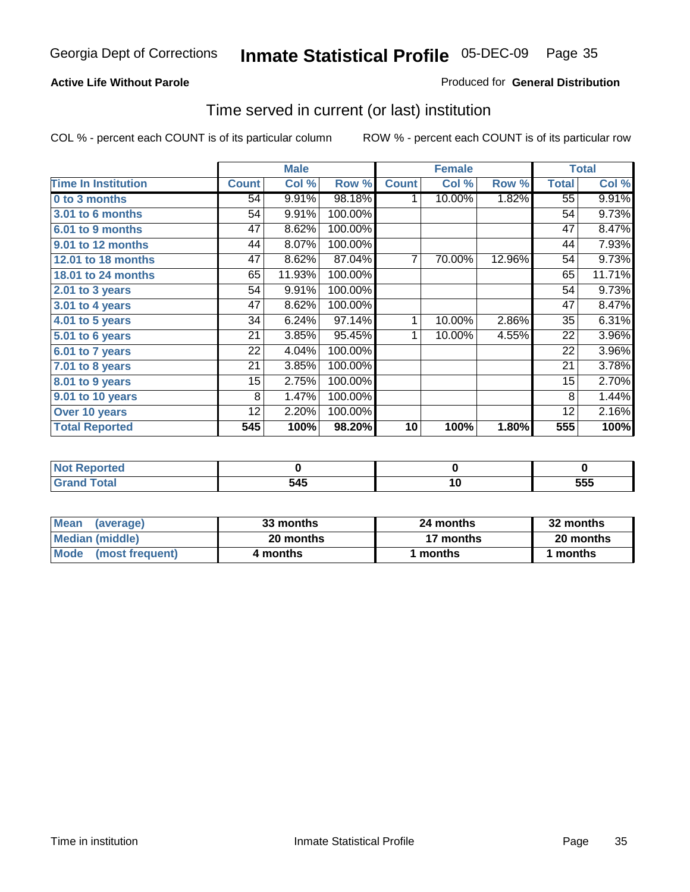Georgia Dept of Corrections **Inmate Statistical Profile** 05-DEC-09

**Active Life Without Parole**

Produced for **General Distribution**

## Time served in current (or last) institution

COL % - percent each COUNT is of its particular column ROW % - percent each COUNT is of its particular row

| | Male | | | Female | | | Total | |
|---|---|---|---|---|---|---|---|---|
| Time In Institution | Count | Col % | Row % | Count | Col % | Row % | Total | Col % |
| 0 to 3 months | 54 | 9.91% | 98.18% | 1 | 10.00% | 1.82% | 55 | 9.91% |
| 3.01 to 6 months | 54 | 9.91% | 100.00% | | | | 54 | 9.73% |
| 6.01 to 9 months | 47 | 8.62% | 100.00% | | | | 47 | 8.47% |
| 9.01 to 12 months | 44 | 8.07% | 100.00% | | | | 44 | 7.93% |
| 12.01 to 18 months | 47 | 8.62% | 87.04% | 7 | 70.00% | 12.96% | 54 | 9.73% |
| 18.01 to 24 months | 65 | 11.93% | 100.00% | | | | 65 | 11.71% |
| 2.01 to 3 years | 54 | 9.91% | 100.00% | | | | 54 | 9.73% |
| 3.01 to 4 years | 47 | 8.62% | 100.00% | | | | 47 | 8.47% |
| 4.01 to 5 years | 34 | 6.24% | 97.14% | 1 | 10.00% | 2.86% | 35 | 6.31% |
| 5.01 to 6 years | 21 | 3.85% | 95.45% | 1 | 10.00% | 4.55% | 22 | 3.96% |
| 6.01 to 7 years | 22 | 4.04% | 100.00% | | | | 22 | 3.96% |
| 7.01 to 8 years | 21 | 3.85% | 100.00% | | | | 21 | 3.78% |
| 8.01 to 9 years | 15 | 2.75% | 100.00% | | | | 15 | 2.70% |
| 9.01 to 10 years | 8 | 1.47% | 100.00% | | | | 8 | 1.44% |
| Over 10 years | 12 | 2.20% | 100.00% | | | | 12 | 2.16% |
| **Total Reported** | **545** | **100%** | **98.20%** | **10** | **100%** | **1.80%** | **555** | **100%** |

| | Male | Female | Total |
|---|---|---|---|
| Not Reported | 0 | 0 | 0 |
| Grand Total | 545 | 10 | 555 |

| | Male | Female | Total |
|---|---|---|---|
| Mean (average) | 33 months | 24 months | 32 months |
| Median (middle) | 20 months | 17 months | 20 months |
| Mode (most frequent) | 4 months | 1 months | 1 months |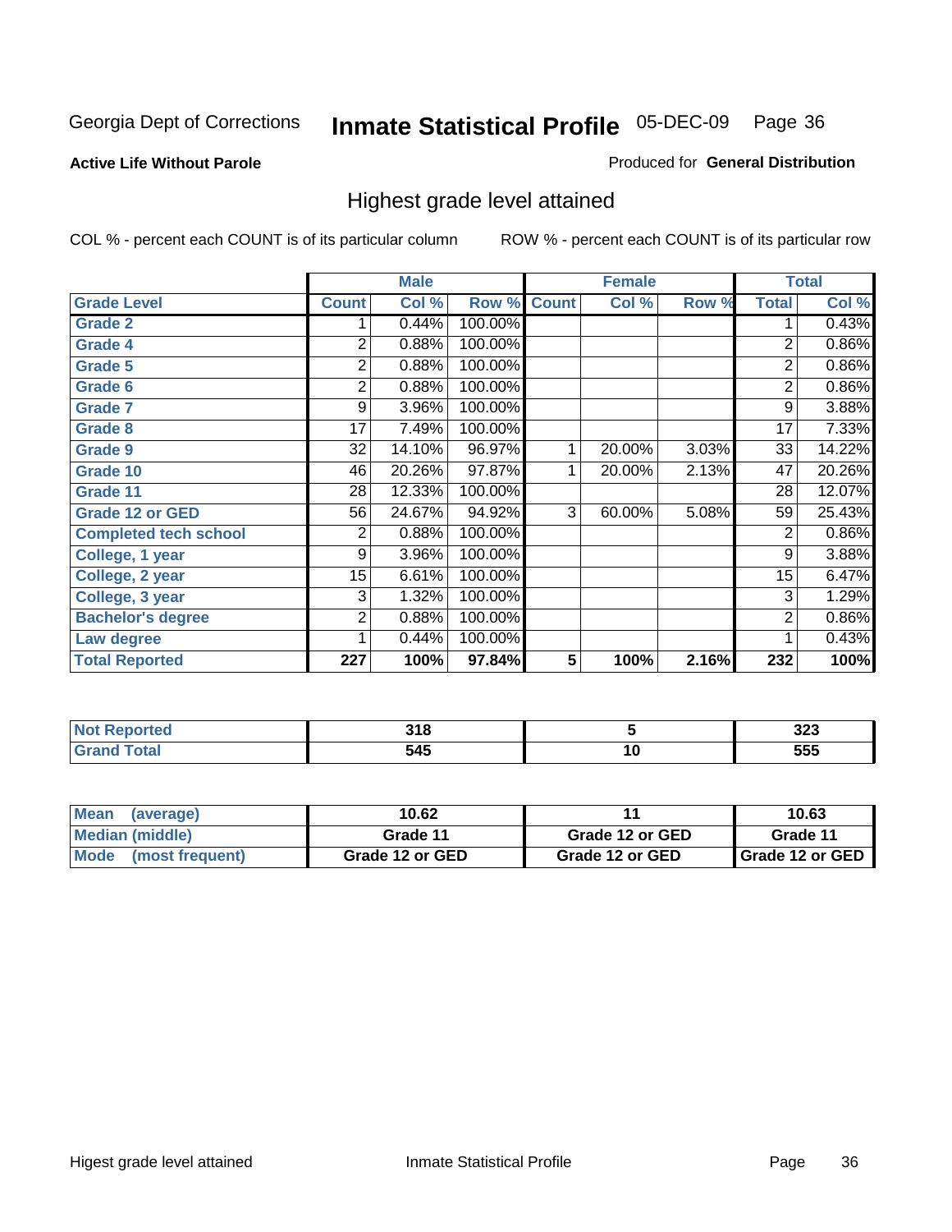Georgia Dept of Corrections **Inmate Statistical Profile** 05-DEC-09

**Active Life Without Parole**

Produced for **General Distribution**

## Highest grade level attained

COL % - percent each COUNT is of its particular column ROW % - percent each COUNT is of its particular row

| | Male | | | Female | | | Total | |
|---|---|---|---|---|---|---|---|---|
| **Grade Level** | **Count** | **Col %** | **Row %** | **Count** | **Col %** | **Row %** | **Total** | **Col %** |
| **Grade 2** | 1 | 0.44% | 100.00% | | | | 1 | 0.43% |
| **Grade 4** | 2 | 0.88% | 100.00% | | | | 2 | 0.86% |
| **Grade 5** | 2 | 0.88% | 100.00% | | | | 2 | 0.86% |
| **Grade 6** | 2 | 0.88% | 100.00% | | | | 2 | 0.86% |
| **Grade 7** | 9 | 3.96% | 100.00% | | | | 9 | 3.88% |
| **Grade 8** | 17 | 7.49% | 100.00% | | | | 17 | 7.33% |
| **Grade 9** | 32 | 14.10% | 96.97% | 1 | 20.00% | 3.03% | 33 | 14.22% |
| **Grade 10** | 46 | 20.26% | 97.87% | 1 | 20.00% | 2.13% | 47 | 20.26% |
| **Grade 11** | 28 | 12.33% | 100.00% | | | | 28 | 12.07% |
| **Grade 12 or GED** | 56 | 24.67% | 94.92% | 3 | 60.00% | 5.08% | 59 | 25.43% |
| **Completed tech school** | 2 | 0.88% | 100.00% | | | | 2 | 0.86% |
| **College, 1 year** | 9 | 3.96% | 100.00% | | | | 9 | 3.88% |
| **College, 2 year** | 15 | 6.61% | 100.00% | | | | 15 | 6.47% |
| **College, 3 year** | 3 | 1.32% | 100.00% | | | | 3 | 1.29% |
| **Bachelor's degree** | 2 | 0.88% | 100.00% | | | | 2 | 0.86% |
| **Law degree** | 1 | 0.44% | 100.00% | | | | 1 | 0.43% |
| **Total Reported** | **227** | **100%** | **97.84%** | **5** | **100%** | **2.16%** | **232** | **100%** |

| | Male | Female | Total |
|---|---|---|---|
| **Not Reported** | **318** | **5** | **323** |
| **Grand Total** | **545** | **10** | **555** |

| | Male | Female | Total |
|---|---|---|---|
| **Mean (average)** | **10.62** | **11** | **10.63** |
| **Median (middle)** | **Grade 11** | **Grade 12 or GED** | **Grade 11** |
| **Mode (most frequent)** | **Grade 12 or GED** | **Grade 12 or GED** | **Grade 12 or GED** |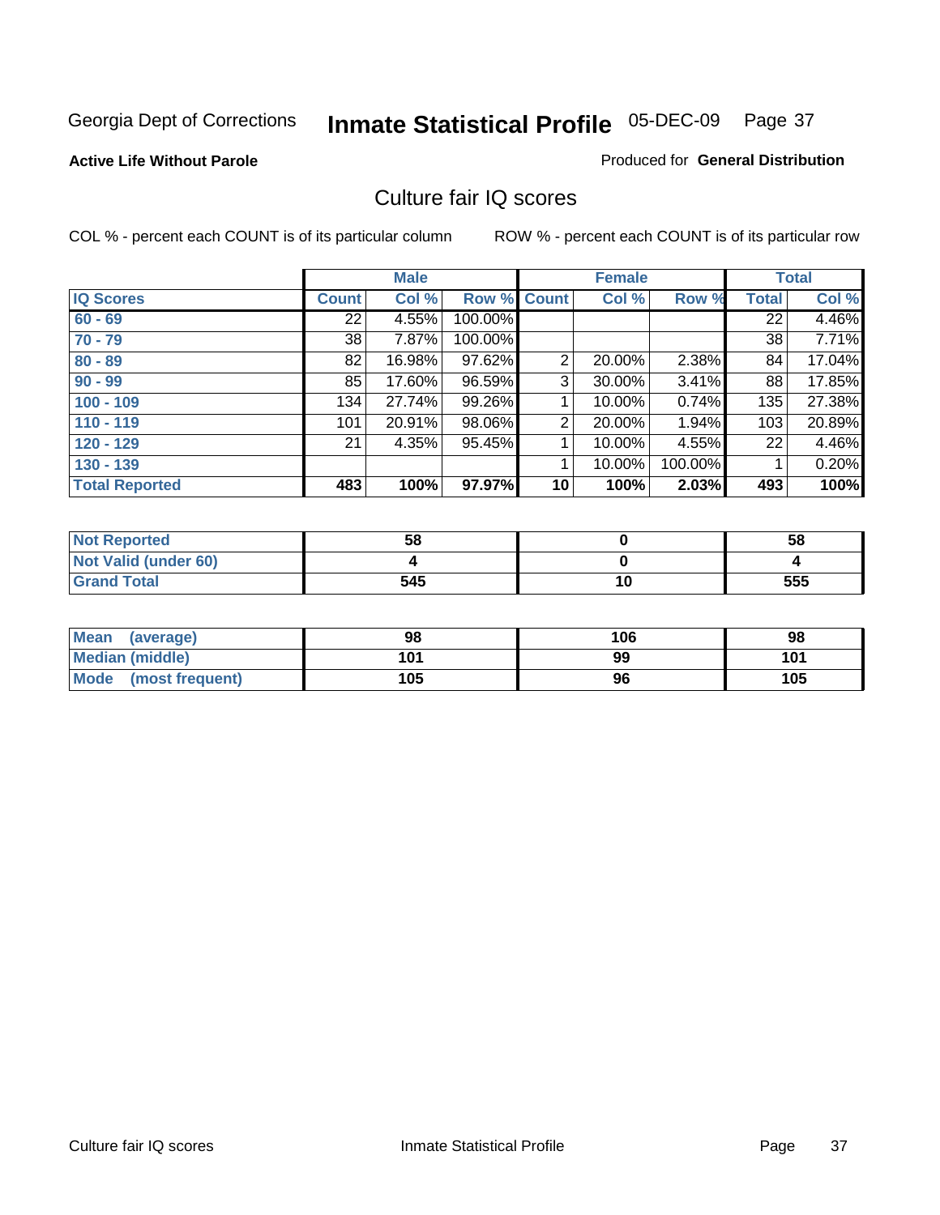Georgia Dept of Corrections **Inmate Statistical Profile** 05-DEC-09

**Active Life Without Parole**

Produced for **General Distribution**

## Culture fair IQ scores

COL % - percent each COUNT is of its particular column

ROW % - percent each COUNT is of its particular row

| | Male | | | Female | | | Total | |
|---|---|---|---|---|---|---|---|---|
| **IQ Scores** | **Count** | **Col %** | **Row %** | **Count** | **Col %** | **Row %** | **Total** | **Col %** |
| **60 - 69** | 22 | 4.55% | 100.00% | | | | 22 | 4.46% |
| **70 - 79** | 38 | 7.87% | 100.00% | | | | 38 | 7.71% |
| **80 - 89** | 82 | 16.98% | 97.62% | 2 | 20.00% | 2.38% | 84 | 17.04% |
| **90 - 99** | 85 | 17.60% | 96.59% | 3 | 30.00% | 3.41% | 88 | 17.85% |
| **100 - 109** | 134 | 27.74% | 99.26% | 1 | 10.00% | 0.74% | 135 | 27.38% |
| **110 - 119** | 101 | 20.91% | 98.06% | 2 | 20.00% | 1.94% | 103 | 20.89% |
| **120 - 129** | 21 | 4.35% | 95.45% | 1 | 10.00% | 4.55% | 22 | 4.46% |
| **130 - 139** | | | | 1 | 10.00% | 100.00% | 1 | 0.20% |
| **Total Reported** | **483** | **100%** | **97.97%** | **10** | **100%** | **2.03%** | **493** | **100%** |

| | Male | Female | Total |
|---|---|---|---|
| **Not Reported** | **58** | **0** | **58** |
| **Not Valid (under 60)** | **4** | **0** | **4** |
| **Grand Total** | **545** | **10** | **555** |

| | Male | Female | Total |
|---|---|---|---|
| **Mean (average)** | **98** | **106** | **98** |
| **Median (middle)** | **101** | **99** | **101** |
| **Mode (most frequent)** | **105** | **96** | **105** |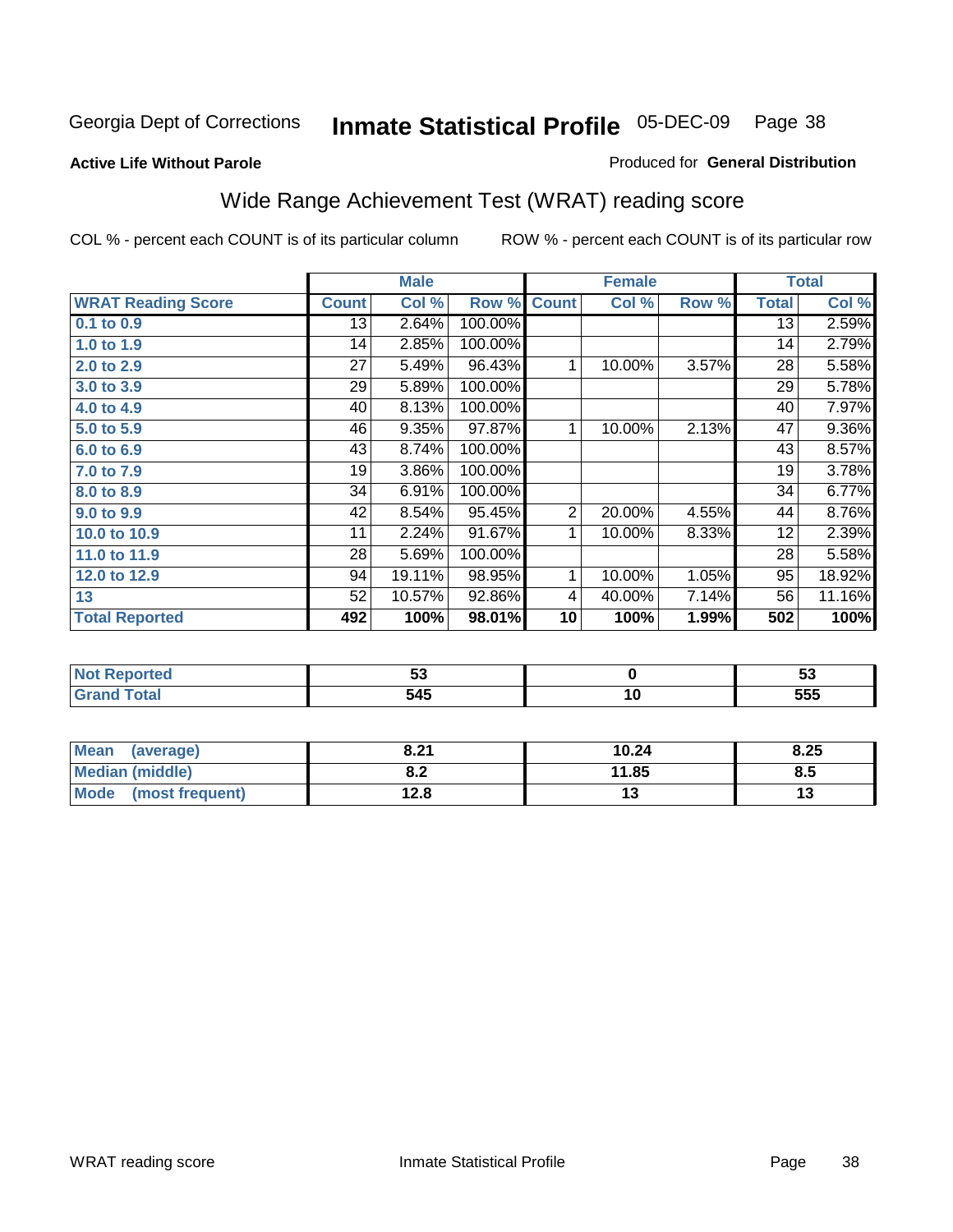Georgia Dept of Corrections **Inmate Statistical Profile** 05-DEC-09

**Active Life Without Parole**

Produced for **General Distribution**

## Wide Range Achievement Test (WRAT) reading score

COL % - percent each COUNT is of its particular column ROW % - percent each COUNT is of its particular row

| | Male | | | Female | | | Total | |
|---|---|---|---|---|---|---|---|---|
| **WRAT Reading Score** | **Count** | **Col %** | **Row %** | **Count** | **Col %** | **Row %** | **Total** | **Col %** |
| **0.1 to 0.9** | 13 | 2.64% | 100.00% | | | | 13 | 2.59% |
| **1.0 to 1.9** | 14 | 2.85% | 100.00% | | | | 14 | 2.79% |
| **2.0 to 2.9** | 27 | 5.49% | 96.43% | 1 | 10.00% | 3.57% | 28 | 5.58% |
| **3.0 to 3.9** | 29 | 5.89% | 100.00% | | | | 29 | 5.78% |
| **4.0 to 4.9** | 40 | 8.13% | 100.00% | | | | 40 | 7.97% |
| **5.0 to 5.9** | 46 | 9.35% | 97.87% | 1 | 10.00% | 2.13% | 47 | 9.36% |
| **6.0 to 6.9** | 43 | 8.74% | 100.00% | | | | 43 | 8.57% |
| **7.0 to 7.9** | 19 | 3.86% | 100.00% | | | | 19 | 3.78% |
| **8.0 to 8.9** | 34 | 6.91% | 100.00% | | | | 34 | 6.77% |
| **9.0 to 9.9** | 42 | 8.54% | 95.45% | 2 | 20.00% | 4.55% | 44 | 8.76% |
| **10.0 to 10.9** | 11 | 2.24% | 91.67% | 1 | 10.00% | 8.33% | 12 | 2.39% |
| **11.0 to 11.9** | 28 | 5.69% | 100.00% | | | | 28 | 5.58% |
| **12.0 to 12.9** | 94 | 19.11% | 98.95% | 1 | 10.00% | 1.05% | 95 | 18.92% |
| **13** | 52 | 10.57% | 92.86% | 4 | 40.00% | 7.14% | 56 | 11.16% |
| **Total Reported** | **492** | **100%** | **98.01%** | **10** | **100%** | **1.99%** | **502** | **100%** |

| | Male | Female | Total |
|---|---|---|---|
| **Not Reported** | **53** | **0** | **53** |
| **Grand Total** | **545** | **10** | **555** |

| | Male | Female | Total |
|---|---|---|---|
| **Mean (average)** | **8.21** | **10.24** | **8.25** |
| **Median (middle)** | **8.2** | **11.85** | **8.5** |
| **Mode (most frequent)** | **12.8** | **13** | **13** |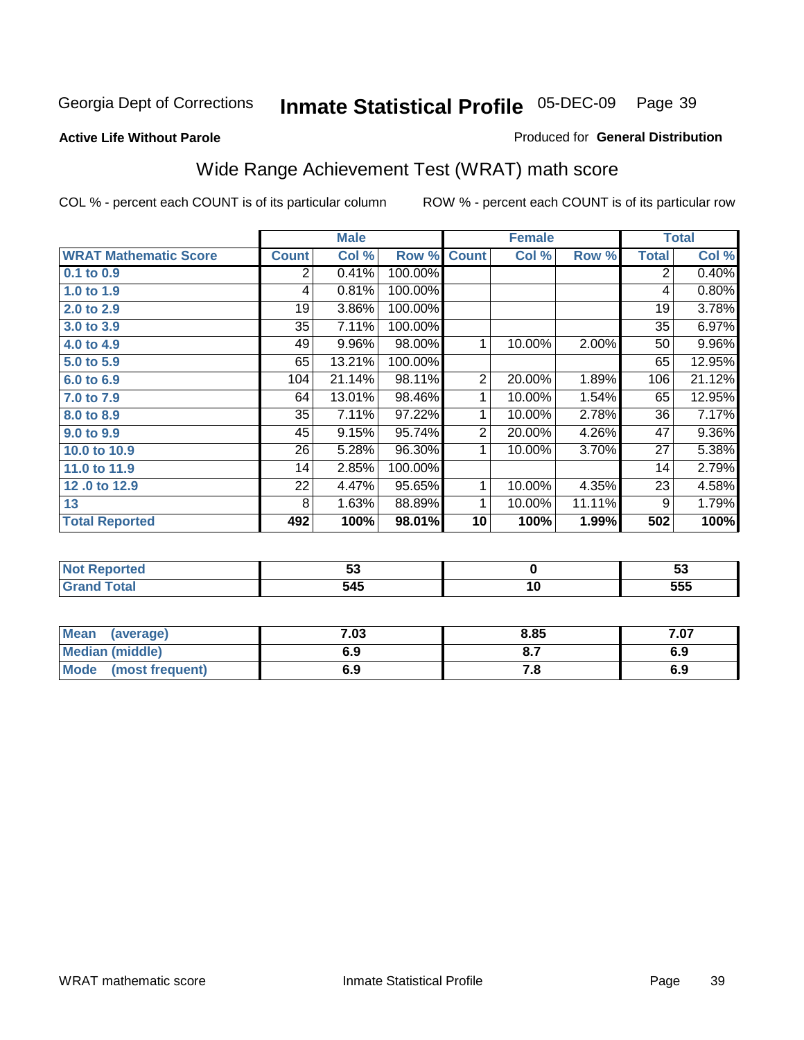Georgia Dept of Corrections **Inmate Statistical Profile** 05-DEC-09

**Active Life Without Parole**

Produced for **General Distribution**

## Wide Range Achievement Test (WRAT) math score

COL % - percent each COUNT is of its particular column

ROW % - percent each COUNT is of its particular row

| | Male | | | Female | | | Total | |
|---|---|---|---|---|---|---|---|---|
| **WRAT Mathematic Score** | **Count** | **Col %** | **Row %** | **Count** | **Col %** | **Row %** | **Total** | **Col %** |
| **0.1 to 0.9** | 2 | 0.41% | 100.00% | | | | 2 | 0.40% |
| **1.0 to 1.9** | 4 | 0.81% | 100.00% | | | | 4 | 0.80% |
| **2.0 to 2.9** | 19 | 3.86% | 100.00% | | | | 19 | 3.78% |
| **3.0 to 3.9** | 35 | 7.11% | 100.00% | | | | 35 | 6.97% |
| **4.0 to 4.9** | 49 | 9.96% | 98.00% | 1 | 10.00% | 2.00% | 50 | 9.96% |
| **5.0 to 5.9** | 65 | 13.21% | 100.00% | | | | 65 | 12.95% |
| **6.0 to 6.9** | 104 | 21.14% | 98.11% | 2 | 20.00% | 1.89% | 106 | 21.12% |
| **7.0 to 7.9** | 64 | 13.01% | 98.46% | 1 | 10.00% | 1.54% | 65 | 12.95% |
| **8.0 to 8.9** | 35 | 7.11% | 97.22% | 1 | 10.00% | 2.78% | 36 | 7.17% |
| **9.0 to 9.9** | 45 | 9.15% | 95.74% | 2 | 20.00% | 4.26% | 47 | 9.36% |
| **10.0 to 10.9** | 26 | 5.28% | 96.30% | 1 | 10.00% | 3.70% | 27 | 5.38% |
| **11.0 to 11.9** | 14 | 2.85% | 100.00% | | | | 14 | 2.79% |
| **12 .0 to 12.9** | 22 | 4.47% | 95.65% | 1 | 10.00% | 4.35% | 23 | 4.58% |
| **13** | 8 | 1.63% | 88.89% | 1 | 10.00% | 11.11% | 9 | 1.79% |
| **Total Reported** | **492** | **100%** | **98.01%** | **10** | **100%** | **1.99%** | **502** | **100%** |

| | Male | Female | Total |
|---|---|---|---|
| **Not Reported** | **53** | **0** | **53** |
| **Grand Total** | **545** | **10** | **555** |

| | Male | Female | Total |
|---|---|---|---|
| **Mean (average)** | **7.03** | **8.85** | **7.07** |
| **Median (middle)** | **6.9** | **8.7** | **6.9** |
| **Mode (most frequent)** | **6.9** | **7.8** | **6.9** |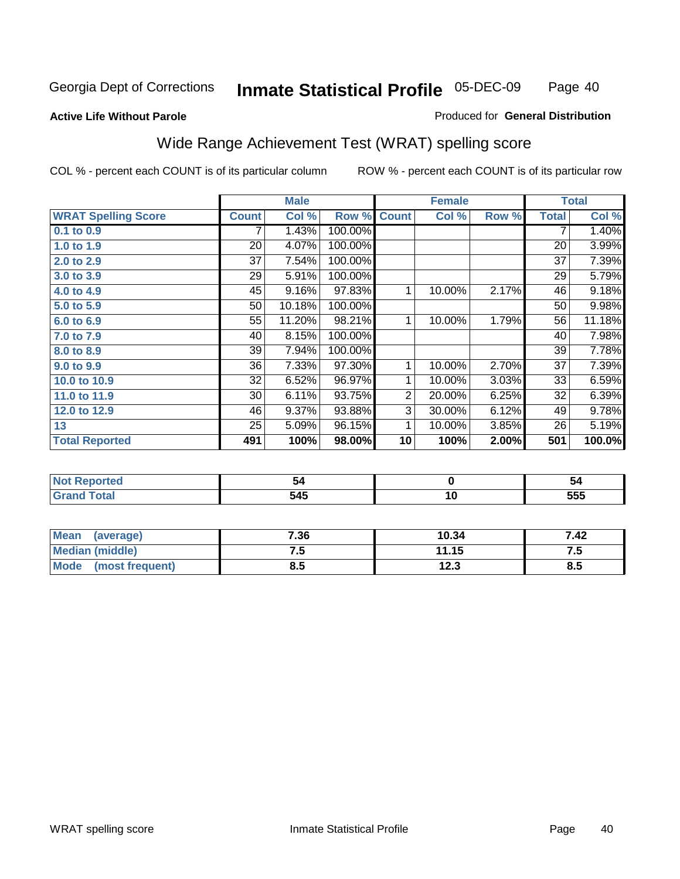Georgia Dept of Corrections **Inmate Statistical Profile** 05-DEC-09

**Active Life Without Parole**

Produced for **General Distribution**

## Wide Range Achievement Test (WRAT) spelling score

COL % - percent each COUNT is of its particular column ROW % - percent each COUNT is of its particular row

| | Male | | | Female | | | Total | |
|---|---|---|---|---|---|---|---|---|
| **WRAT Spelling Score** | **Count** | **Col %** | **Row %** | **Count** | **Col %** | **Row %** | **Total** | **Col %** |
| 0.1 to 0.9 | 7 | 1.43% | 100.00% | | | | 7 | 1.40% |
| 1.0 to 1.9 | 20 | 4.07% | 100.00% | | | | 20 | 3.99% |
| 2.0 to 2.9 | 37 | 7.54% | 100.00% | | | | 37 | 7.39% |
| 3.0 to 3.9 | 29 | 5.91% | 100.00% | | | | 29 | 5.79% |
| 4.0 to 4.9 | 45 | 9.16% | 97.83% | 1 | 10.00% | 2.17% | 46 | 9.18% |
| 5.0 to 5.9 | 50 | 10.18% | 100.00% | | | | 50 | 9.98% |
| 6.0 to 6.9 | 55 | 11.20% | 98.21% | 1 | 10.00% | 1.79% | 56 | 11.18% |
| 7.0 to 7.9 | 40 | 8.15% | 100.00% | | | | 40 | 7.98% |
| 8.0 to 8.9 | 39 | 7.94% | 100.00% | | | | 39 | 7.78% |
| 9.0 to 9.9 | 36 | 7.33% | 97.30% | 1 | 10.00% | 2.70% | 37 | 7.39% |
| 10.0 to 10.9 | 32 | 6.52% | 96.97% | 1 | 10.00% | 3.03% | 33 | 6.59% |
| 11.0 to 11.9 | 30 | 6.11% | 93.75% | 2 | 20.00% | 6.25% | 32 | 6.39% |
| 12.0 to 12.9 | 46 | 9.37% | 93.88% | 3 | 30.00% | 6.12% | 49 | 9.78% |
| 13 | 25 | 5.09% | 96.15% | 1 | 10.00% | 3.85% | 26 | 5.19% |
| **Total Reported** | **491** | **100%** | **98.00%** | **10** | **100%** | **2.00%** | **501** | **100.0%** |

| | Male | Female | Total |
|---|---|---|---|
| Not Reported | 54 | 0 | 54 |
| Grand Total | 545 | 10 | 555 |

| | Male | Female | Total |
|---|---|---|---|
| Mean (average) | 7.36 | 10.34 | 7.42 |
| Median (middle) | 7.5 | 11.15 | 7.5 |
| Mode (most frequent) | 8.5 | 12.3 | 8.5 |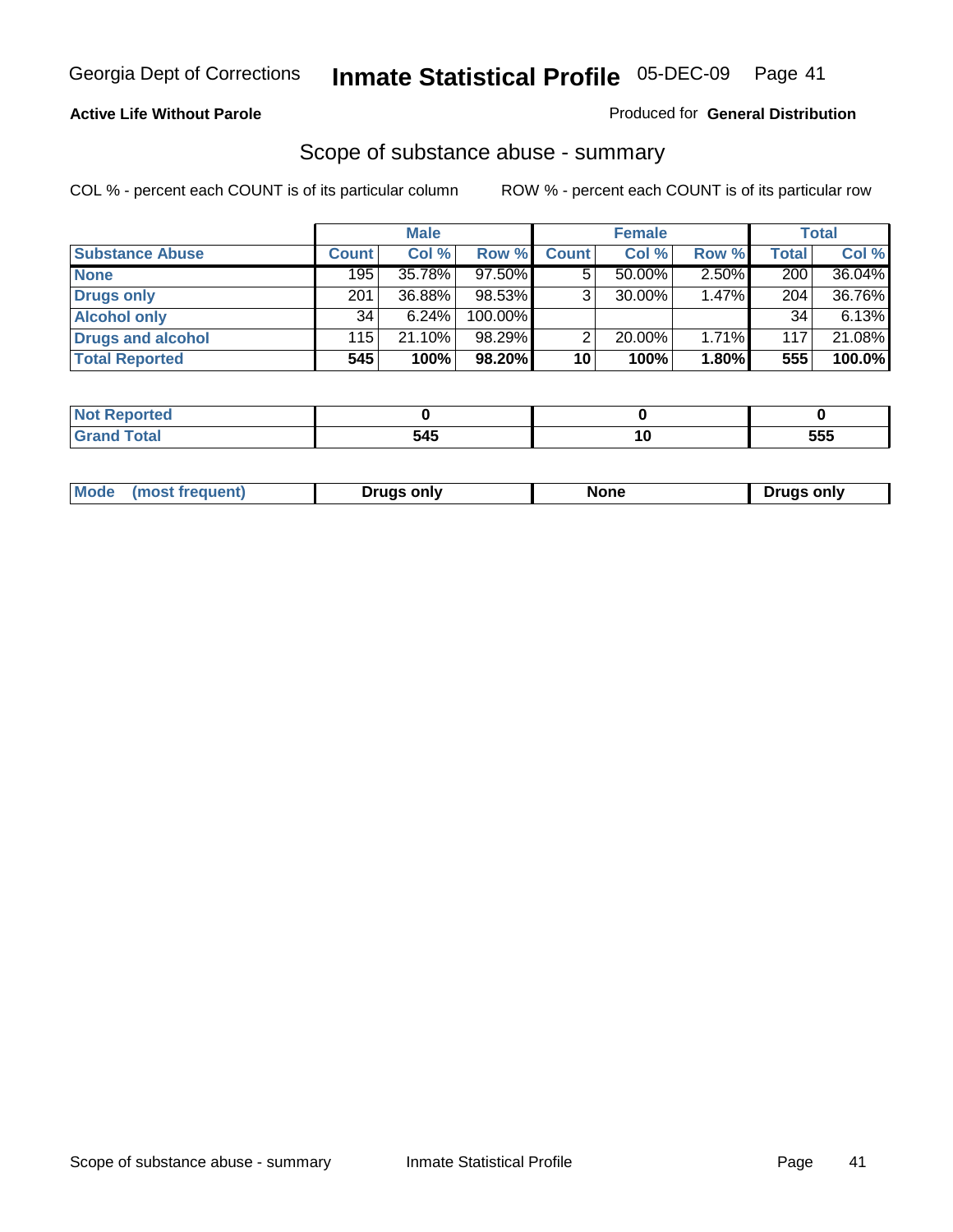Georgia Dept of Corrections **Inmate Statistical Profile** 05-DEC-09

**Active Life Without Parole**

Produced for **General Distribution**

## Scope of substance abuse - summary

COL % - percent each COUNT is of its particular column    ROW % - percent each COUNT is of its particular row

| | Male | | | Female | | | Total | |
|---|---|---|---|---|---|---|---|---|
| **Substance Abuse** | **Count** | **Col %** | **Row %** | **Count** | **Col %** | **Row %** | **Total** | **Col %** |
| **None** | 195 | 35.78% | 97.50% | 5 | 50.00% | 2.50% | 200 | 36.04% |
| **Drugs only** | 201 | 36.88% | 98.53% | 3 | 30.00% | 1.47% | 204 | 36.76% |
| **Alcohol only** | 34 | 6.24% | 100.00% | | | | 34 | 6.13% |
| **Drugs and alcohol** | 115 | 21.10% | 98.29% | 2 | 20.00% | 1.71% | 117 | 21.08% |
| **Total Reported** | **545** | **100%** | **98.20%** | **10** | **100%** | **1.80%** | **555** | **100.0%** |

| | Male | Female | Total |
|---|---|---|---|
| **Not Reported** | **0** | **0** | **0** |
| **Grand Total** | **545** | **10** | **555** |

| | Male | Female | Total |
|---|---|---|---|
| **Mode (most frequent)** | **Drugs only** | **None** | **Drugs only** |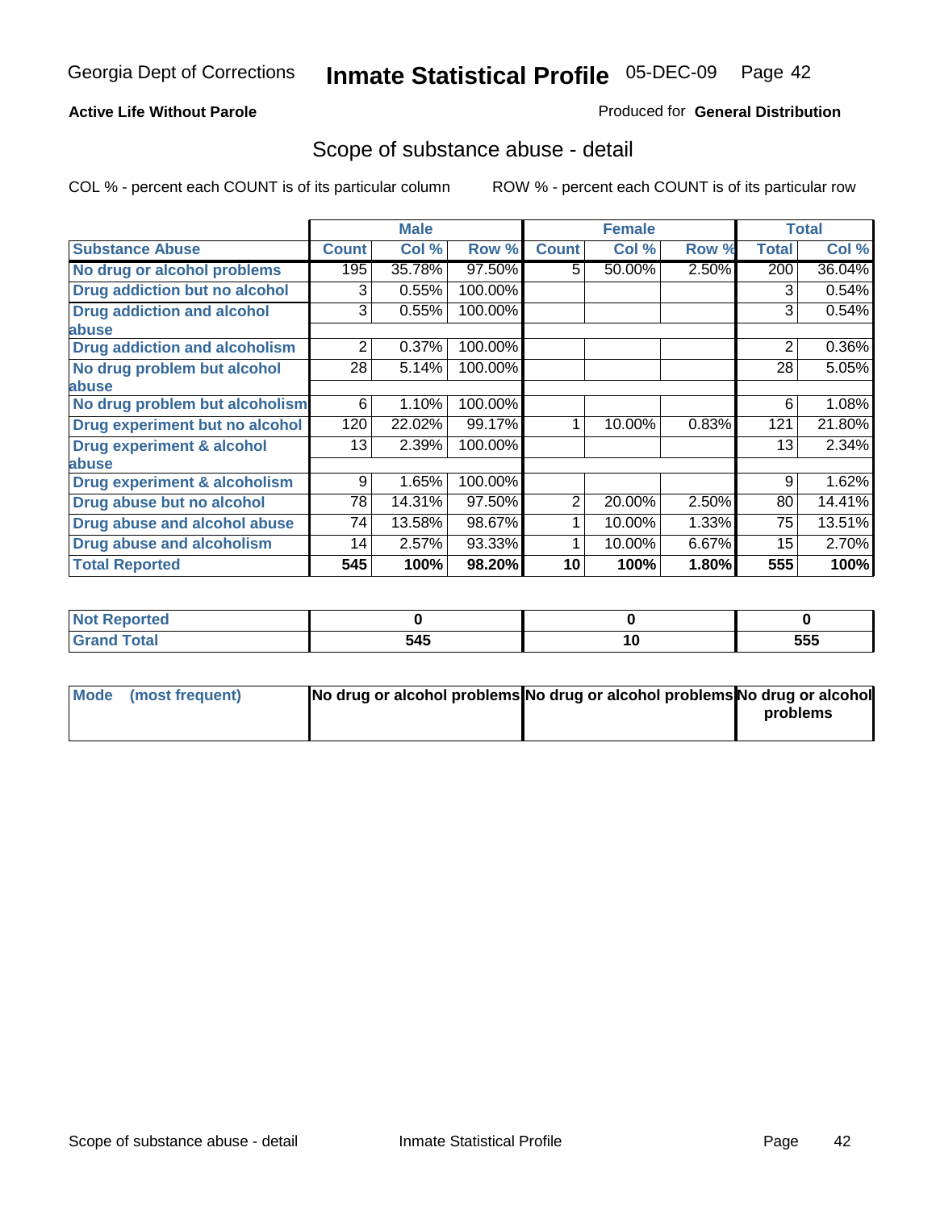Georgia Dept of Corrections **Inmate Statistical Profile** 05-DEC-09

**Active Life Without Parole**

Produced for **General Distribution**

## Scope of substance abuse - detail

COL % - percent each COUNT is of its particular column     ROW % - percent each COUNT is of its particular row

| | Male | | | Female | | | Total | |
|---|---|---|---|---|---|---|---|---|
| **Substance Abuse** | **Count** | **Col %** | **Row %** | **Count** | **Col %** | **Row %** | **Total** | **Col %** |
| **No drug or alcohol problems** | 195 | 35.78% | 97.50% | 5 | 50.00% | 2.50% | 200 | 36.04% |
| **Drug addiction but no alcohol** | 3 | 0.55% | 100.00% | | | | 3 | 0.54% |
| **Drug addiction and alcohol abuse** | 3 | 0.55% | 100.00% | | | | 3 | 0.54% |
| **Drug addiction and alcoholism** | 2 | 0.37% | 100.00% | | | | 2 | 0.36% |
| **No drug problem but alcohol abuse** | 28 | 5.14% | 100.00% | | | | 28 | 5.05% |
| **No drug problem but alcoholism** | 6 | 1.10% | 100.00% | | | | 6 | 1.08% |
| **Drug experiment but no alcohol** | 120 | 22.02% | 99.17% | 1 | 10.00% | 0.83% | 121 | 21.80% |
| **Drug experiment & alcohol abuse** | 13 | 2.39% | 100.00% | | | | 13 | 2.34% |
| **Drug experiment & alcoholism** | 9 | 1.65% | 100.00% | | | | 9 | 1.62% |
| **Drug abuse but no alcohol** | 78 | 14.31% | 97.50% | 2 | 20.00% | 2.50% | 80 | 14.41% |
| **Drug abuse and alcohol abuse** | 74 | 13.58% | 98.67% | 1 | 10.00% | 1.33% | 75 | 13.51% |
| **Drug abuse and alcoholism** | 14 | 2.57% | 93.33% | 1 | 10.00% | 6.67% | 15 | 2.70% |
| **Total Reported** | **545** | **100%** | **98.20%** | **10** | **100%** | **1.80%** | **555** | **100%** |

| | Male | Female | Total |
|---|---|---|---|
| **Not Reported** | **0** | **0** | **0** |
| **Grand Total** | **545** | **10** | **555** |

| | Male | Female | Total |
|---|---|---|---|
| **Mode (most frequent)** | **No drug or alcohol problems** | **No drug or alcohol problems** | **No drug or alcohol problems** |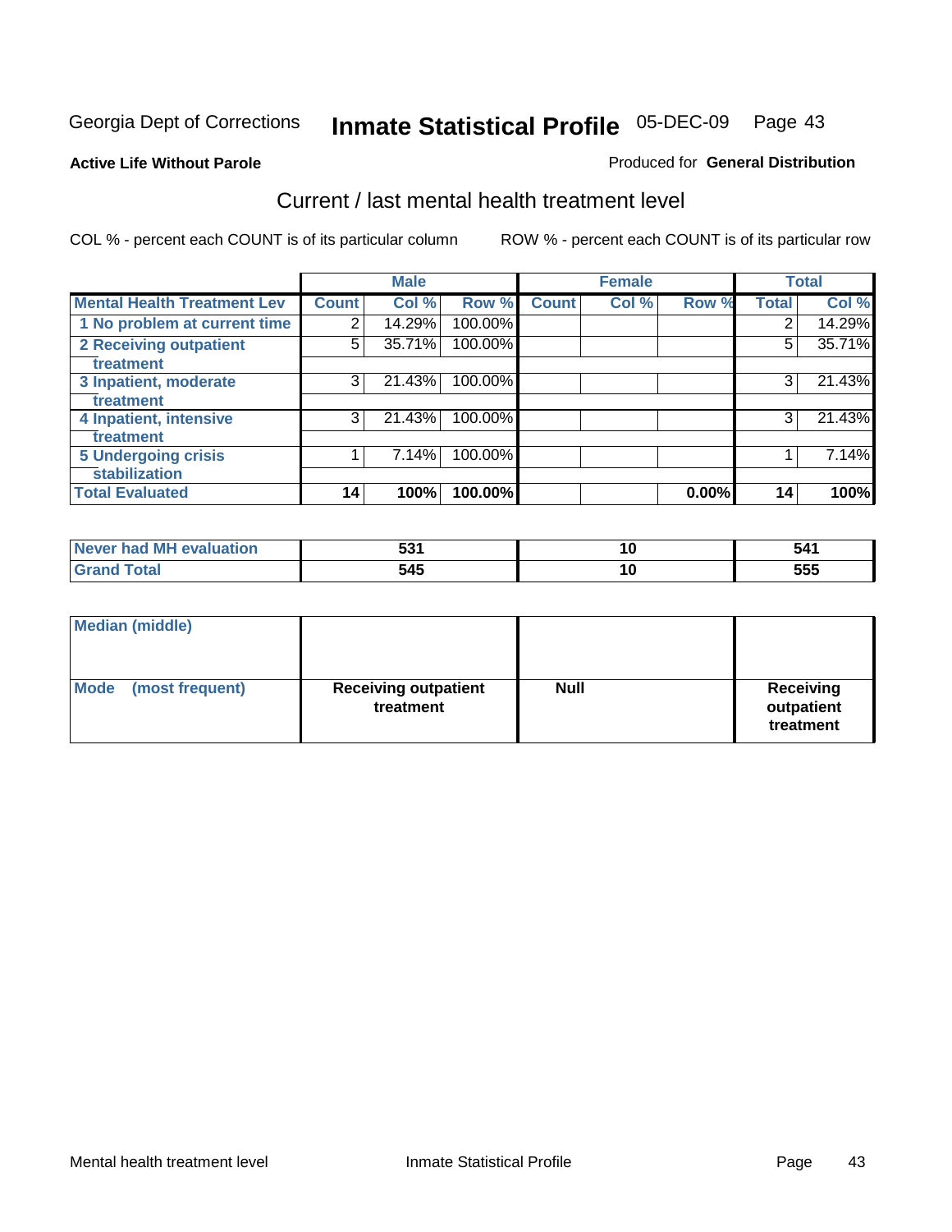Georgia Dept of Corrections **Inmate Statistical Profile** 05-DEC-09

**Active Life Without Parole**

Produced for **General Distribution**

## Current / last mental health treatment level

COL % - percent each COUNT is of its particular column    ROW % - percent each COUNT is of its particular row

| | Male | | | Female | | | Total | |
|---|---|---|---|---|---|---|---|---|
| **Mental Health Treatment Lev** | **Count** | **Col %** | **Row %** | **Count** | **Col %** | **Row %** | **Total** | **Col %** |
| 1 No problem at current time | 2 | 14.29% | 100.00% | | | | 2 | 14.29% |
| 2 Receiving outpatient treatment | 5 | 35.71% | 100.00% | | | | 5 | 35.71% |
| 3 Inpatient, moderate treatment | 3 | 21.43% | 100.00% | | | | 3 | 21.43% |
| 4 Inpatient, intensive treatment | 3 | 21.43% | 100.00% | | | | 3 | 21.43% |
| 5 Undergoing crisis stabilization | 1 | 7.14% | 100.00% | | | | 1 | 7.14% |
| **Total Evaluated** | **14** | **100%** | **100.00%** | | | **0.00%** | **14** | **100%** |

| | Male | Female | Total |
|---|---|---|---|
| **Never had MH evaluation** | **531** | **10** | **541** |
| **Grand Total** | **545** | **10** | **555** |

| | Male | Female | Total |
|---|---|---|---|
| **Median (middle)** | | | |
| **Mode (most frequent)** | **Receiving outpatient treatment** | **Null** | **Receiving outpatient treatment** |

Mental health treatment level    Inmate Statistical Profile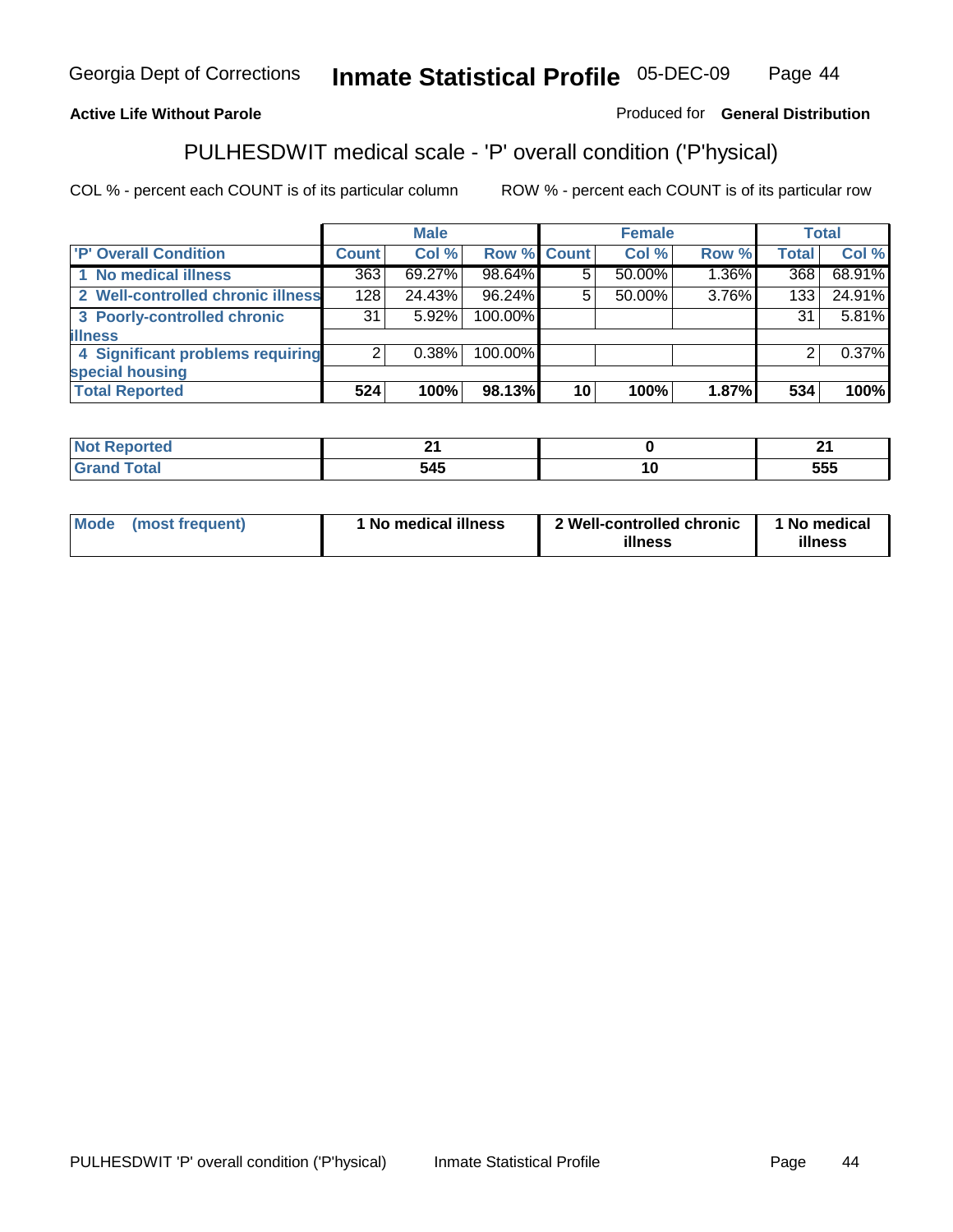Georgia Dept of Corrections **Inmate Statistical Profile** 05-DEC-09

**Active Life Without Parole**

Produced for **General Distribution**

## PULHESDWIT medical scale - 'P' overall condition ('P'hysical)

COL % - percent each COUNT is of its particular column

ROW % - percent each COUNT is of its particular row

| | Male | | | Female | | | Total | |
|---|---|---|---|---|---|---|---|---|
| 'P' Overall Condition | Count | Col % | Row % | Count | Col % | Row % | Total | Col % |
| 1 No medical illness | 363 | 69.27% | 98.64% | 5 | 50.00% | 1.36% | 368 | 68.91% |
| 2 Well-controlled chronic illness | 128 | 24.43% | 96.24% | 5 | 50.00% | 3.76% | 133 | 24.91% |
| 3 Poorly-controlled chronic illness | 31 | 5.92% | 100.00% | | | | 31 | 5.81% |
| 4 Significant problems requiring special housing | 2 | 0.38% | 100.00% | | | | 2 | 0.37% |
| **Total Reported** | **524** | **100%** | **98.13%** | **10** | **100%** | **1.87%** | **534** | **100%** |

| | Male | Female | Total |
|---|---|---|---|
| Not Reported | 21 | 0 | 21 |
| Grand Total | 545 | 10 | 555 |

| | Male | Female | Total |
|---|---|---|---|
| Mode (most frequent) | 1 No medical illness | 2 Well-controlled chronic illness | 1 No medical illness |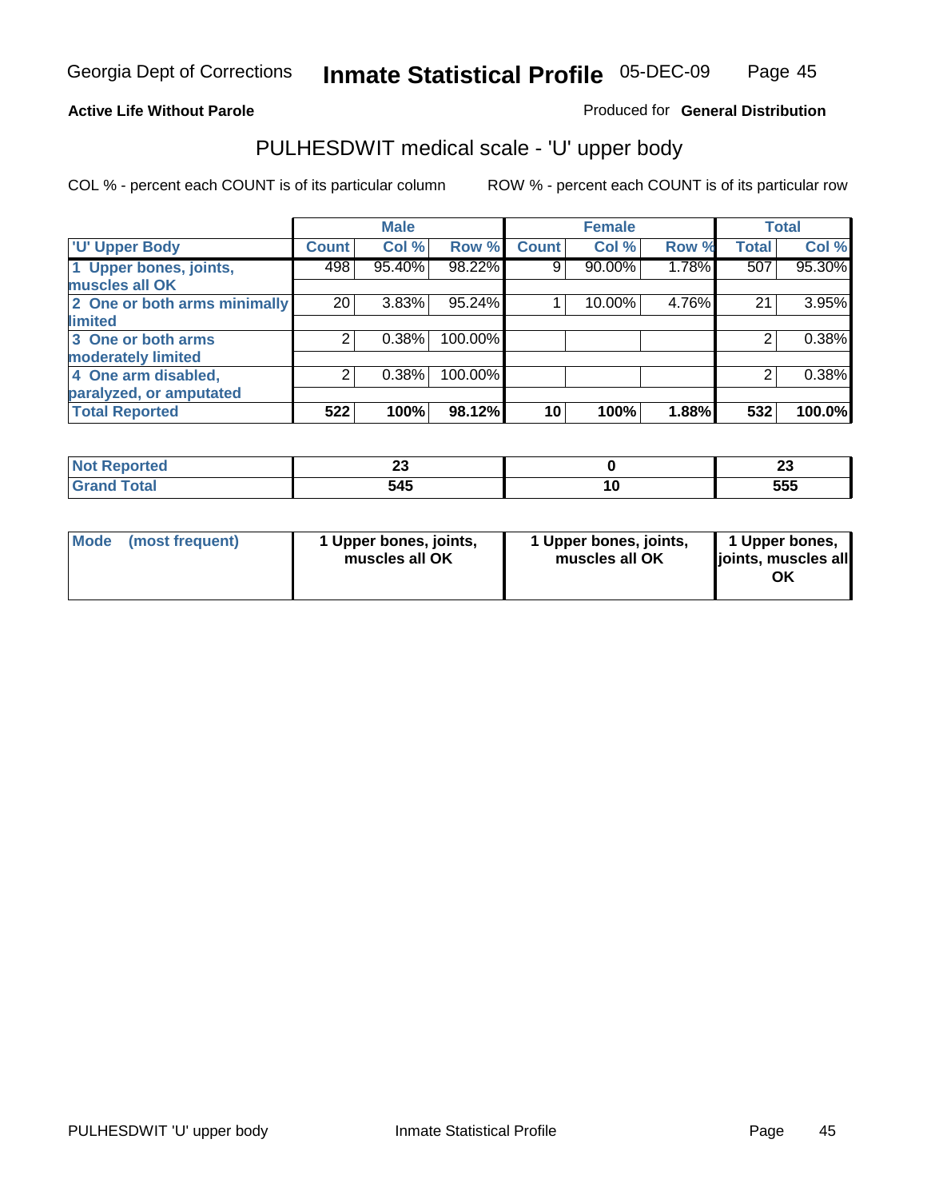Georgia Dept of Corrections **Inmate Statistical Profile** 05-DEC-09

**Active Life Without Parole** Produced for **General Distribution**

## PULHESDWIT medical scale - 'U' upper body

COL % - percent each COUNT is of its particular column     ROW % - percent each COUNT is of its particular row

| | Male | | | Female | | | Total | |
|---|---|---|---|---|---|---|---|---|
| 'U' Upper Body | Count | Col % | Row % | Count | Col % | Row % | Total | Col % |
| 1 Upper bones, joints, muscles all OK | 498 | 95.40% | 98.22% | 9 | 90.00% | 1.78% | 507 | 95.30% |
| 2 One or both arms minimally limited | 20 | 3.83% | 95.24% | 1 | 10.00% | 4.76% | 21 | 3.95% |
| 3 One or both arms moderately limited | 2 | 0.38% | 100.00% | | | | 2 | 0.38% |
| 4 One arm disabled, paralyzed, or amputated | 2 | 0.38% | 100.00% | | | | 2 | 0.38% |
| **Total Reported** | **522** | **100%** | **98.12%** | **10** | **100%** | **1.88%** | **532** | **100.0%** |

| | Male | Female | Total |
|---|---|---|---|
| Not Reported | 23 | 0 | 23 |
| Grand Total | 545 | 10 | 555 |

| | Male | Female | Total |
|---|---|---|---|
| Mode (most frequent) | 1 Upper bones, joints, muscles all OK | 1 Upper bones, joints, muscles all OK | 1 Upper bones, joints, muscles all OK |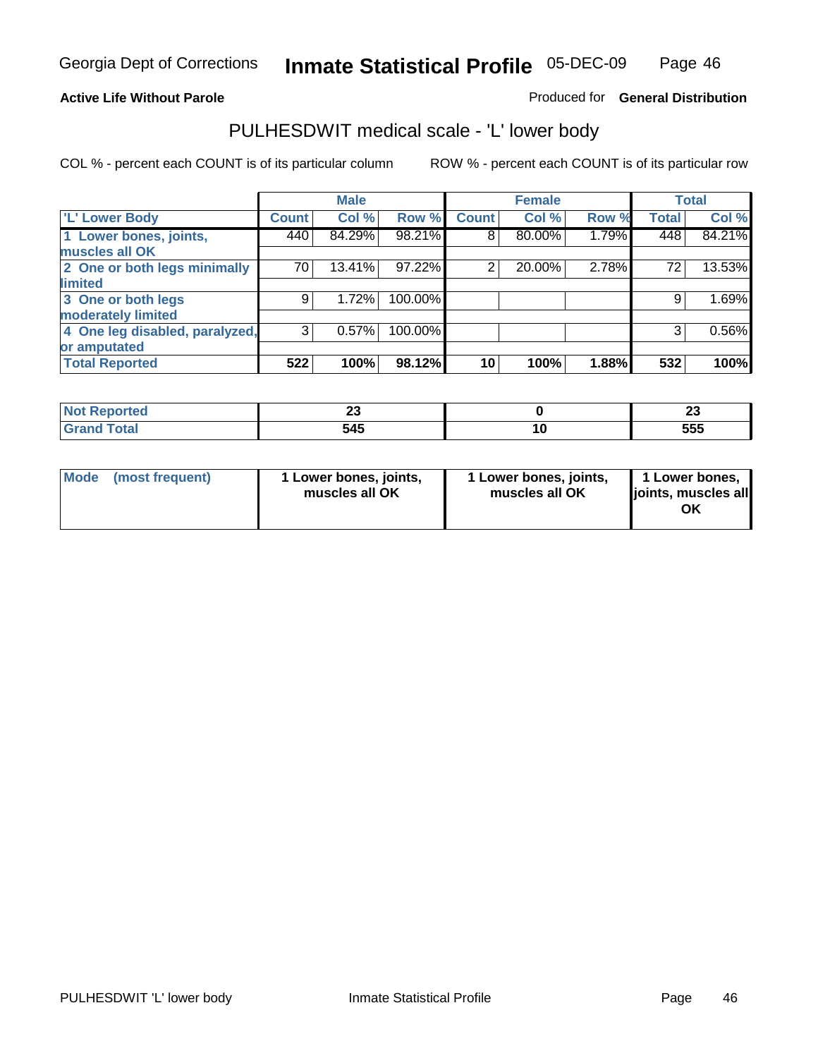Georgia Dept of Corrections **Inmate Statistical Profile** 05-DEC-09

**Active Life Without Parole**

Produced for **General Distribution**

## PULHESDWIT medical scale - 'L' lower body

COL % - percent each COUNT is of its particular column

ROW % - percent each COUNT is of its particular row

| | Male | | | Female | | | Total | |
|---|---|---|---|---|---|---|---|---|
| 'L' Lower Body | Count | Col % | Row % | Count | Col % | Row % | Total | Col % |
| 1 Lower bones, joints, muscles all OK | 440 | 84.29% | 98.21% | 8 | 80.00% | 1.79% | 448 | 84.21% |
| 2 One or both legs minimally limited | 70 | 13.41% | 97.22% | 2 | 20.00% | 2.78% | 72 | 13.53% |
| 3 One or both legs moderately limited | 9 | 1.72% | 100.00% | | | | 9 | 1.69% |
| 4 One leg disabled, paralyzed, or amputated | 3 | 0.57% | 100.00% | | | | 3 | 0.56% |
| **Total Reported** | **522** | **100%** | **98.12%** | **10** | **100%** | **1.88%** | **532** | **100%** |

| | Male | Female | Total |
|---|---|---|---|
| Not Reported | 23 | 0 | 23 |
| Grand Total | 545 | 10 | 555 |

| | Male | Female | Total |
|---|---|---|---|
| Mode (most frequent) | 1 Lower bones, joints, muscles all OK | 1 Lower bones, joints, muscles all OK | 1 Lower bones, joints, muscles all OK |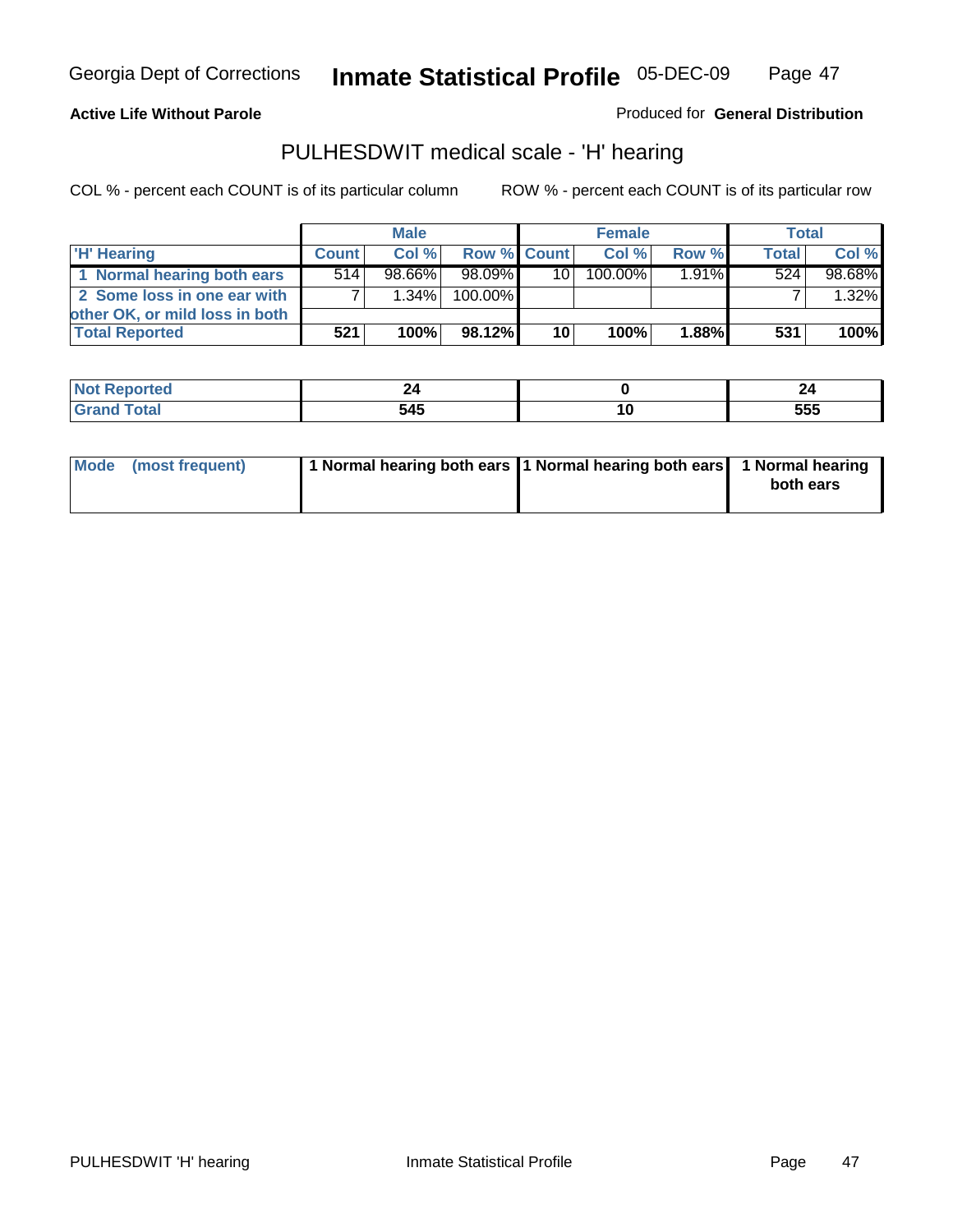Georgia Dept of Corrections **Inmate Statistical Profile** 05-DEC-09

**Active Life Without Parole**

Produced for **General Distribution**

## PULHESDWIT medical scale - 'H' hearing

COL % - percent each COUNT is of its particular column

ROW % - percent each COUNT is of its particular row

| | Male | | | Female | | | Total | |
|---|---|---|---|---|---|---|---|---|
| 'H' Hearing | Count | Col % | Row % | Count | Col % | Row % | Total | Col % |
| 1 Normal hearing both ears | 514 | 98.66% | 98.09% | 10 | 100.00% | 1.91% | 524 | 98.68% |
| 2 Some loss in one ear with other OK, or mild loss in both | 7 | 1.34% | 100.00% | | | | 7 | 1.32% |
| **Total Reported** | **521** | **100%** | **98.12%** | **10** | **100%** | **1.88%** | **531** | **100%** |

| | Male | Female | Total |
|---|---|---|---|
| Not Reported | 24 | 0 | 24 |
| Grand Total | 545 | 10 | 555 |

| | Male | Female | Total |
|---|---|---|---|
| Mode (most frequent) | 1 Normal hearing both ears | 1 Normal hearing both ears | 1 Normal hearing both ears |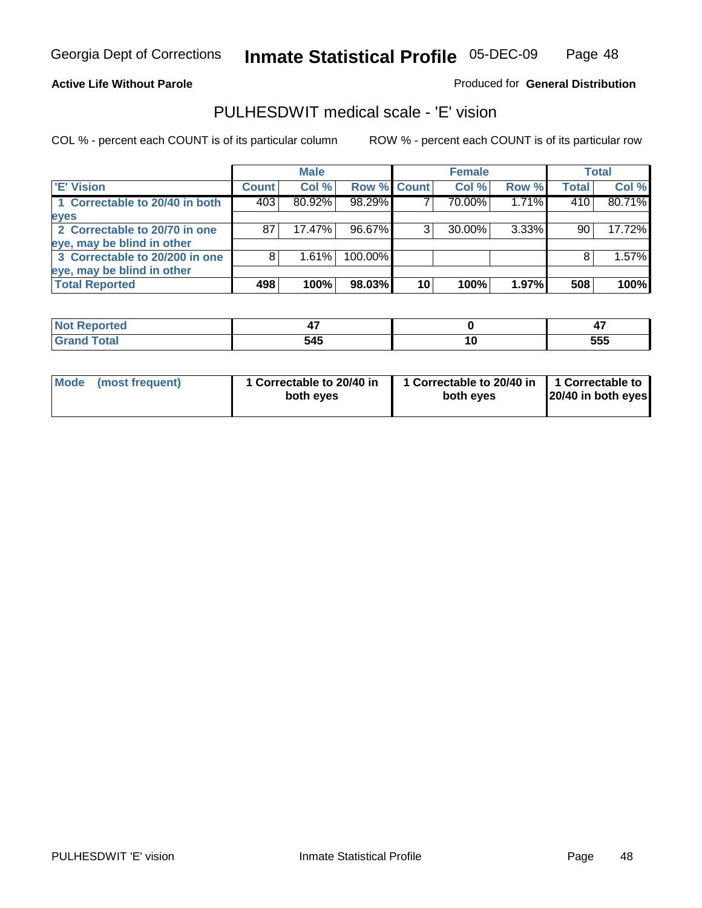Georgia Dept of Corrections **Inmate Statistical Profile** 05-DEC-09

**Active Life Without Parole**

Produced for **General Distribution**

## PULHESDWIT medical scale - 'E' vision

COL % - percent each COUNT is of its particular column

ROW % - percent each COUNT is of its particular row

| | Male | | | Female | | | Total | |
|---|---|---|---|---|---|---|---|---|
| 'E' Vision | Count | Col % | Row % | Count | Col % | Row % | Total | Col % |
| 1 Correctable to 20/40 in both eyes | 403 | 80.92% | 98.29% | 7 | 70.00% | 1.71% | 410 | 80.71% |
| 2 Correctable to 20/70 in one eye, may be blind in other | 87 | 17.47% | 96.67% | 3 | 30.00% | 3.33% | 90 | 17.72% |
| 3 Correctable to 20/200 in one eye, may be blind in other | 8 | 1.61% | 100.00% | | | | 8 | 1.57% |
| **Total Reported** | **498** | **100%** | **98.03%** | **10** | **100%** | **1.97%** | **508** | **100%** |

| | Male | Female | Total |
|---|---|---|---|
| Not Reported | 47 | 0 | 47 |
| Grand Total | 545 | 10 | 555 |

| | Male | Female | Total |
|---|---|---|---|
| Mode (most frequent) | 1 Correctable to 20/40 in both eyes | 1 Correctable to 20/40 in both eyes | 1 Correctable to 20/40 in both eyes |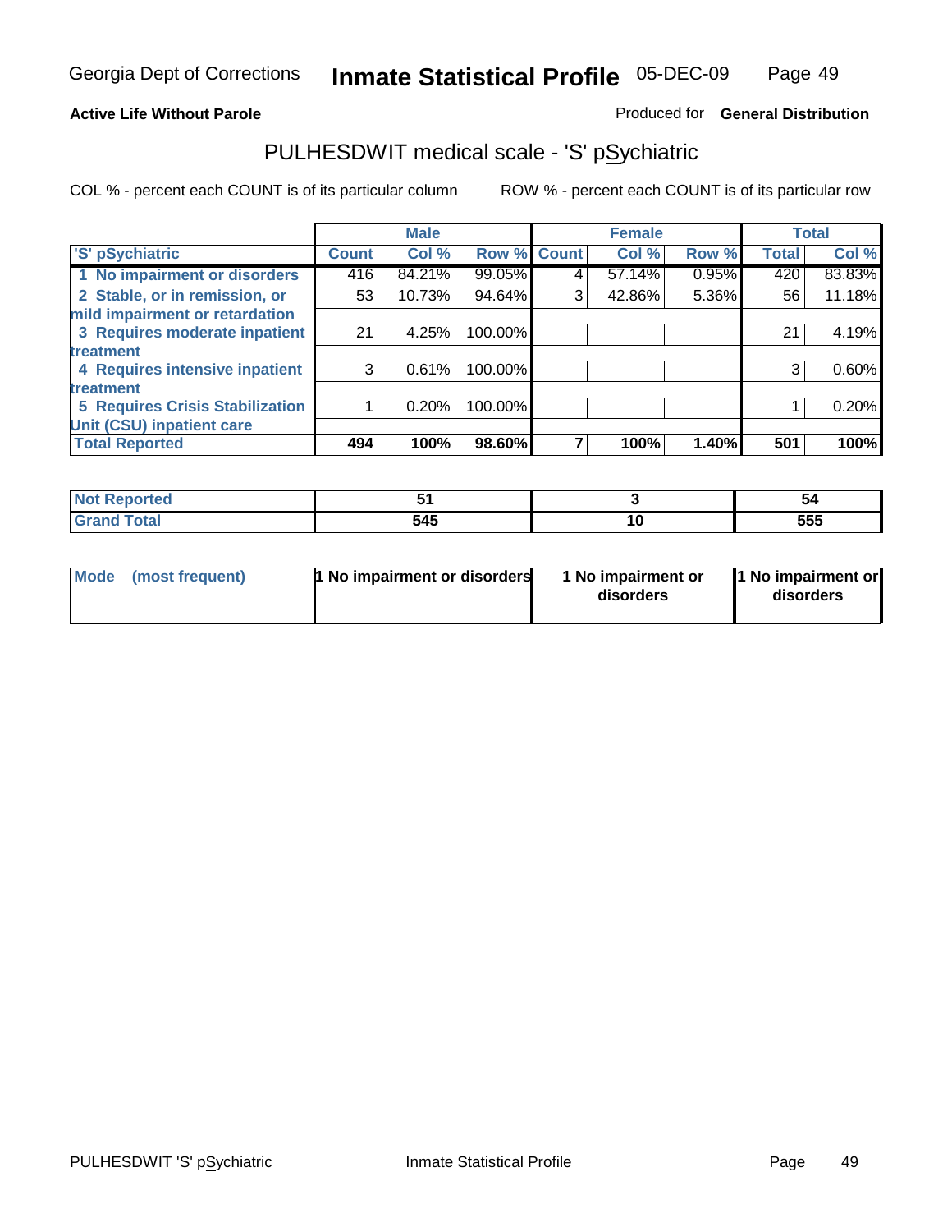Georgia Dept of Corrections **Inmate Statistical Profile** 05-DEC-09

**Active Life Without Parole**

Produced for **General Distribution**

## PULHESDWIT medical scale - 'S' pSychiatric

COL % - percent each COUNT is of its particular column

ROW % - percent each COUNT is of its particular row

| | Male | | | Female | | | Total | |
|---|---|---|---|---|---|---|---|---|
| 'S' pSychiatric | Count | Col % | Row % | Count | Col % | Row % | Total | Col % |
| 1 No impairment or disorders | 416 | 84.21% | 99.05% | 4 | 57.14% | 0.95% | 420 | 83.83% |
| 2 Stable, or in remission, or mild impairment or retardation | 53 | 10.73% | 94.64% | 3 | 42.86% | 5.36% | 56 | 11.18% |
| 3 Requires moderate inpatient treatment | 21 | 4.25% | 100.00% | | | | 21 | 4.19% |
| 4 Requires intensive inpatient treatment | 3 | 0.61% | 100.00% | | | | 3 | 0.60% |
| 5 Requires Crisis Stabilization Unit (CSU) inpatient care | 1 | 0.20% | 100.00% | | | | 1 | 0.20% |
| **Total Reported** | **494** | **100%** | **98.60%** | **7** | **100%** | **1.40%** | **501** | **100%** |

| | Male | Female | Total |
|---|---|---|---|
| Not Reported | 51 | 3 | 54 |
| Grand Total | 545 | 10 | 555 |

| | Male | Female | Total |
|---|---|---|---|
| Mode (most frequent) | 1 No impairment or disorders | 1 No impairment or disorders | 1 No impairment or disorders |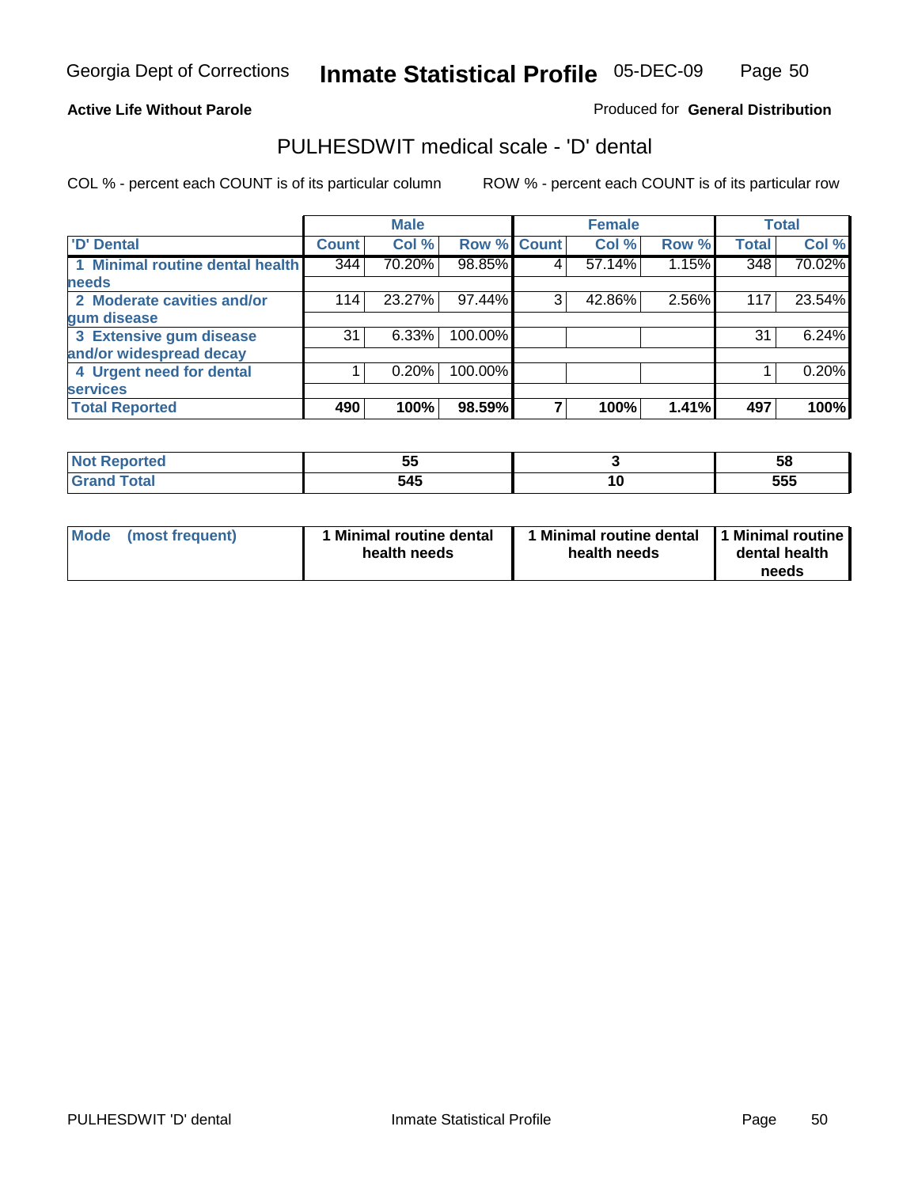Georgia Dept of Corrections **Inmate Statistical Profile** 05-DEC-09

**Active Life Without Parole**

Produced for **General Distribution**

## PULHESDWIT medical scale - 'D' dental

COL % - percent each COUNT is of its particular column

ROW % - percent each COUNT is of its particular row

| | Male | | | Female | | | Total | |
|---|---|---|---|---|---|---|---|---|
| **'D' Dental** | **Count** | **Col %** | **Row %** | **Count** | **Col %** | **Row %** | **Total** | **Col %** |
| **1 Minimal routine dental health needs** | 344 | 70.20% | 98.85% | 4 | 57.14% | 1.15% | 348 | 70.02% |
| **2 Moderate cavities and/or gum disease** | 114 | 23.27% | 97.44% | 3 | 42.86% | 2.56% | 117 | 23.54% |
| **3 Extensive gum disease and/or widespread decay** | 31 | 6.33% | 100.00% | | | | 31 | 6.24% |
| **4 Urgent need for dental services** | 1 | 0.20% | 100.00% | | | | 1 | 0.20% |
| **Total Reported** | **490** | **100%** | **98.59%** | **7** | **100%** | **1.41%** | **497** | **100%** |

| | Male | Female | Total |
|---|---|---|---|
| **Not Reported** | **55** | **3** | **58** |
| **Grand Total** | **545** | **10** | **555** |

| | Male | Female | Total |
|---|---|---|---|
| **Mode (most frequent)** | **1 Minimal routine dental health needs** | **1 Minimal routine dental health needs** | **1 Minimal routine dental health needs** |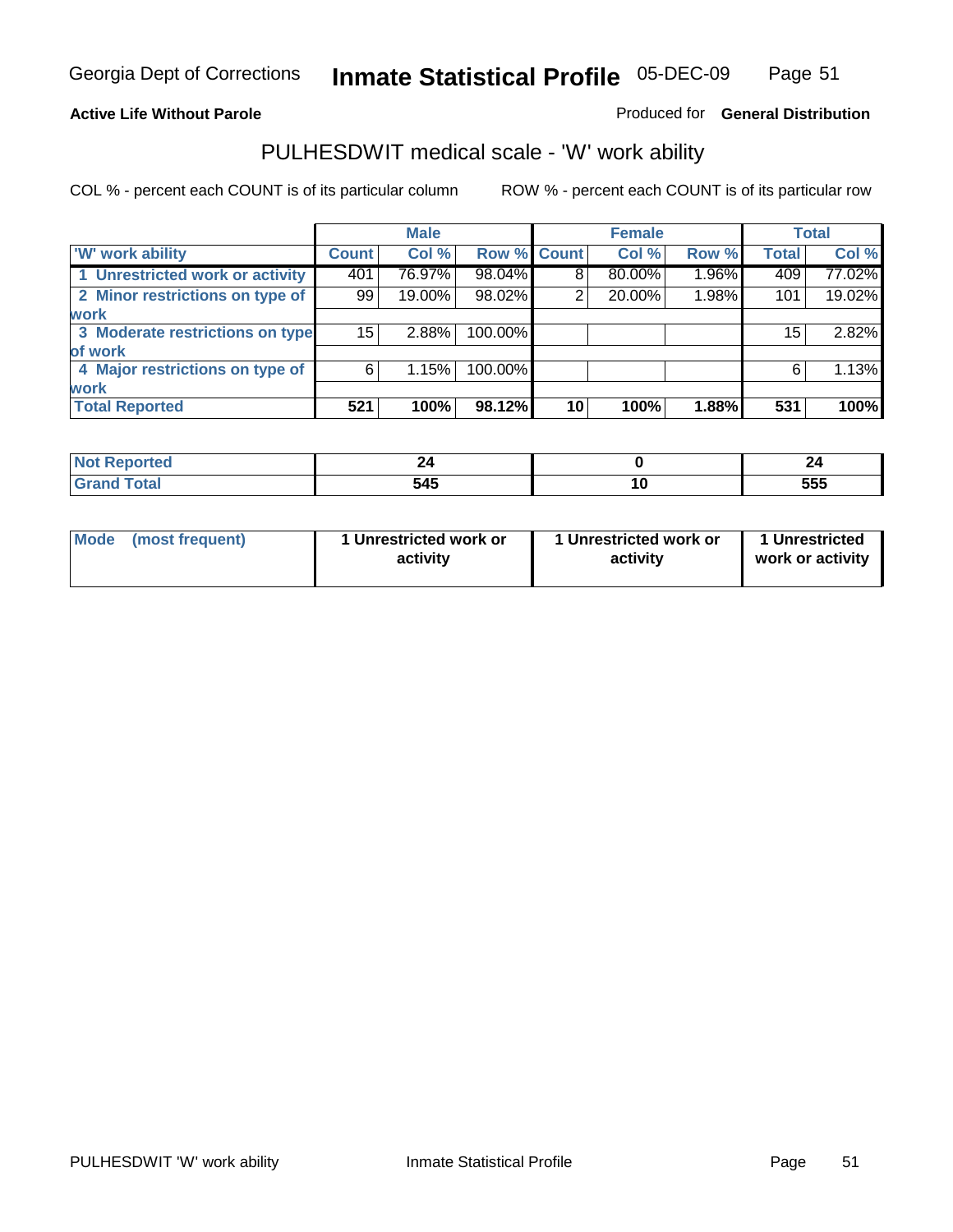Georgia Dept of Corrections **Inmate Statistical Profile** 05-DEC-09

**Active Life Without Parole**

Produced for **General Distribution**

## PULHESDWIT medical scale - 'W' work ability

COL % - percent each COUNT is of its particular column    ROW % - percent each COUNT is of its particular row

| | Male | | | Female | | | Total | |
|---|---|---|---|---|---|---|---|---|
| 'W' work ability | Count | Col % | Row % | Count | Col % | Row % | Total | Col % |
| 1 Unrestricted work or activity | 401 | 76.97% | 98.04% | 8 | 80.00% | 1.96% | 409 | 77.02% |
| 2 Minor restrictions on type of work | 99 | 19.00% | 98.02% | 2 | 20.00% | 1.98% | 101 | 19.02% |
| 3 Moderate restrictions on type of work | 15 | 2.88% | 100.00% | | | | 15 | 2.82% |
| 4 Major restrictions on type of work | 6 | 1.15% | 100.00% | | | | 6 | 1.13% |
| **Total Reported** | **521** | **100%** | **98.12%** | **10** | **100%** | **1.88%** | **531** | **100%** |

| | Male | Female | Total |
|---|---|---|---|
| Not Reported | 24 | 0 | 24 |
| Grand Total | 545 | 10 | 555 |

| | Male | Female | Total |
|---|---|---|---|
| Mode (most frequent) | 1 Unrestricted work or activity | 1 Unrestricted work or activity | 1 Unrestricted work or activity |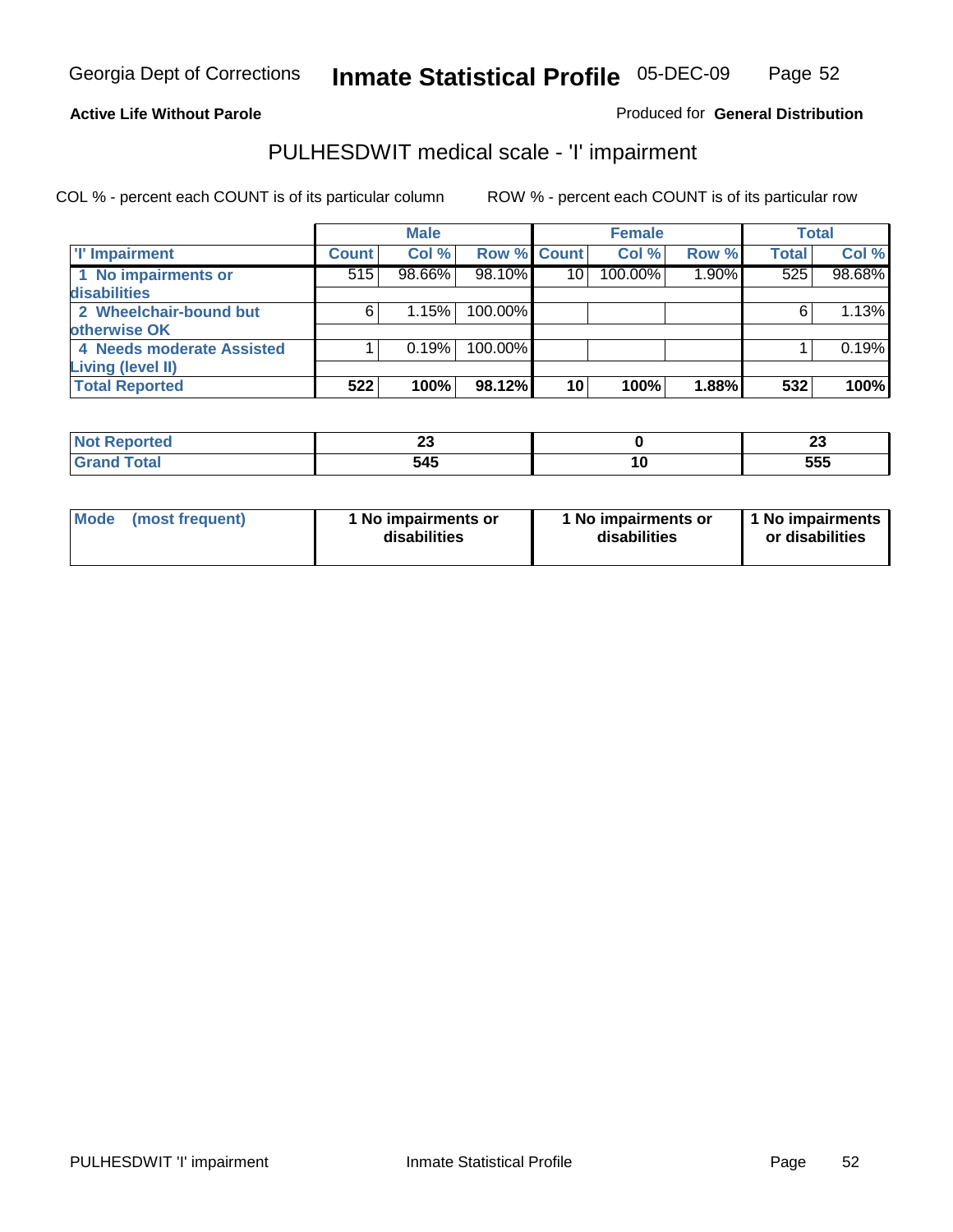**Active Life Without Parole**

Produced for **General Distribution**

## PULHESDWIT medical scale - 'I' impairment

COL % - percent each COUNT is of its particular column

ROW % - percent each COUNT is of its particular row

| | Male | | | Female | | | Total | |
|---|---|---|---|---|---|---|---|---|
| **'I' Impairment** | **Count** | **Col %** | **Row %** | **Count** | **Col %** | **Row %** | **Total** | **Col %** |
| **1 No impairments or disabilities** | 515 | 98.66% | 98.10% | 10 | 100.00% | 1.90% | 525 | 98.68% |
| **2 Wheelchair-bound but otherwise OK** | 6 | 1.15% | 100.00% | | | | 6 | 1.13% |
| **4 Needs moderate Assisted Living (level II)** | 1 | 0.19% | 100.00% | | | | 1 | 0.19% |
| **Total Reported** | **522** | **100%** | **98.12%** | **10** | **100%** | **1.88%** | **532** | **100%** |

| | Male | Female | Total |
|---|---|---|---|
| **Not Reported** | **23** | **0** | **23** |
| **Grand Total** | **545** | **10** | **555** |

| | Male | Female | Total |
|---|---|---|---|
| **Mode (most frequent)** | **1 No impairments or disabilities** | **1 No impairments or disabilities** | **1 No impairments or disabilities** |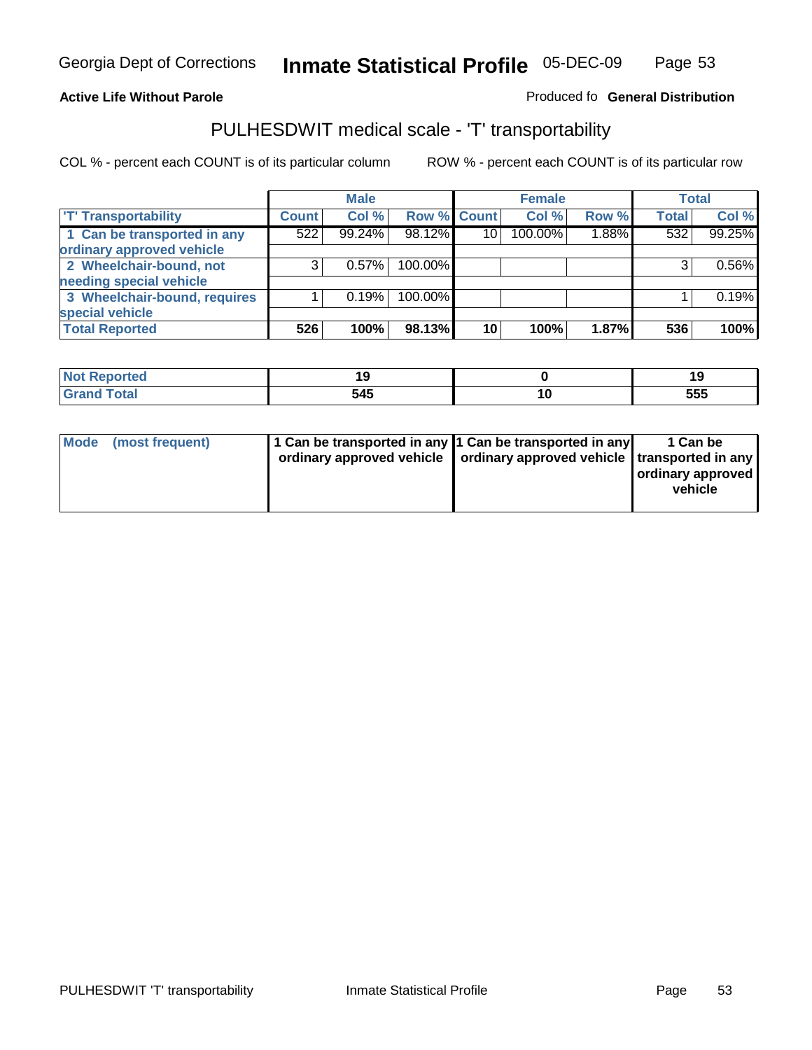Georgia Dept of Corrections **Inmate Statistical Profile** 05-DEC-09

**Active Life Without Parole**

Produced fo **General Distribution**

## PULHESDWIT medical scale - 'T' transportability

COL % - percent each COUNT is of its particular column ROW % - percent each COUNT is of its particular row

| | Male | | | Female | | | Total | |
|---|---|---|---|---|---|---|---|---|
| 'T' Transportability | Count | Col % | Row % | Count | Col % | Row % | Total | Col % |
| 1 Can be transported in any ordinary approved vehicle | 522 | 99.24% | 98.12% | 10 | 100.00% | 1.88% | 532 | 99.25% |
| 2 Wheelchair-bound, not needing special vehicle | 3 | 0.57% | 100.00% | | | | 3 | 0.56% |
| 3 Wheelchair-bound, requires special vehicle | 1 | 0.19% | 100.00% | | | | 1 | 0.19% |
| **Total Reported** | **526** | **100%** | **98.13%** | **10** | **100%** | **1.87%** | **536** | **100%** |

| | Male | Female | Total |
|---|---|---|---|
| Not Reported | 19 | 0 | 19 |
| Grand Total | 545 | 10 | 555 |

| | Male | Female | Total |
|---|---|---|---|
| Mode (most frequent) | 1 Can be transported in any ordinary approved vehicle | 1 Can be transported in any ordinary approved vehicle | 1 Can be transported in any ordinary approved vehicle |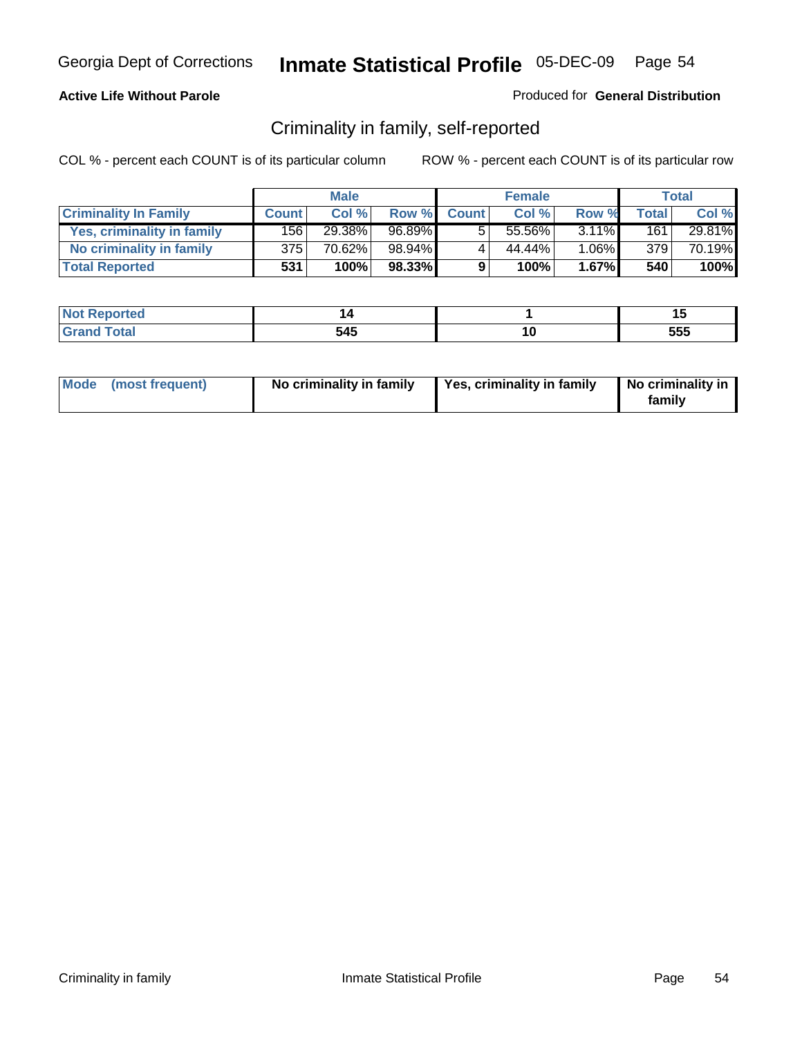**Active Life Without Parole**

Produced for **General Distribution**

## Criminality in family, self-reported

COL % - percent each COUNT is of its particular column

ROW % - percent each COUNT is of its particular row

| | Male | | | Female | | | Total | |
|---|---|---|---|---|---|---|---|---|
| **Criminality In Family** | **Count** | **Col %** | **Row %** | **Count** | **Col %** | **Row %** | **Total** | **Col %** |
| Yes, criminality in family | 156 | 29.38% | 96.89% | 5 | 55.56% | 3.11% | 161 | 29.81% |
| No criminality in family | 375 | 70.62% | 98.94% | 4 | 44.44% | 1.06% | 379 | 70.19% |
| **Total Reported** | **531** | **100%** | **98.33%** | **9** | **100%** | **1.67%** | **540** | **100%** |

| | Male | Female | Total |
|---|---|---|---|
| Not Reported | 14 | 1 | 15 |
| Grand Total | 545 | 10 | 555 |

| | Male | Female | Total |
|---|---|---|---|
| Mode (most frequent) | No criminality in family | Yes, criminality in family | No criminality in family |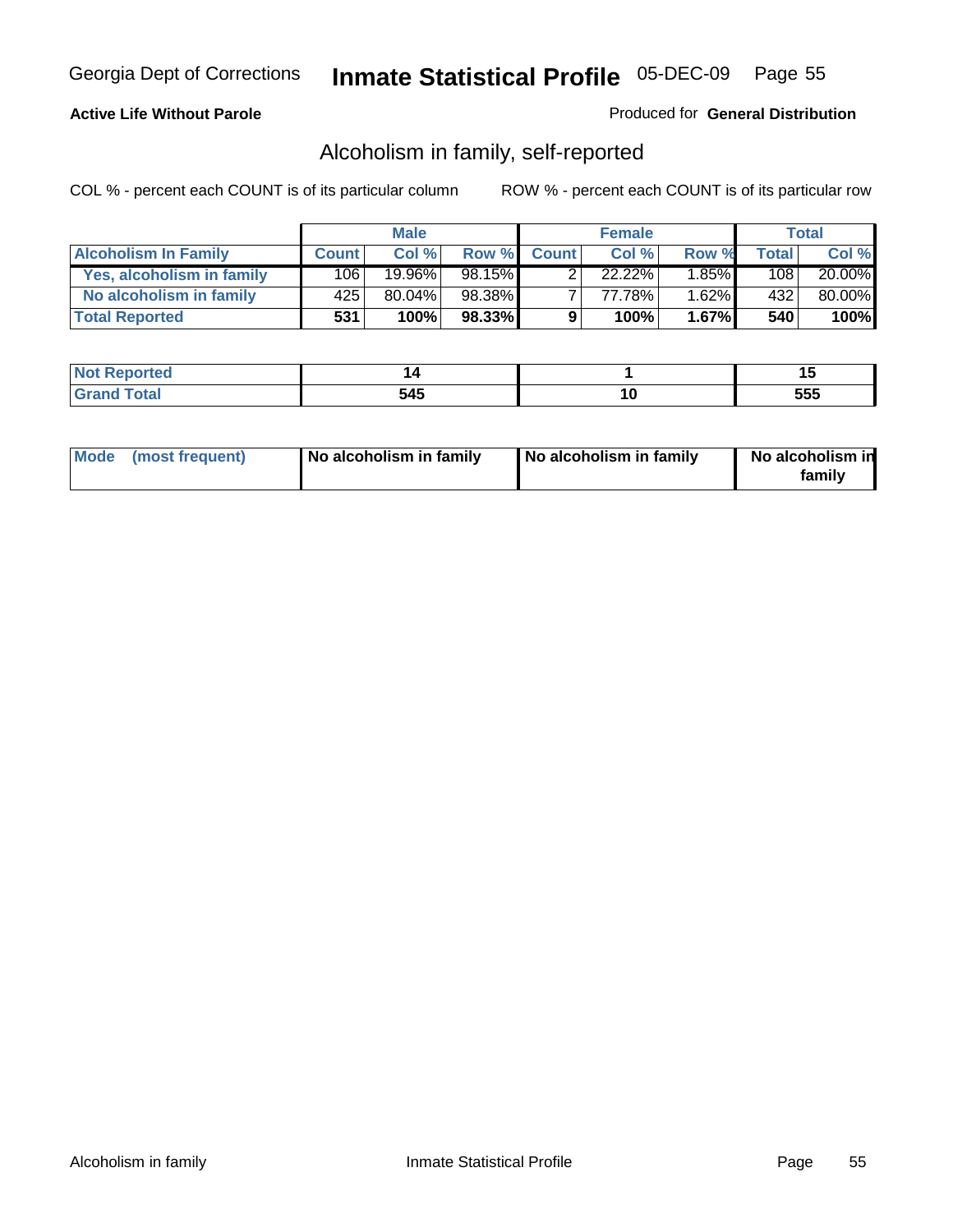Georgia Dept of Corrections **Inmate Statistical Profile** 05-DEC-09

**Active Life Without Parole**

Produced for **General Distribution**

## Alcoholism in family, self-reported

COL % - percent each COUNT is of its particular column

ROW % - percent each COUNT is of its particular row

| | Male | | | Female | | | Total | |
|---|---|---|---|---|---|---|---|---|
| **Alcoholism In Family** | **Count** | **Col %** | **Row %** | **Count** | **Col %** | **Row %** | **Total** | **Col %** |
| **Yes, alcoholism in family** | 106 | 19.96% | 98.15% | 2 | 22.22% | 1.85% | 108 | 20.00% |
| **No alcoholism in family** | 425 | 80.04% | 98.38% | 7 | 77.78% | 1.62% | 432 | 80.00% |
| **Total Reported** | **531** | **100%** | **98.33%** | **9** | **100%** | **1.67%** | **540** | **100%** |

| | Male | Female | Total |
|---|---|---|---|
| **Not Reported** | **14** | **1** | **15** |
| **Grand Total** | **545** | **10** | **555** |

| | Male | Female | Total |
|---|---|---|---|
| **Mode (most frequent)** | **No alcoholism in family** | **No alcoholism in family** | **No alcoholism in family** |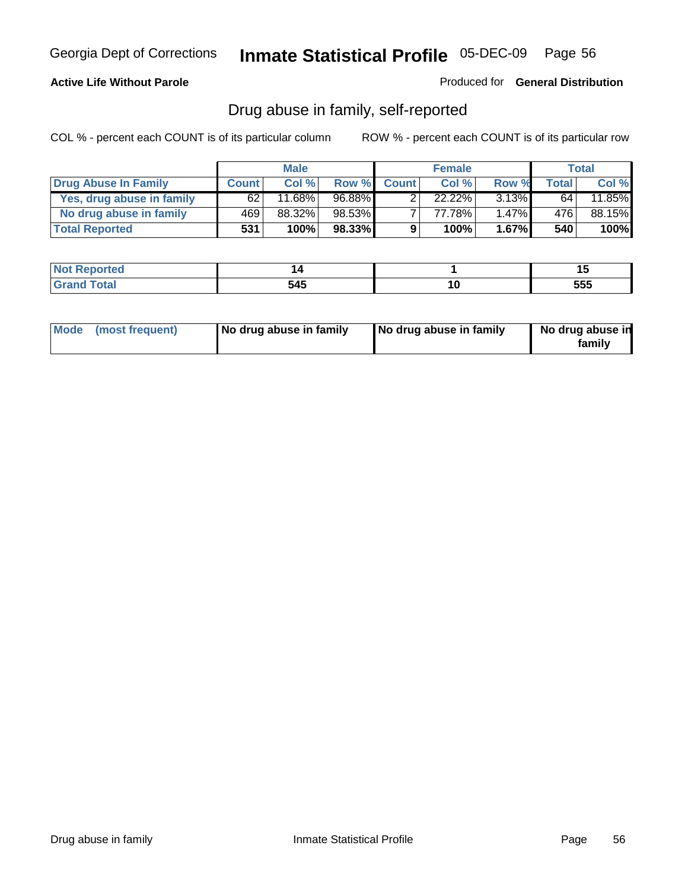**Active Life Without Parole**

Produced for **General Distribution**

## Drug abuse in family, self-reported

COL % - percent each COUNT is of its particular column

ROW % - percent each COUNT is of its particular row

| | Male | | | Female | | | Total | |
|---|---|---|---|---|---|---|---|---|
| **Drug Abuse In Family** | **Count** | **Col %** | **Row %** | **Count** | **Col %** | **Row %** | **Total** | **Col %** |
| Yes, drug abuse in family | 62 | 11.68% | 96.88% | 2 | 22.22% | 3.13% | 64 | 11.85% |
| No drug abuse in family | 469 | 88.32% | 98.53% | 7 | 77.78% | 1.47% | 476 | 88.15% |
| **Total Reported** | **531** | **100%** | **98.33%** | **9** | **100%** | **1.67%** | **540** | **100%** |

| | Male | Female | Total |
|---|---|---|---|
| **Not Reported** | **14** | **1** | **15** |
| **Grand Total** | **545** | **10** | **555** |

| | Male | Female | Total |
|---|---|---|---|
| **Mode (most frequent)** | **No drug abuse in family** | **No drug abuse in family** | **No drug abuse in family** |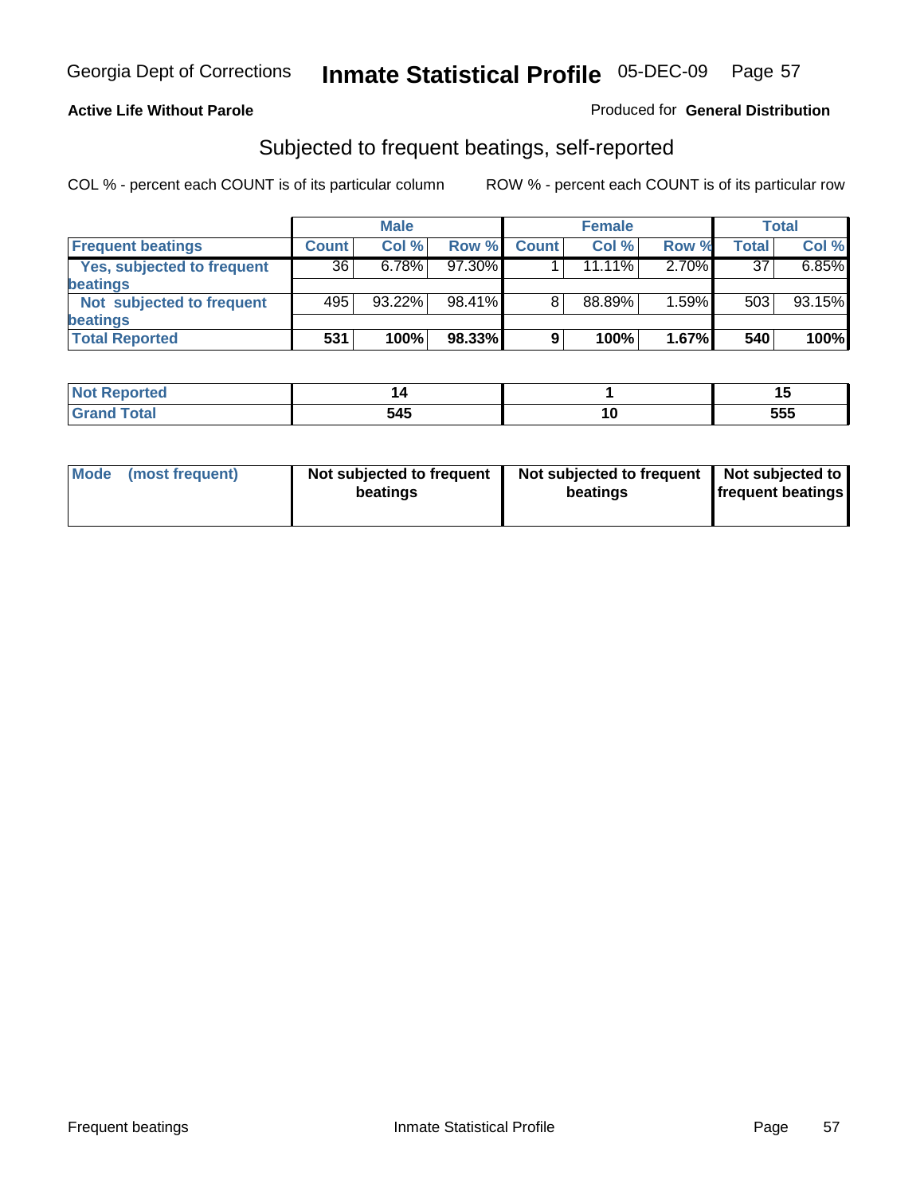Georgia Dept of Corrections **Inmate Statistical Profile** 05-DEC-09

**Active Life Without Parole**

Produced for **General Distribution**

## Subjected to frequent beatings, self-reported

COL % - percent each COUNT is of its particular column

ROW % - percent each COUNT is of its particular row

| | Male | | | Female | | | Total | |
|---|---|---|---|---|---|---|---|---|
| Frequent beatings | Count | Col % | Row % | Count | Col % | Row % | Total | Col % |
| Yes, subjected to frequent beatings | 36 | 6.78% | 97.30% | 1 | 11.11% | 2.70% | 37 | 6.85% |
| Not subjected to frequent beatings | 495 | 93.22% | 98.41% | 8 | 88.89% | 1.59% | 503 | 93.15% |
| **Total Reported** | **531** | **100%** | **98.33%** | **9** | **100%** | **1.67%** | **540** | **100%** |

| | Male | Female | Total |
|---|---|---|---|
| Not Reported | 14 | 1 | 15 |
| Grand Total | 545 | 10 | 555 |

| | Male | Female | Total |
|---|---|---|---|
| Mode (most frequent) | Not subjected to frequent beatings | Not subjected to frequent beatings | Not subjected to frequent beatings |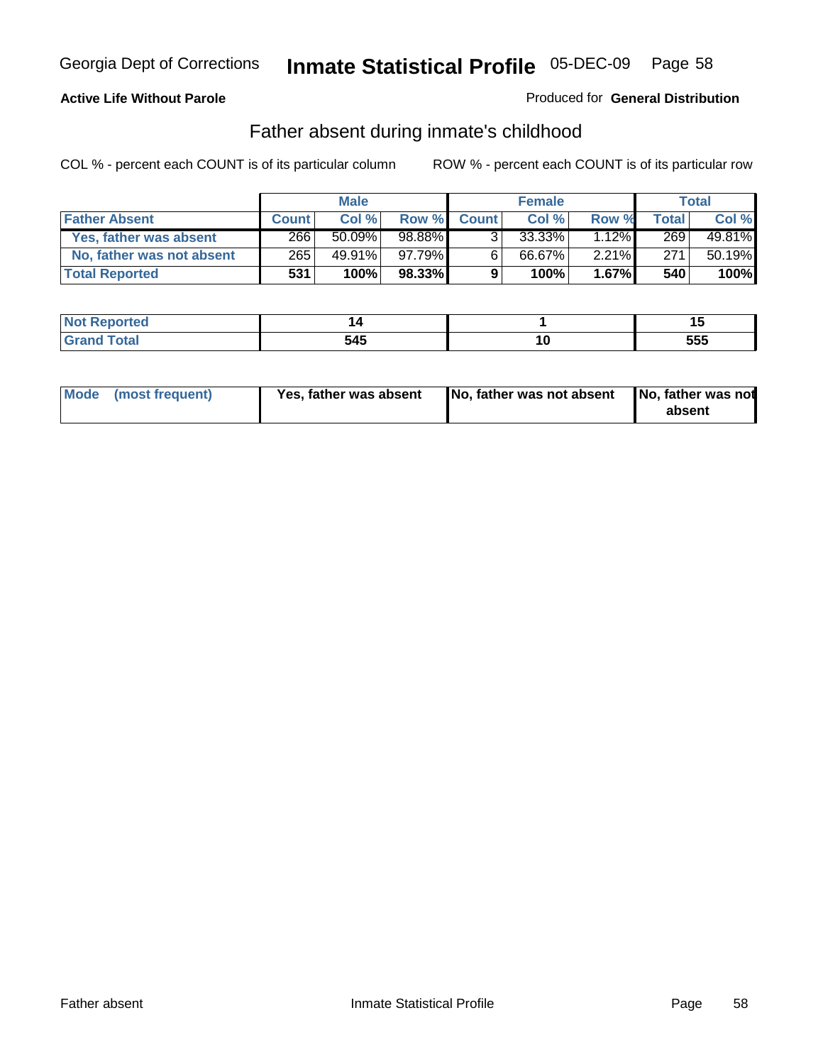Georgia Dept of Corrections **Inmate Statistical Profile** 05-DEC-09

**Active Life Without Parole**

Produced for **General Distribution**

## Father absent during inmate's childhood

COL % - percent each COUNT is of its particular column ROW % - percent each COUNT is of its particular row

| | Male | | | Female | | | Total | |
|---|---|---|---|---|---|---|---|---|
| **Father Absent** | **Count** | **Col %** | **Row %** | **Count** | **Col %** | **Row %** | **Total** | **Col %** |
| **Yes, father was absent** | 266 | 50.09% | 98.88% | 3 | 33.33% | 1.12% | 269 | 49.81% |
| **No, father was not absent** | 265 | 49.91% | 97.79% | 6 | 66.67% | 2.21% | 271 | 50.19% |
| **Total Reported** | **531** | **100%** | **98.33%** | **9** | **100%** | **1.67%** | **540** | **100%** |

| | Male | Female | Total |
|---|---|---|---|
| **Not Reported** | **14** | **1** | **15** |
| **Grand Total** | **545** | **10** | **555** |

| | Male | Female | Total |
|---|---|---|---|
| **Mode (most frequent)** | **Yes, father was absent** | **No, father was not absent** | **No, father was not absent** |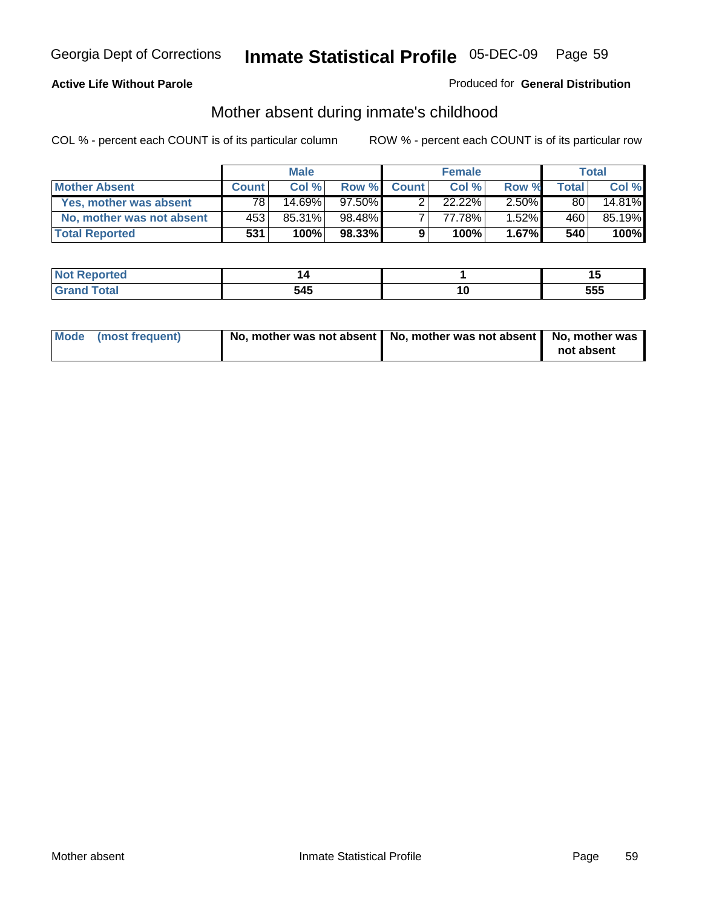Georgia Dept of Corrections **Inmate Statistical Profile** 05-DEC-09

**Active Life Without Parole**

Produced for **General Distribution**

## Mother absent during inmate's childhood

COL % - percent each COUNT is of its particular column

ROW % - percent each COUNT is of its particular row

| | Male | | | Female | | | Total | |
|---|---|---|---|---|---|---|---|---|
| **Mother Absent** | **Count** | **Col %** | **Row %** | **Count** | **Col %** | **Row %** | **Total** | **Col %** |
| **Yes, mother was absent** | 78 | 14.69% | 97.50% | 2 | 22.22% | 2.50% | 80 | 14.81% |
| **No, mother was not absent** | 453 | 85.31% | 98.48% | 7 | 77.78% | 1.52% | 460 | 85.19% |
| **Total Reported** | **531** | **100%** | **98.33%** | **9** | **100%** | **1.67%** | **540** | **100%** |

| | Male | Female | Total |
|---|---|---|---|
| **Not Reported** | **14** | **1** | **15** |
| **Grand Total** | **545** | **10** | **555** |

| | Male | Female | Total |
|---|---|---|---|
| **Mode (most frequent)** | **No, mother was not absent** | **No, mother was not absent** | **No, mother was not absent** |

Mother absent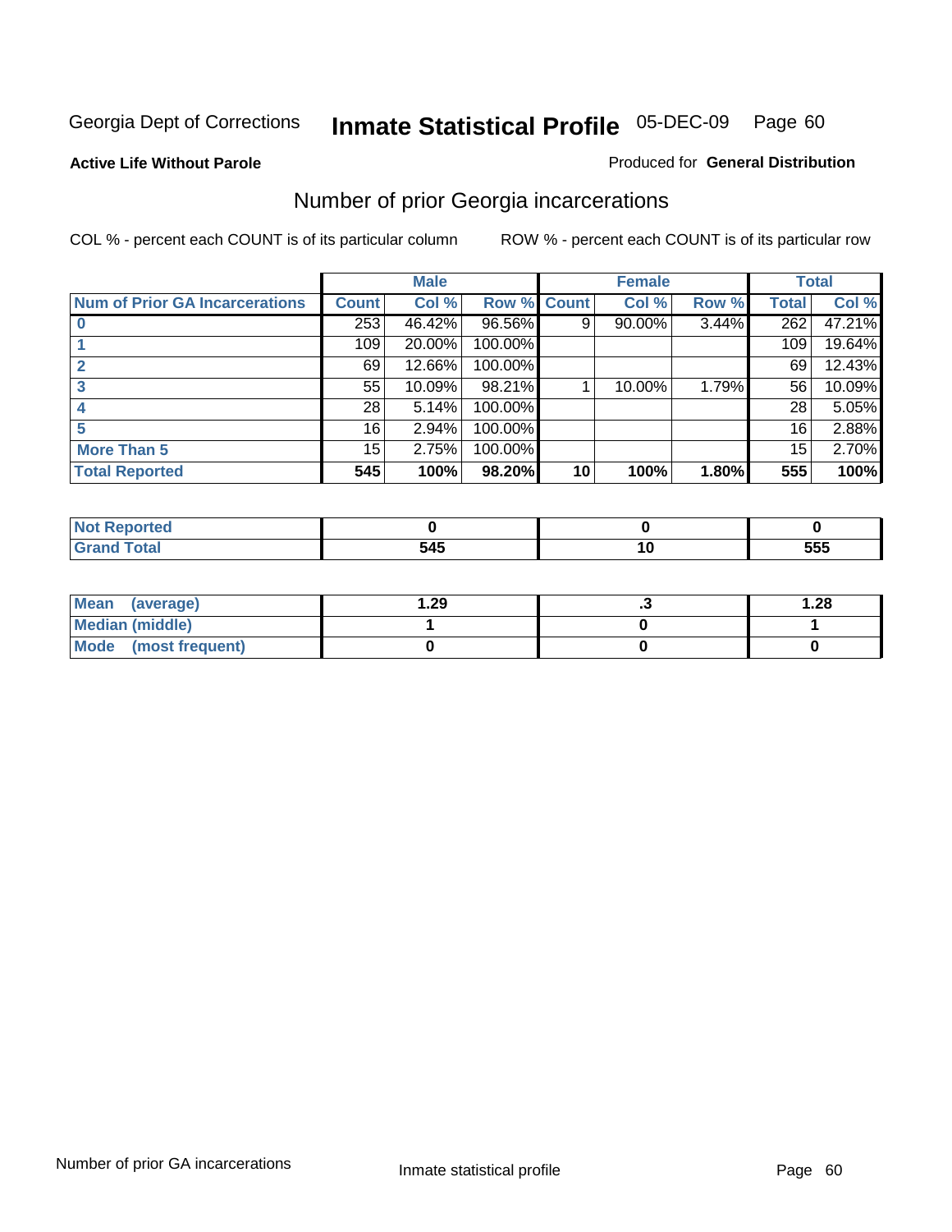Georgia Dept of Corrections **Inmate Statistical Profile** 05-DEC-09

**Active Life Without Parole**

Produced for **General Distribution**

## Number of prior Georgia incarcerations

COL % - percent each COUNT is of its particular column

ROW % - percent each COUNT is of its particular row

| | Male | | | Female | | | Total | |
|---|---|---|---|---|---|---|---|---|
| **Num of Prior GA Incarcerations** | **Count** | **Col %** | **Row %** | **Count** | **Col %** | **Row %** | **Total** | **Col %** |
| **0** | 253 | 46.42% | 96.56% | 9 | 90.00% | 3.44% | 262 | 47.21% |
| **1** | 109 | 20.00% | 100.00% | | | | 109 | 19.64% |
| **2** | 69 | 12.66% | 100.00% | | | | 69 | 12.43% |
| **3** | 55 | 10.09% | 98.21% | 1 | 10.00% | 1.79% | 56 | 10.09% |
| **4** | 28 | 5.14% | 100.00% | | | | 28 | 5.05% |
| **5** | 16 | 2.94% | 100.00% | | | | 16 | 2.88% |
| **More Than 5** | 15 | 2.75% | 100.00% | | | | 15 | 2.70% |
| **Total Reported** | **545** | **100%** | **98.20%** | **10** | **100%** | **1.80%** | **555** | **100%** |

| | Male | Female | Total |
|---|---|---|---|
| **Not Reported** | **0** | **0** | **0** |
| **Grand Total** | **545** | **10** | **555** |

| | Male | Female | Total |
|---|---|---|---|
| **Mean (average)** | **1.29** | **.3** | **1.28** |
| **Median (middle)** | **1** | **0** | **1** |
| **Mode (most frequent)** | **0** | **0** | **0** |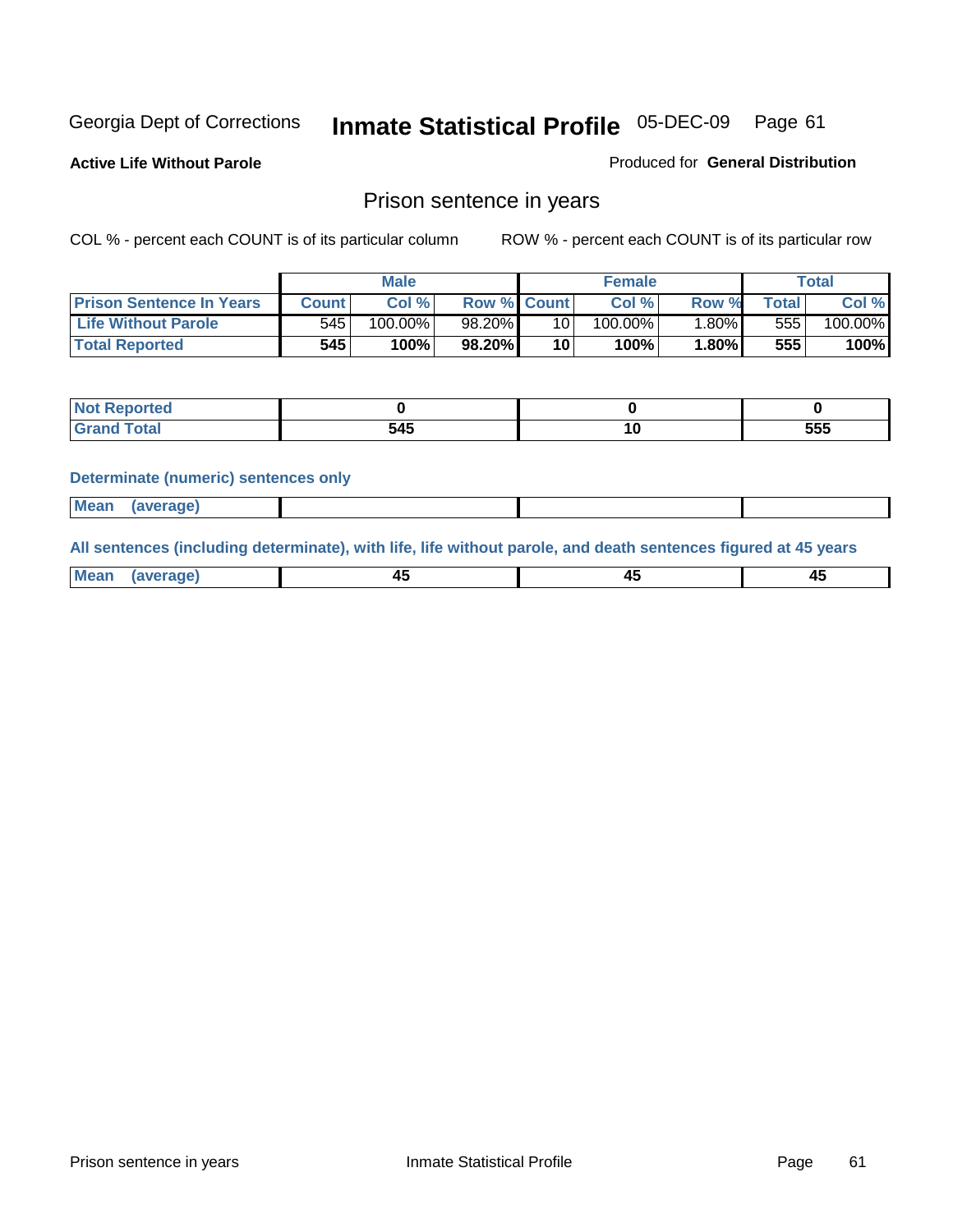Georgia Dept of Corrections **Inmate Statistical Profile** 05-DEC-09 Page 61

**Active Life Without Parole**

Produced for **General Distribution**

## Prison sentence in years

COL % - percent each COUNT is of its particular column

ROW % - percent each COUNT is of its particular row

| | Male | | | Female | | | Total | |
|---|---|---|---|---|---|---|---|---|
| **Prison Sentence In Years** | **Count** | **Col %** | **Row %** | **Count** | **Col %** | **Row %** | **Total** | **Col %** |
| **Life Without Parole** | 545 | 100.00% | 98.20% | 10 | 100.00% | 1.80% | 555 | 100.00% |
| **Total Reported** | **545** | **100%** | **98.20%** | **10** | **100%** | **1.80%** | **555** | **100%** |

| | Male | Female | Total |
|---|---|---|---|
| **Not Reported** | **0** | **0** | **0** |
| **Grand Total** | **545** | **10** | **555** |

### Determinate (numeric) sentences only

| | Male | Female | Total |
|---|---|---|---|
| **Mean (average)** | | | |

### All sentences (including determinate), with life, life without parole, and death sentences figured at 45 years

| | Male | Female | Total |
|---|---|---|---|
| **Mean (average)** | **45** | **45** | **45** |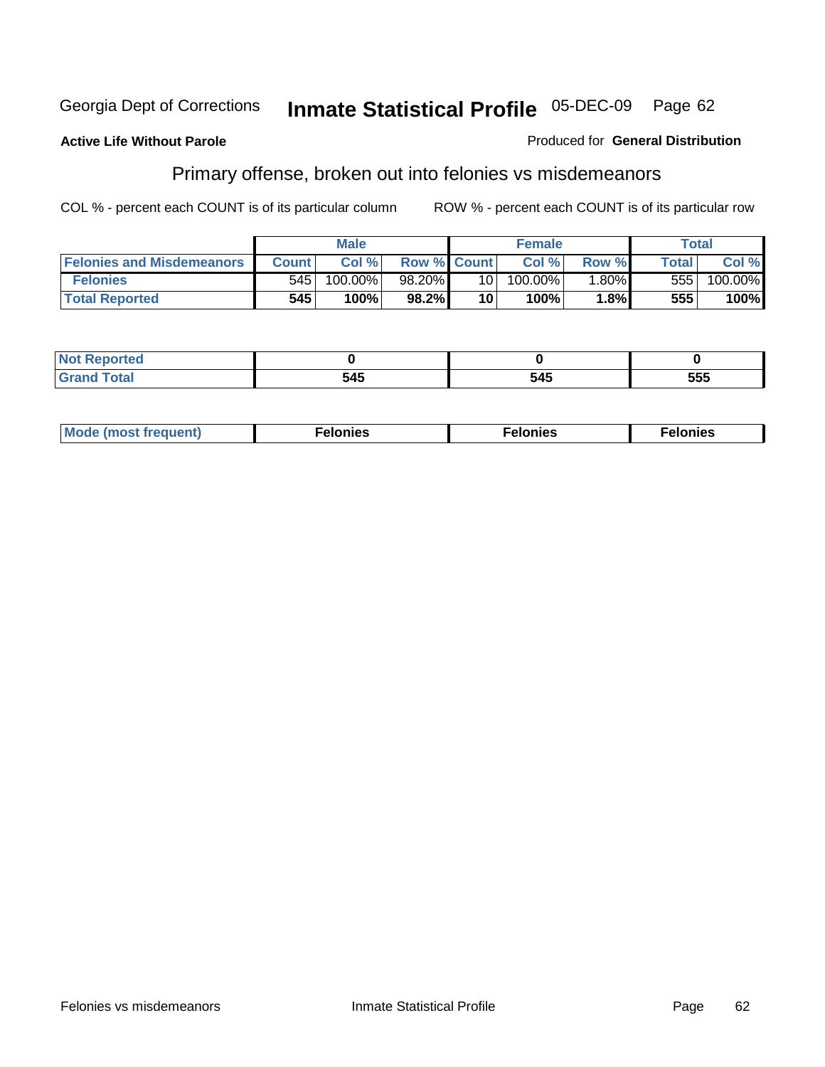Georgia Dept of Corrections **Inmate Statistical Profile** 05-DEC-09 Page 62

**Active Life Without Parole**

Produced for **General Distribution**

## Primary offense, broken out into felonies vs misdemeanors

COL % - percent each COUNT is of its particular column

ROW % - percent each COUNT is of its particular row

| | Male | | | Female | | | Total | |
|---|---|---|---|---|---|---|---|---|
| **Felonies and Misdemeanors** | **Count** | **Col %** | **Row %** | **Count** | **Col %** | **Row %** | **Total** | **Col %** |
| **Felonies** | 545 | 100.00% | 98.20% | 10 | 100.00% | 1.80% | 555 | 100.00% |
| **Total Reported** | **545** | **100%** | **98.2%** | **10** | **100%** | **1.8%** | **555** | **100%** |

| | Male | Female | Total |
|---|---|---|---|
| **Not Reported** | **0** | **0** | **0** |
| **Grand Total** | **545** | **545** | **555** |

| | Male | Female | Total |
|---|---|---|---|
| **Mode (most frequent)** | **Felonies** | **Felonies** | **Felonies** |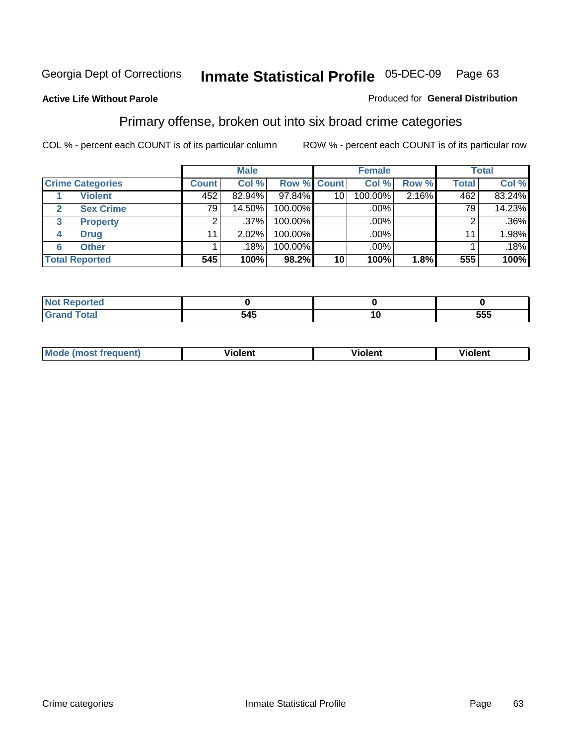Georgia Dept of Corrections **Inmate Statistical Profile** 05-DEC-09 Page 63

**Active Life Without Parole**

Produced for **General Distribution**

## Primary offense, broken out into six broad crime categories

COL % - percent each COUNT is of its particular column

ROW % - percent each COUNT is of its particular row

| | | Male | | | Female | | | Total | |
|---|---|---|---|---|---|---|---|---|---|
| Crime Categories | | Count | Col % | Row % | Count | Col % | Row % | Total | Col % |
| 1 | Violent | 452 | 82.94% | 97.84% | 10 | 100.00% | 2.16% | 462 | 83.24% |
| 2 | Sex Crime | 79 | 14.50% | 100.00% | | .00% | | 79 | 14.23% |
| 3 | Property | 2 | .37% | 100.00% | | .00% | | 2 | .36% |
| 4 | Drug | 11 | 2.02% | 100.00% | | .00% | | 11 | 1.98% |
| 6 | Other | 1 | .18% | 100.00% | | .00% | | 1 | .18% |
| **Total Reported** | | **545** | **100%** | **98.2%** | **10** | **100%** | **1.8%** | **555** | **100%** |

| | Male | Female | Total |
|---|---|---|---|
| Not Reported | **0** | **0** | **0** |
| Grand Total | **545** | **10** | **555** |

| | Male | Female | Total |
|---|---|---|---|
| Mode (most frequent) | **Violent** | **Violent** | **Violent** |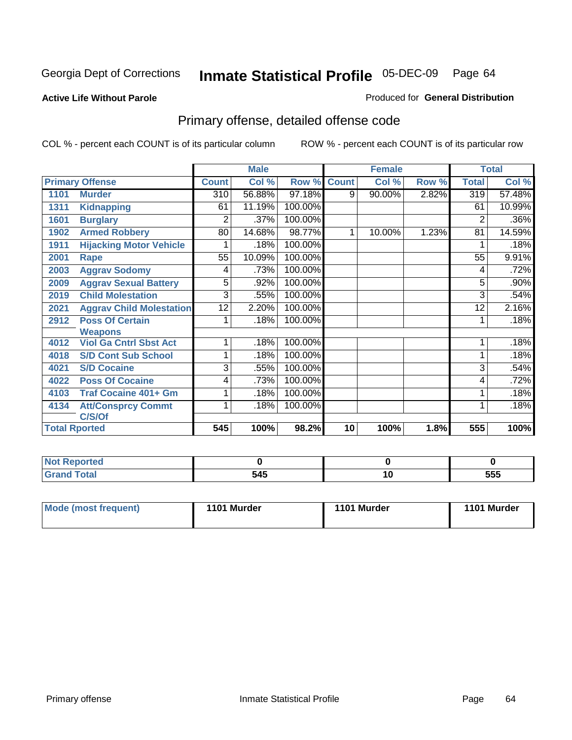Georgia Dept of Corrections **Inmate Statistical Profile** 05-DEC-09

**Active Life Without Parole**

Produced for **General Distribution**

## Primary offense, detailed offense code

COL % - percent each COUNT is of its particular column

ROW % - percent each COUNT is of its particular row

| Primary Offense | | Male | | | Female | | | Total | |
|---|---|---|---|---|---|---|---|---|---|
| | | Count | Col % | Row % | Count | Col % | Row % | Total | Col % |
| 1101 | Murder | 310 | 56.88% | 97.18% | 9 | 90.00% | 2.82% | 319 | 57.48% |
| 1311 | Kidnapping | 61 | 11.19% | 100.00% | | | | 61 | 10.99% |
| 1601 | Burglary | 2 | .37% | 100.00% | | | | 2 | .36% |
| 1902 | Armed Robbery | 80 | 14.68% | 98.77% | 1 | 10.00% | 1.23% | 81 | 14.59% |
| 1911 | Hijacking Motor Vehicle | 1 | .18% | 100.00% | | | | 1 | .18% |
| 2001 | Rape | 55 | 10.09% | 100.00% | | | | 55 | 9.91% |
| 2003 | Aggrav Sodomy | 4 | .73% | 100.00% | | | | 4 | .72% |
| 2009 | Aggrav Sexual Battery | 5 | .92% | 100.00% | | | | 5 | .90% |
| 2019 | Child Molestation | 3 | .55% | 100.00% | | | | 3 | .54% |
| 2021 | Aggrav Child Molestation | 12 | 2.20% | 100.00% | | | | 12 | 2.16% |
| 2912 | Poss Of Certain Weapons | 1 | .18% | 100.00% | | | | 1 | .18% |
| 4012 | Viol Ga Cntrl Sbst Act | 1 | .18% | 100.00% | | | | 1 | .18% |
| 4018 | S/D Cont Sub School | 1 | .18% | 100.00% | | | | 1 | .18% |
| 4021 | S/D Cocaine | 3 | .55% | 100.00% | | | | 3 | .54% |
| 4022 | Poss Of Cocaine | 4 | .73% | 100.00% | | | | 4 | .72% |
| 4103 | Traf Cocaine 401+ Gm | 1 | .18% | 100.00% | | | | 1 | .18% |
| 4134 | Att/Consprcy Commt C/S/Of | 1 | .18% | 100.00% | | | | 1 | .18% |
| Total Rported | | 545 | 100% | 98.2% | 10 | 100% | 1.8% | 555 | 100% |

| | Male | Female | Total |
|---|---|---|---|
| Not Reported | 0 | 0 | 0 |
| Grand Total | 545 | 10 | 555 |

| | Male | Female | Total |
|---|---|---|---|
| Mode (most frequent) | 1101 Murder | 1101 Murder | 1101 Murder |

Primary offense Inmate Statistical Profile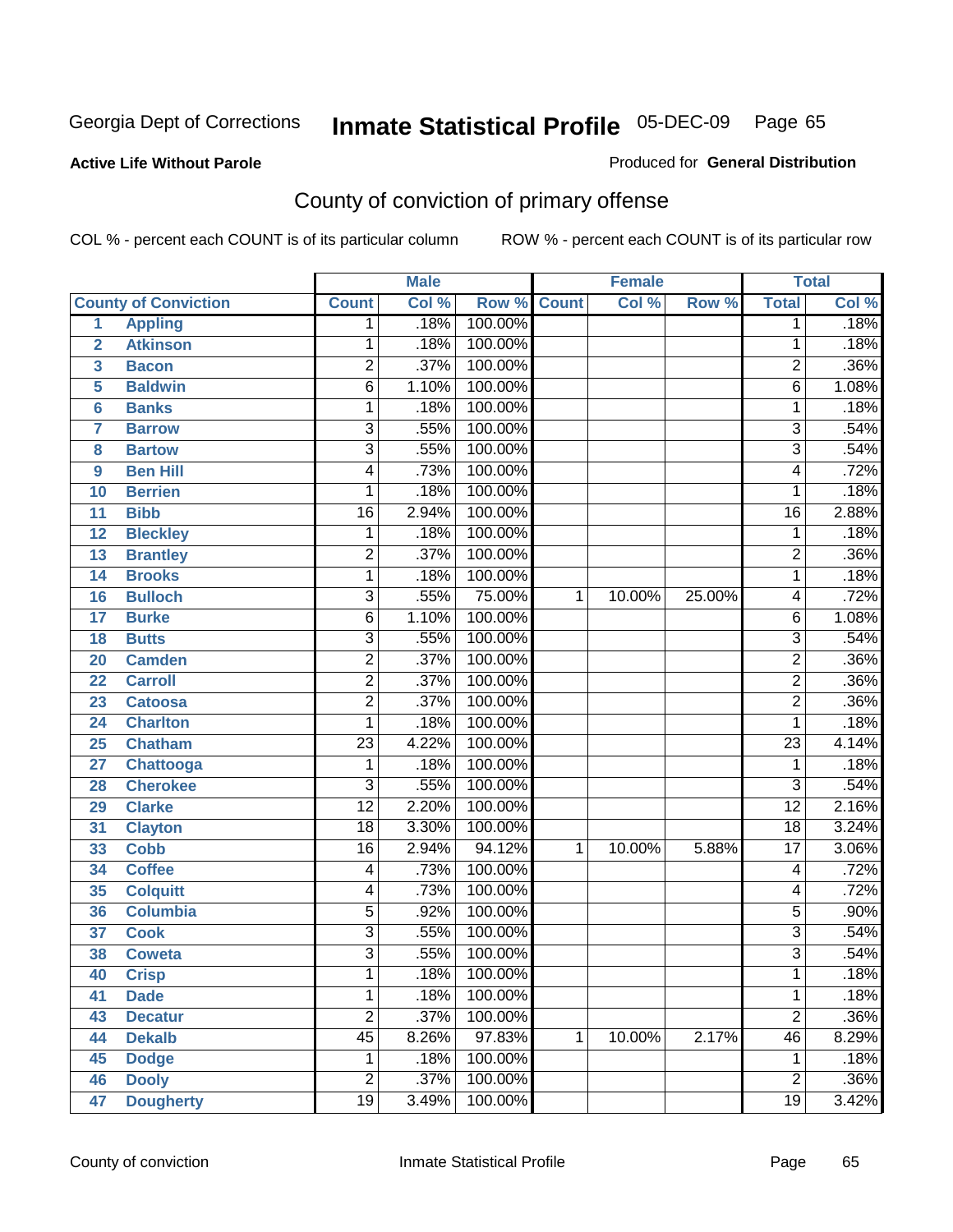Georgia Dept of Corrections **Inmate Statistical Profile** 05-DEC-09

**Active Life Without Parole**

Produced for **General Distribution**

## County of conviction of primary offense

COL % - percent each COUNT is of its particular column ROW % - percent each COUNT is of its particular row

| County of Conviction | | Male | | | Female | | | Total | |
|---|---|---|---|---|---|---|---|---|---|
| | | Count | Col % | Row % | Count | Col % | Row % | Total | Col % |
| 1 | Appling | 1 | .18% | 100.00% | | | | 1 | .18% |
| 2 | Atkinson | 1 | .18% | 100.00% | | | | 1 | .18% |
| 3 | Bacon | 2 | .37% | 100.00% | | | | 2 | .36% |
| 5 | Baldwin | 6 | 1.10% | 100.00% | | | | 6 | 1.08% |
| 6 | Banks | 1 | .18% | 100.00% | | | | 1 | .18% |
| 7 | Barrow | 3 | .55% | 100.00% | | | | 3 | .54% |
| 8 | Bartow | 3 | .55% | 100.00% | | | | 3 | .54% |
| 9 | Ben Hill | 4 | .73% | 100.00% | | | | 4 | .72% |
| 10 | Berrien | 1 | .18% | 100.00% | | | | 1 | .18% |
| 11 | Bibb | 16 | 2.94% | 100.00% | | | | 16 | 2.88% |
| 12 | Bleckley | 1 | .18% | 100.00% | | | | 1 | .18% |
| 13 | Brantley | 2 | .37% | 100.00% | | | | 2 | .36% |
| 14 | Brooks | 1 | .18% | 100.00% | | | | 1 | .18% |
| 16 | Bulloch | 3 | .55% | 75.00% | 1 | 10.00% | 25.00% | 4 | .72% |
| 17 | Burke | 6 | 1.10% | 100.00% | | | | 6 | 1.08% |
| 18 | Butts | 3 | .55% | 100.00% | | | | 3 | .54% |
| 20 | Camden | 2 | .37% | 100.00% | | | | 2 | .36% |
| 22 | Carroll | 2 | .37% | 100.00% | | | | 2 | .36% |
| 23 | Catoosa | 2 | .37% | 100.00% | | | | 2 | .36% |
| 24 | Charlton | 1 | .18% | 100.00% | | | | 1 | .18% |
| 25 | Chatham | 23 | 4.22% | 100.00% | | | | 23 | 4.14% |
| 27 | Chattooga | 1 | .18% | 100.00% | | | | 1 | .18% |
| 28 | Cherokee | 3 | .55% | 100.00% | | | | 3 | .54% |
| 29 | Clarke | 12 | 2.20% | 100.00% | | | | 12 | 2.16% |
| 31 | Clayton | 18 | 3.30% | 100.00% | | | | 18 | 3.24% |
| 33 | Cobb | 16 | 2.94% | 94.12% | 1 | 10.00% | 5.88% | 17 | 3.06% |
| 34 | Coffee | 4 | .73% | 100.00% | | | | 4 | .72% |
| 35 | Colquitt | 4 | .73% | 100.00% | | | | 4 | .72% |
| 36 | Columbia | 5 | .92% | 100.00% | | | | 5 | .90% |
| 37 | Cook | 3 | .55% | 100.00% | | | | 3 | .54% |
| 38 | Coweta | 3 | .55% | 100.00% | | | | 3 | .54% |
| 40 | Crisp | 1 | .18% | 100.00% | | | | 1 | .18% |
| 41 | Dade | 1 | .18% | 100.00% | | | | 1 | .18% |
| 43 | Decatur | 2 | .37% | 100.00% | | | | 2 | .36% |
| 44 | Dekalb | 45 | 8.26% | 97.83% | 1 | 10.00% | 2.17% | 46 | 8.29% |
| 45 | Dodge | 1 | .18% | 100.00% | | | | 1 | .18% |
| 46 | Dooly | 2 | .37% | 100.00% | | | | 2 | .36% |
| 47 | Dougherty | 19 | 3.49% | 100.00% | | | | 19 | 3.42% |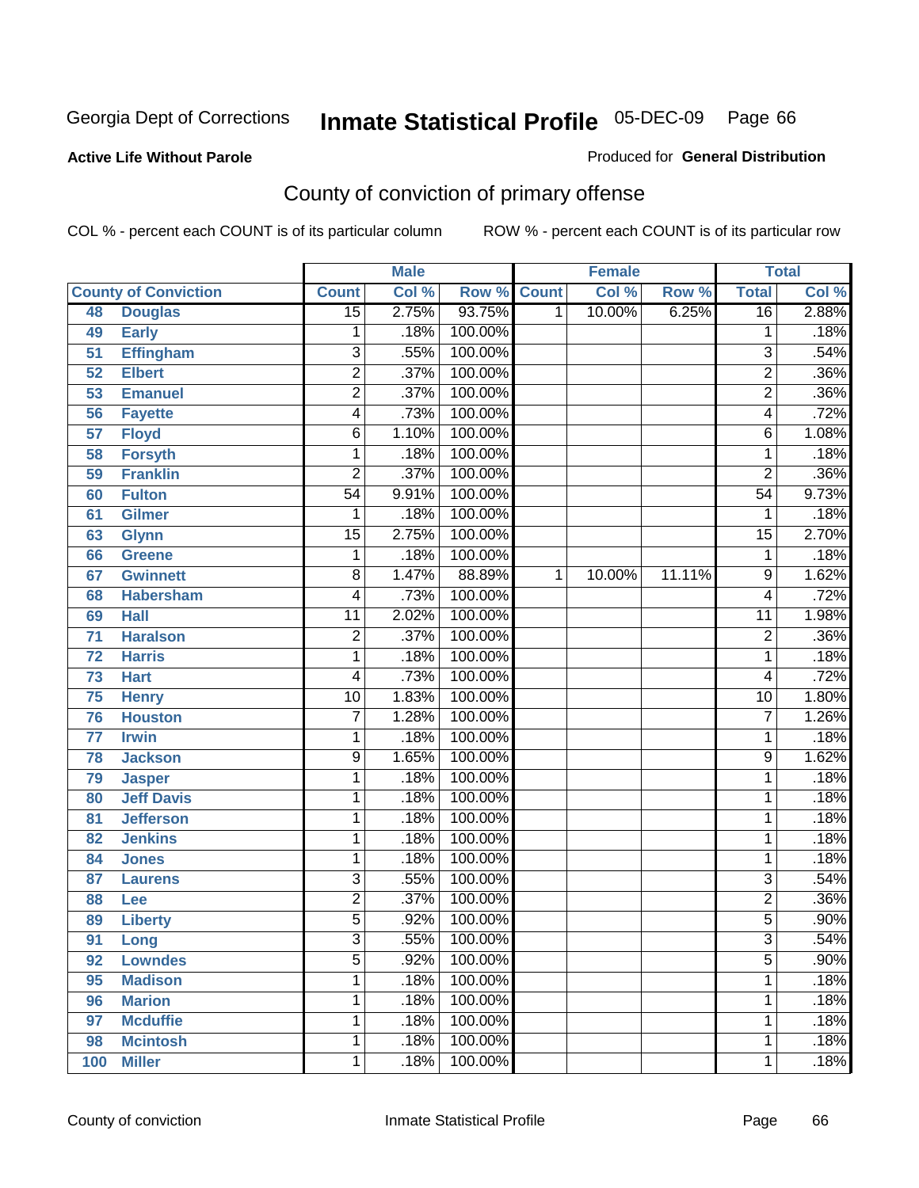Georgia Dept of Corrections **Inmate Statistical Profile** 05-DEC-09 Page 66

**Active Life Without Parole**

Produced for **General Distribution**

## County of conviction of primary offense

COL % - percent each COUNT is of its particular column     ROW % - percent each COUNT is of its particular row

| County of Conviction | | Male | | | Female | | | Total | |
|---|---|---|---|---|---|---|---|---|---|
| | | Count | Col % | Row % | Count | Col % | Row % | Total | Col % |
| 48 | Douglas | 15 | 2.75% | 93.75% | 1 | 10.00% | 6.25% | 16 | 2.88% |
| 49 | Early | 1 | .18% | 100.00% | | | | 1 | .18% |
| 51 | Effingham | 3 | .55% | 100.00% | | | | 3 | .54% |
| 52 | Elbert | 2 | .37% | 100.00% | | | | 2 | .36% |
| 53 | Emanuel | 2 | .37% | 100.00% | | | | 2 | .36% |
| 56 | Fayette | 4 | .73% | 100.00% | | | | 4 | .72% |
| 57 | Floyd | 6 | 1.10% | 100.00% | | | | 6 | 1.08% |
| 58 | Forsyth | 1 | .18% | 100.00% | | | | 1 | .18% |
| 59 | Franklin | 2 | .37% | 100.00% | | | | 2 | .36% |
| 60 | Fulton | 54 | 9.91% | 100.00% | | | | 54 | 9.73% |
| 61 | Gilmer | 1 | .18% | 100.00% | | | | 1 | .18% |
| 63 | Glynn | 15 | 2.75% | 100.00% | | | | 15 | 2.70% |
| 66 | Greene | 1 | .18% | 100.00% | | | | 1 | .18% |
| 67 | Gwinnett | 8 | 1.47% | 88.89% | 1 | 10.00% | 11.11% | 9 | 1.62% |
| 68 | Habersham | 4 | .73% | 100.00% | | | | 4 | .72% |
| 69 | Hall | 11 | 2.02% | 100.00% | | | | 11 | 1.98% |
| 71 | Haralson | 2 | .37% | 100.00% | | | | 2 | .36% |
| 72 | Harris | 1 | .18% | 100.00% | | | | 1 | .18% |
| 73 | Hart | 4 | .73% | 100.00% | | | | 4 | .72% |
| 75 | Henry | 10 | 1.83% | 100.00% | | | | 10 | 1.80% |
| 76 | Houston | 7 | 1.28% | 100.00% | | | | 7 | 1.26% |
| 77 | Irwin | 1 | .18% | 100.00% | | | | 1 | .18% |
| 78 | Jackson | 9 | 1.65% | 100.00% | | | | 9 | 1.62% |
| 79 | Jasper | 1 | .18% | 100.00% | | | | 1 | .18% |
| 80 | Jeff Davis | 1 | .18% | 100.00% | | | | 1 | .18% |
| 81 | Jefferson | 1 | .18% | 100.00% | | | | 1 | .18% |
| 82 | Jenkins | 1 | .18% | 100.00% | | | | 1 | .18% |
| 84 | Jones | 1 | .18% | 100.00% | | | | 1 | .18% |
| 87 | Laurens | 3 | .55% | 100.00% | | | | 3 | .54% |
| 88 | Lee | 2 | .37% | 100.00% | | | | 2 | .36% |
| 89 | Liberty | 5 | .92% | 100.00% | | | | 5 | .90% |
| 91 | Long | 3 | .55% | 100.00% | | | | 3 | .54% |
| 92 | Lowndes | 5 | .92% | 100.00% | | | | 5 | .90% |
| 95 | Madison | 1 | .18% | 100.00% | | | | 1 | .18% |
| 96 | Marion | 1 | .18% | 100.00% | | | | 1 | .18% |
| 97 | Mcduffie | 1 | .18% | 100.00% | | | | 1 | .18% |
| 98 | Mcintosh | 1 | .18% | 100.00% | | | | 1 | .18% |
| 100 | Miller | 1 | .18% | 100.00% | | | | 1 | .18% |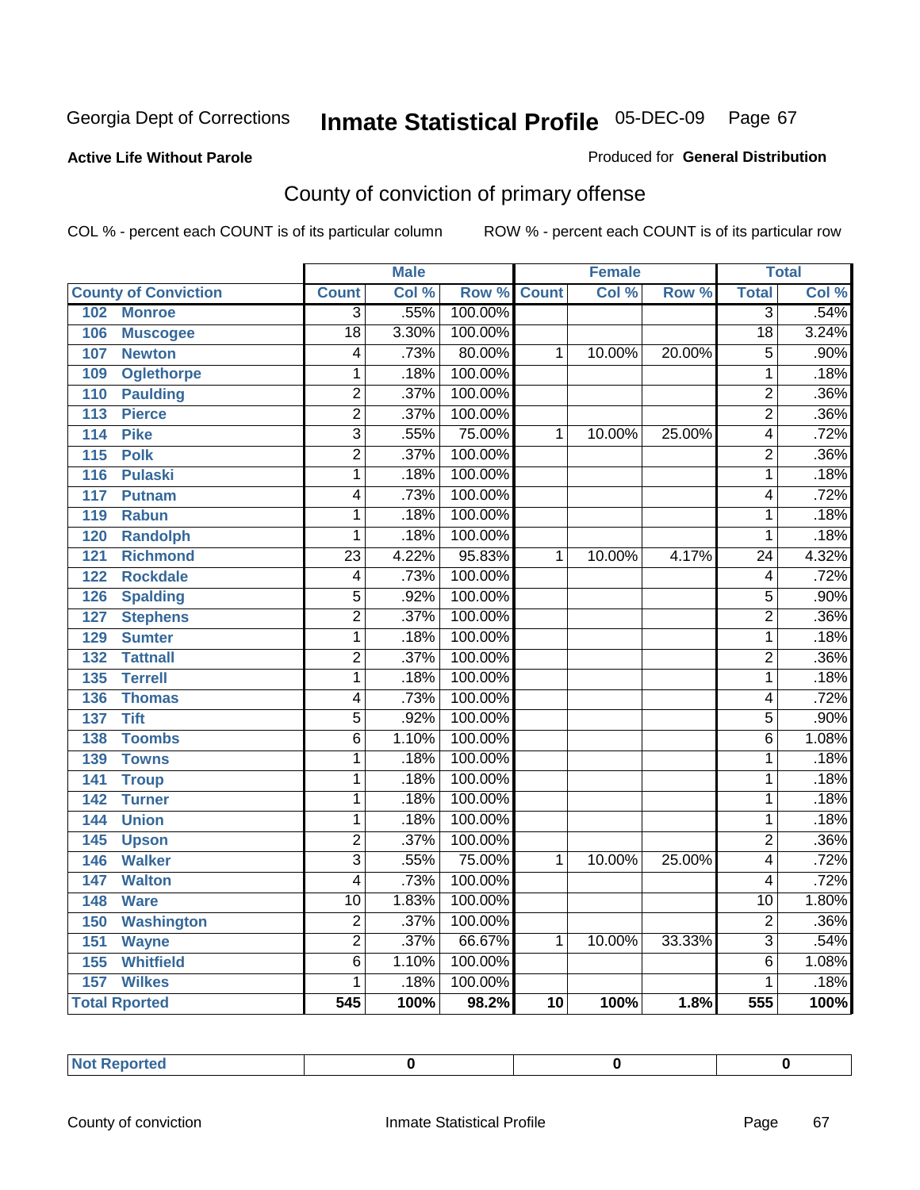Georgia Dept of Corrections **Inmate Statistical Profile** 05-DEC-09

**Active Life Without Parole**

Produced for **General Distribution**

## County of conviction of primary offense

COL % - percent each COUNT is of its particular column    ROW % - percent each COUNT is of its particular row

| County of Conviction | Male | | | Female | | | Total | |
|---|---|---|---|---|---|---|---|---|
| | Count | Col % | Row % | Count | Col % | Row % | Total | Col % |
| 102 Monroe | 3 | .55% | 100.00% | | | | 3 | .54% |
| 106 Muscogee | 18 | 3.30% | 100.00% | | | | 18 | 3.24% |
| 107 Newton | 4 | .73% | 80.00% | 1 | 10.00% | 20.00% | 5 | .90% |
| 109 Oglethorpe | 1 | .18% | 100.00% | | | | 1 | .18% |
| 110 Paulding | 2 | .37% | 100.00% | | | | 2 | .36% |
| 113 Pierce | 2 | .37% | 100.00% | | | | 2 | .36% |
| 114 Pike | 3 | .55% | 75.00% | 1 | 10.00% | 25.00% | 4 | .72% |
| 115 Polk | 2 | .37% | 100.00% | | | | 2 | .36% |
| 116 Pulaski | 1 | .18% | 100.00% | | | | 1 | .18% |
| 117 Putnam | 4 | .73% | 100.00% | | | | 4 | .72% |
| 119 Rabun | 1 | .18% | 100.00% | | | | 1 | .18% |
| 120 Randolph | 1 | .18% | 100.00% | | | | 1 | .18% |
| 121 Richmond | 23 | 4.22% | 95.83% | 1 | 10.00% | 4.17% | 24 | 4.32% |
| 122 Rockdale | 4 | .73% | 100.00% | | | | 4 | .72% |
| 126 Spalding | 5 | .92% | 100.00% | | | | 5 | .90% |
| 127 Stephens | 2 | .37% | 100.00% | | | | 2 | .36% |
| 129 Sumter | 1 | .18% | 100.00% | | | | 1 | .18% |
| 132 Tattnall | 2 | .37% | 100.00% | | | | 2 | .36% |
| 135 Terrell | 1 | .18% | 100.00% | | | | 1 | .18% |
| 136 Thomas | 4 | .73% | 100.00% | | | | 4 | .72% |
| 137 Tift | 5 | .92% | 100.00% | | | | 5 | .90% |
| 138 Toombs | 6 | 1.10% | 100.00% | | | | 6 | 1.08% |
| 139 Towns | 1 | .18% | 100.00% | | | | 1 | .18% |
| 141 Troup | 1 | .18% | 100.00% | | | | 1 | .18% |
| 142 Turner | 1 | .18% | 100.00% | | | | 1 | .18% |
| 144 Union | 1 | .18% | 100.00% | | | | 1 | .18% |
| 145 Upson | 2 | .37% | 100.00% | | | | 2 | .36% |
| 146 Walker | 3 | .55% | 75.00% | 1 | 10.00% | 25.00% | 4 | .72% |
| 147 Walton | 4 | .73% | 100.00% | | | | 4 | .72% |
| 148 Ware | 10 | 1.83% | 100.00% | | | | 10 | 1.80% |
| 150 Washington | 2 | .37% | 100.00% | | | | 2 | .36% |
| 151 Wayne | 2 | .37% | 66.67% | 1 | 10.00% | 33.33% | 3 | .54% |
| 155 Whitfield | 6 | 1.10% | 100.00% | | | | 6 | 1.08% |
| 157 Wilkes | 1 | .18% | 100.00% | | | | 1 | .18% |
| **Total Rported** | **545** | **100%** | **98.2%** | **10** | **100%** | **1.8%** | **555** | **100%** |

| Not Reported | 0 | 0 | 0 |
|---|---|---|---|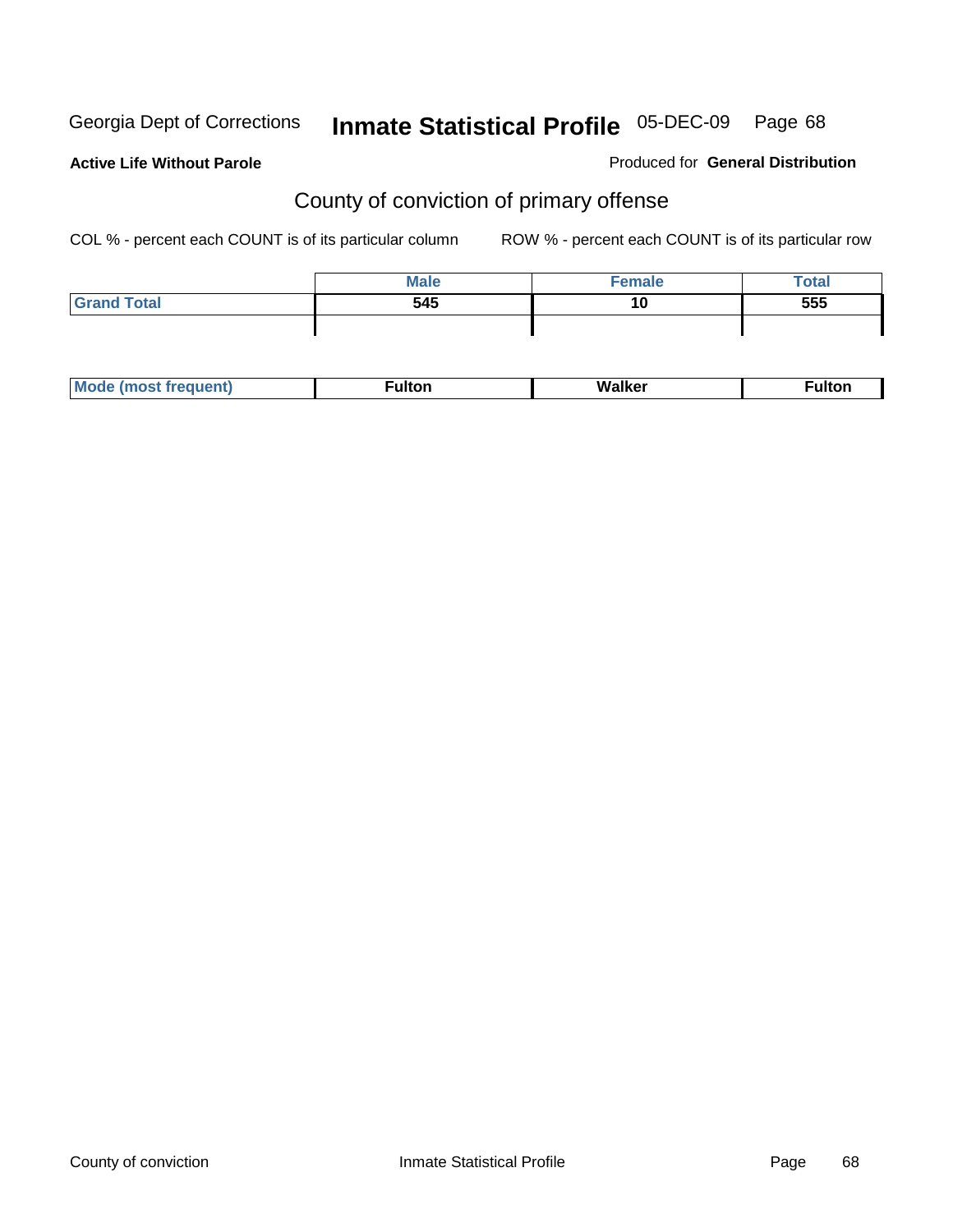Georgia Dept of Corrections **Inpmate Statistical Profile** 05-DEC-09

**Active Life Without Parole**

Produced for **General Distribution**

## County of conviction of primary offense

COL % - percent each COUNT is of its particular column

ROW % - percent each COUNT is of its particular row

| | Male | Female | Total |
|---|---|---|---|
| Grand Total | 545 | 10 | 555 |
| | | | |
| Mode (most frequent) | Fulton | Walker | Fulton |

Georgia Dept of Corrections **Inmate Statistical Profile** 05-DEC-09

**Active Life Without Parole**

Produced for **General Distribution**

## County of conviction of primary offense

COL % - percent each COUNT is of its particular column

ROW % - percent each COUNT is of its particular row

| | Male | Female | Total |
|---|---|---|---|
| Grand Total | 545 | 10 | 555 |
| | | | |
| Mode (most frequent) | Fulton | Walker | Fulton |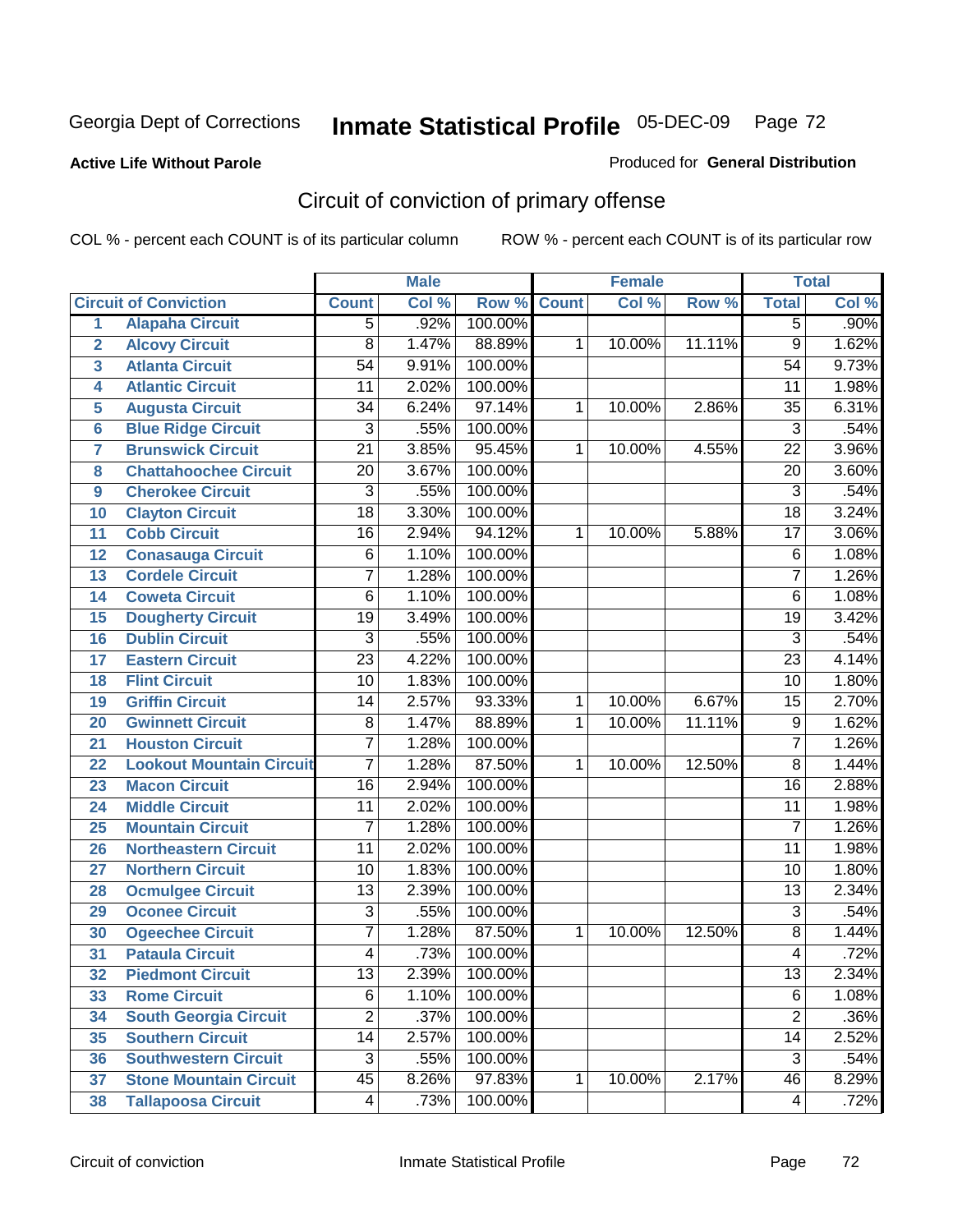Georgia Dept of Corrections **Inmate Statistical Profile** 05-DEC-09 Page 72

**Active Life Without Parole**

Produced for **General Distribution**

## Circuit of conviction of primary offense

COL % - percent each COUNT is of its particular column ROW % - percent each COUNT is of its particular row

| | | Male | | | Female | | | Total | |
|---|---|---|---|---|---|---|---|---|---|
| Circuit of Conviction | | Count | Col % | Row % | Count | Col % | Row % | Total | Col % |
| 1 | Alapaha Circuit | 5 | .92% | 100.00% | | | | 5 | .90% |
| 2 | Alcovy Circuit | 8 | 1.47% | 88.89% | 1 | 10.00% | 11.11% | 9 | 1.62% |
| 3 | Atlanta Circuit | 54 | 9.91% | 100.00% | | | | 54 | 9.73% |
| 4 | Atlantic Circuit | 11 | 2.02% | 100.00% | | | | 11 | 1.98% |
| 5 | Augusta Circuit | 34 | 6.24% | 97.14% | 1 | 10.00% | 2.86% | 35 | 6.31% |
| 6 | Blue Ridge Circuit | 3 | .55% | 100.00% | | | | 3 | .54% |
| 7 | Brunswick Circuit | 21 | 3.85% | 95.45% | 1 | 10.00% | 4.55% | 22 | 3.96% |
| 8 | Chattahoochee Circuit | 20 | 3.67% | 100.00% | | | | 20 | 3.60% |
| 9 | Cherokee Circuit | 3 | .55% | 100.00% | | | | 3 | .54% |
| 10 | Clayton Circuit | 18 | 3.30% | 100.00% | | | | 18 | 3.24% |
| 11 | Cobb Circuit | 16 | 2.94% | 94.12% | 1 | 10.00% | 5.88% | 17 | 3.06% |
| 12 | Conasauga Circuit | 6 | 1.10% | 100.00% | | | | 6 | 1.08% |
| 13 | Cordele Circuit | 7 | 1.28% | 100.00% | | | | 7 | 1.26% |
| 14 | Coweta Circuit | 6 | 1.10% | 100.00% | | | | 6 | 1.08% |
| 15 | Dougherty Circuit | 19 | 3.49% | 100.00% | | | | 19 | 3.42% |
| 16 | Dublin Circuit | 3 | .55% | 100.00% | | | | 3 | .54% |
| 17 | Eastern Circuit | 23 | 4.22% | 100.00% | | | | 23 | 4.14% |
| 18 | Flint Circuit | 10 | 1.83% | 100.00% | | | | 10 | 1.80% |
| 19 | Griffin Circuit | 14 | 2.57% | 93.33% | 1 | 10.00% | 6.67% | 15 | 2.70% |
| 20 | Gwinnett Circuit | 8 | 1.47% | 88.89% | 1 | 10.00% | 11.11% | 9 | 1.62% |
| 21 | Houston Circuit | 7 | 1.28% | 100.00% | | | | 7 | 1.26% |
| 22 | Lookout Mountain Circuit | 7 | 1.28% | 87.50% | 1 | 10.00% | 12.50% | 8 | 1.44% |
| 23 | Macon Circuit | 16 | 2.94% | 100.00% | | | | 16 | 2.88% |
| 24 | Middle Circuit | 11 | 2.02% | 100.00% | | | | 11 | 1.98% |
| 25 | Mountain Circuit | 7 | 1.28% | 100.00% | | | | 7 | 1.26% |
| 26 | Northeastern Circuit | 11 | 2.02% | 100.00% | | | | 11 | 1.98% |
| 27 | Northern Circuit | 10 | 1.83% | 100.00% | | | | 10 | 1.80% |
| 28 | Ocmulgee Circuit | 13 | 2.39% | 100.00% | | | | 13 | 2.34% |
| 29 | Oconee Circuit | 3 | .55% | 100.00% | | | | 3 | .54% |
| 30 | Ogeechee Circuit | 7 | 1.28% | 87.50% | 1 | 10.00% | 12.50% | 8 | 1.44% |
| 31 | Pataula Circuit | 4 | .73% | 100.00% | | | | 4 | .72% |
| 32 | Piedmont Circuit | 13 | 2.39% | 100.00% | | | | 13 | 2.34% |
| 33 | Rome Circuit | 6 | 1.10% | 100.00% | | | | 6 | 1.08% |
| 34 | South Georgia Circuit | 2 | .37% | 100.00% | | | | 2 | .36% |
| 35 | Southern Circuit | 14 | 2.57% | 100.00% | | | | 14 | 2.52% |
| 36 | Southwestern Circuit | 3 | .55% | 100.00% | | | | 3 | .54% |
| 37 | Stone Mountain Circuit | 45 | 8.26% | 97.83% | 1 | 10.00% | 2.17% | 46 | 8.29% |
| 38 | Tallapoosa Circuit | 4 | .73% | 100.00% | | | | 4 | .72% |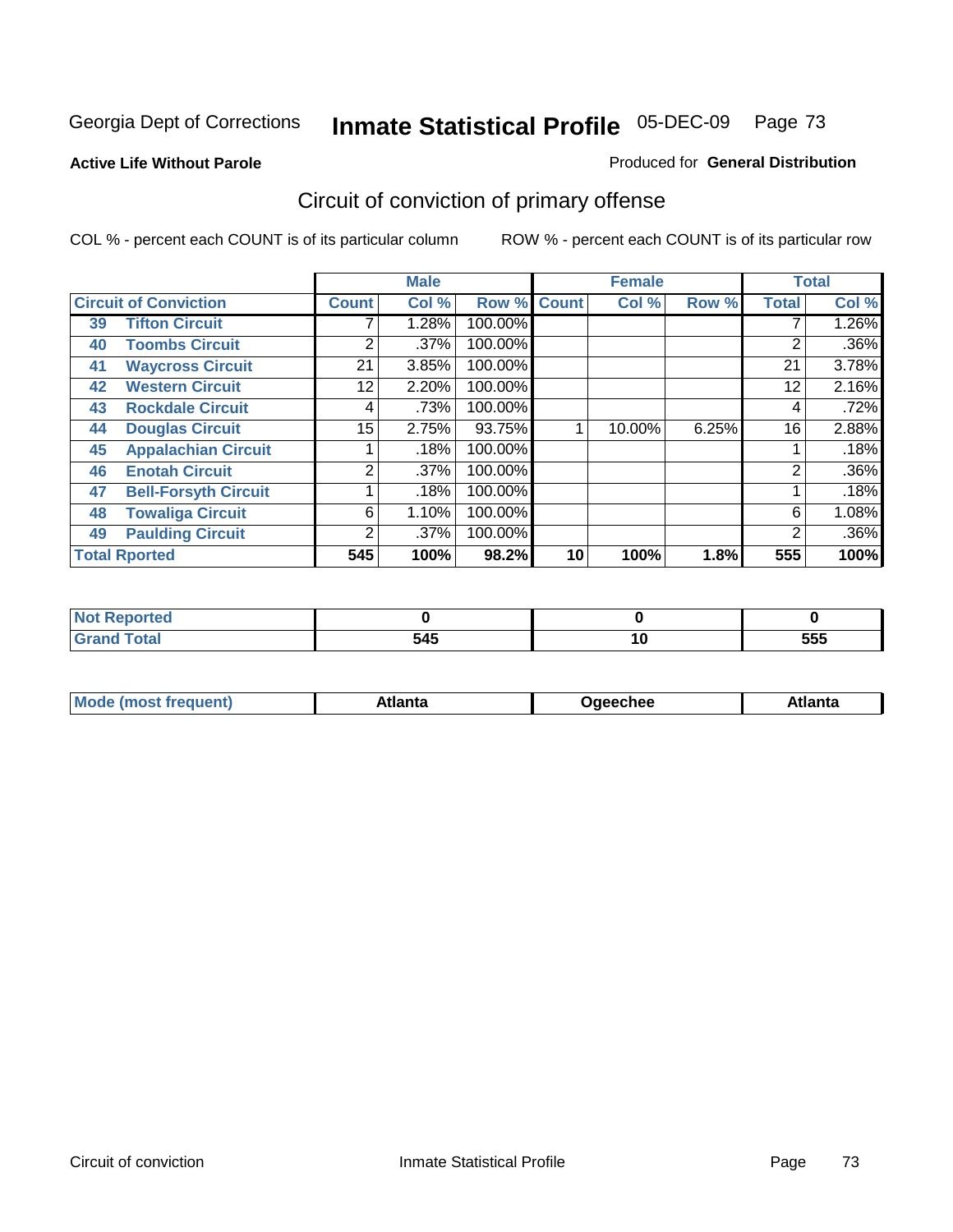Georgia Dept of Corrections **Inmate Statistical Profile** 05-DEC-09

**Active Life Without Parole**

Produced for **General Distribution**

## Circuit of conviction of primary offense

COL % - percent each COUNT is of its particular column  ROW % - percent each COUNT is of its particular row

| Circuit of Conviction | | Male | | | Female | | | Total | |
|---|---|---|---|---|---|---|---|---|---|
| | | Count | Col % | Row % | Count | Col % | Row % | Total | Col % |
| 39 | Tifton Circuit | 7 | 1.28% | 100.00% | | | | 7 | 1.26% |
| 40 | Toombs Circuit | 2 | .37% | 100.00% | | | | 2 | .36% |
| 41 | Waycross Circuit | 21 | 3.85% | 100.00% | | | | 21 | 3.78% |
| 42 | Western Circuit | 12 | 2.20% | 100.00% | | | | 12 | 2.16% |
| 43 | Rockdale Circuit | 4 | .73% | 100.00% | | | | 4 | .72% |
| 44 | Douglas Circuit | 15 | 2.75% | 93.75% | 1 | 10.00% | 6.25% | 16 | 2.88% |
| 45 | Appalachian Circuit | 1 | .18% | 100.00% | | | | 1 | .18% |
| 46 | Enotah Circuit | 2 | .37% | 100.00% | | | | 2 | .36% |
| 47 | Bell-Forsyth Circuit | 1 | .18% | 100.00% | | | | 1 | .18% |
| 48 | Towaliga Circuit | 6 | 1.10% | 100.00% | | | | 6 | 1.08% |
| 49 | Paulding Circuit | 2 | .37% | 100.00% | | | | 2 | .36% |
| **Total Rported** | | **545** | **100%** | **98.2%** | **10** | **100%** | **1.8%** | **555** | **100%** |

| | Male | Female | Total |
|---|---|---|---|
| Not Reported | 0 | 0 | 0 |
| Grand Total | 545 | 10 | 555 |

| | Male | Female | Total |
|---|---|---|---|
| Mode (most frequent) | Atlanta | Ogeechee | Atlanta |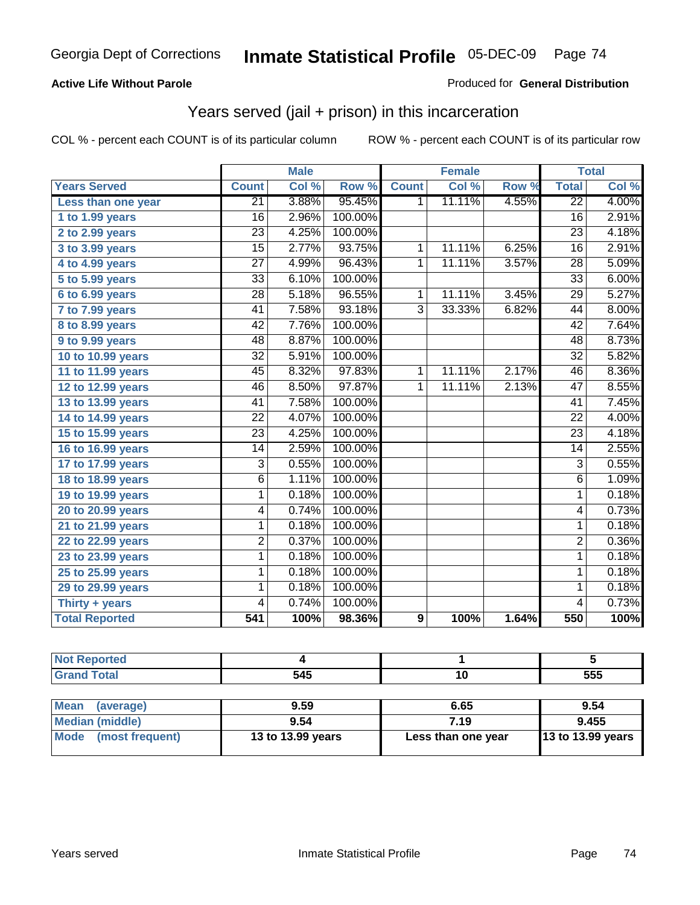Georgia Dept of Corrections **Inmate Statistical Profile** 05-DEC-09

**Active Life Without Parole**

Produced for **General Distribution**

## Years served (jail + prison) in this incarceration

COL % - percent each COUNT is of its particular column

ROW % - percent each COUNT is of its particular row

| | Male | | | Female | | | Total | |
|---|---|---|---|---|---|---|---|---|
| **Years Served** | **Count** | **Col %** | **Row %** | **Count** | **Col %** | **Row %** | **Total** | **Col %** |
| **Less than one year** | 21 | 3.88% | 95.45% | 1 | 11.11% | 4.55% | 22 | 4.00% |
| **1 to 1.99 years** | 16 | 2.96% | 100.00% | | | | 16 | 2.91% |
| **2 to 2.99 years** | 23 | 4.25% | 100.00% | | | | 23 | 4.18% |
| **3 to 3.99 years** | 15 | 2.77% | 93.75% | 1 | 11.11% | 6.25% | 16 | 2.91% |
| **4 to 4.99 years** | 27 | 4.99% | 96.43% | 1 | 11.11% | 3.57% | 28 | 5.09% |
| **5 to 5.99 years** | 33 | 6.10% | 100.00% | | | | 33 | 6.00% |
| **6 to 6.99 years** | 28 | 5.18% | 96.55% | 1 | 11.11% | 3.45% | 29 | 5.27% |
| **7 to 7.99 years** | 41 | 7.58% | 93.18% | 3 | 33.33% | 6.82% | 44 | 8.00% |
| **8 to 8.99 years** | 42 | 7.76% | 100.00% | | | | 42 | 7.64% |
| **9 to 9.99 years** | 48 | 8.87% | 100.00% | | | | 48 | 8.73% |
| **10 to 10.99 years** | 32 | 5.91% | 100.00% | | | | 32 | 5.82% |
| **11 to 11.99 years** | 45 | 8.32% | 97.83% | 1 | 11.11% | 2.17% | 46 | 8.36% |
| **12 to 12.99 years** | 46 | 8.50% | 97.87% | 1 | 11.11% | 2.13% | 47 | 8.55% |
| **13 to 13.99 years** | 41 | 7.58% | 100.00% | | | | 41 | 7.45% |
| **14 to 14.99 years** | 22 | 4.07% | 100.00% | | | | 22 | 4.00% |
| **15 to 15.99 years** | 23 | 4.25% | 100.00% | | | | 23 | 4.18% |
| **16 to 16.99 years** | 14 | 2.59% | 100.00% | | | | 14 | 2.55% |
| **17 to 17.99 years** | 3 | 0.55% | 100.00% | | | | 3 | 0.55% |
| **18 to 18.99 years** | 6 | 1.11% | 100.00% | | | | 6 | 1.09% |
| **19 to 19.99 years** | 1 | 0.18% | 100.00% | | | | 1 | 0.18% |
| **20 to 20.99 years** | 4 | 0.74% | 100.00% | | | | 4 | 0.73% |
| **21 to 21.99 years** | 1 | 0.18% | 100.00% | | | | 1 | 0.18% |
| **22 to 22.99 years** | 2 | 0.37% | 100.00% | | | | 2 | 0.36% |
| **23 to 23.99 years** | 1 | 0.18% | 100.00% | | | | 1 | 0.18% |
| **25 to 25.99 years** | 1 | 0.18% | 100.00% | | | | 1 | 0.18% |
| **29 to 29.99 years** | 1 | 0.18% | 100.00% | | | | 1 | 0.18% |
| **Thirty + years** | 4 | 0.74% | 100.00% | | | | 4 | 0.73% |
| **Total Reported** | **541** | **100%** | **98.36%** | **9** | **100%** | **1.64%** | **550** | **100%** |

| | Male | Female | Total |
|---|---|---|---|
| **Not Reported** | 4 | 1 | 5 |
| **Grand Total** | 545 | 10 | 555 |

| | Male | Female | Total |
|---|---|---|---|
| **Mean (average)** | 9.59 | 6.65 | 9.54 |
| **Median (middle)** | 9.54 | 7.19 | 9.455 |
| **Mode (most frequent)** | 13 to 13.99 years | Less than one year | 13 to 13.99 years |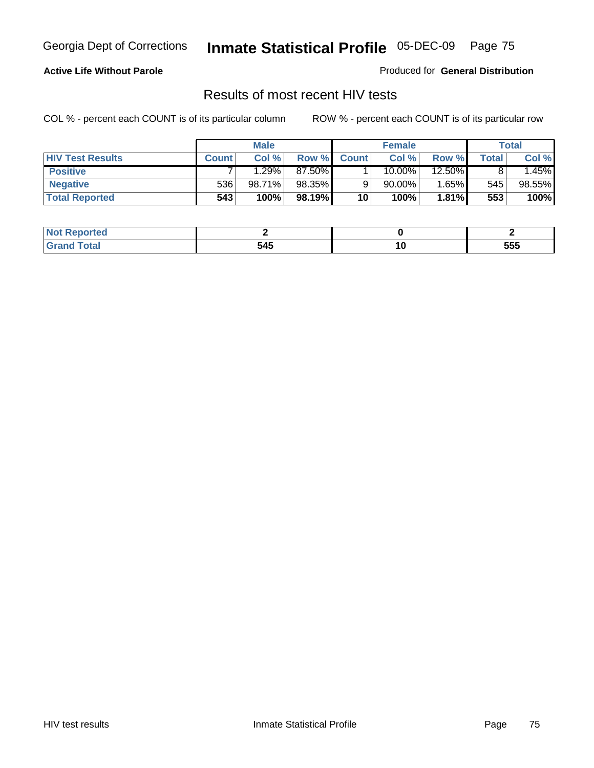Georgia Dept of Corrections **Inmate Statistical Profile** 05-DEC-09

**Active Life Without Parole**

Produced for **General Distribution**

## Results of most recent HIV tests

COL % - percent each COUNT is of its particular column      ROW % - percent each COUNT is of its particular row

| | Male | | | Female | | | Total | |
|---|---|---|---|---|---|---|---|---|
| **HIV Test Results** | **Count** | **Col %** | **Row %** | **Count** | **Col %** | **Row %** | **Total** | **Col %** |
| **Positive** | 7 | 1.29% | 87.50% | 1 | 10.00% | 12.50% | 8 | 1.45% |
| **Negative** | 536 | 98.71% | 98.35% | 9 | 90.00% | 1.65% | 545 | 98.55% |
| **Total Reported** | **543** | **100%** | **98.19%** | **10** | **100%** | **1.81%** | **553** | **100%** |

| | Male | Female | Total |
|---|---|---|---|
| **Not Reported** | **2** | **0** | **2** |
| **Grand Total** | **545** | **10** | **555** |

HIV test results      Inmate Statistical Profile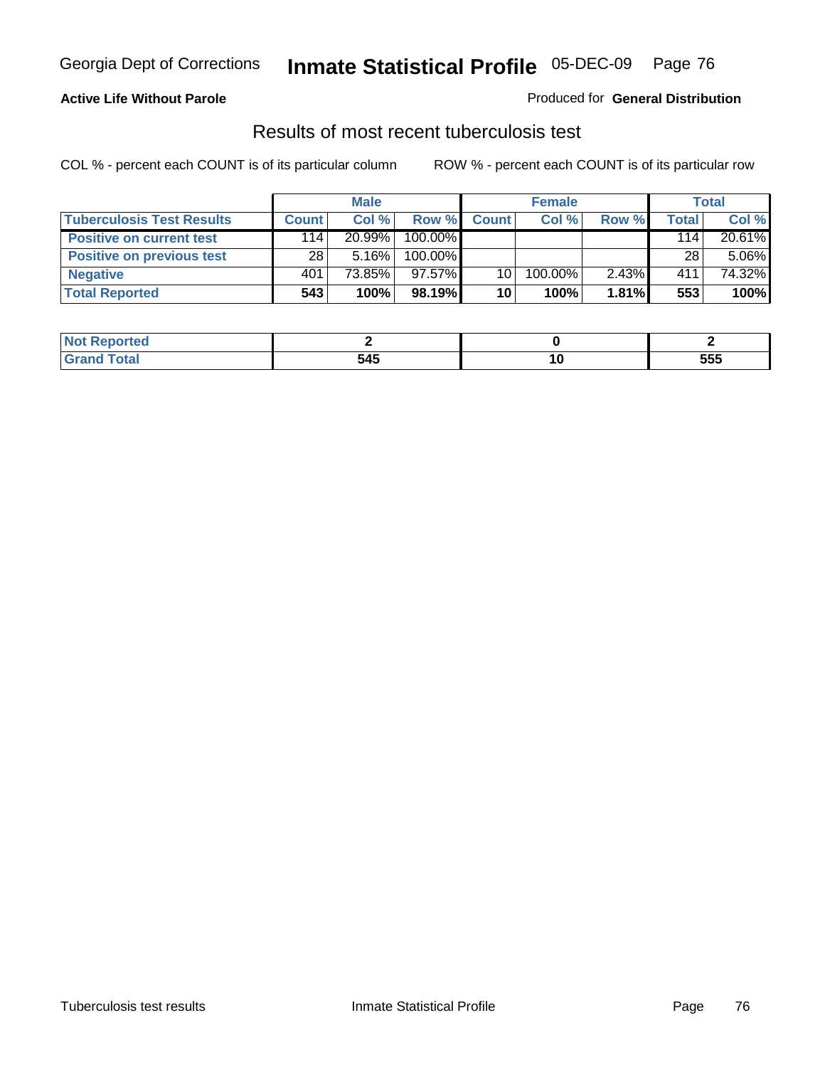**Active Life Without Parole**

Produced for **General Distribution**

## Results of most recent tuberculosis test

COL % - percent each COUNT is of its particular column

ROW % - percent each COUNT is of its particular row

| Tuberculosis Test Results | Male | | | Female | | | Total | |
|---|---|---|---|---|---|---|---|---|
| | Count | Col % | Row % | Count | Col % | Row % | Total | Col % |
| Positive on current test | 114 | 20.99% | 100.00% | | | | 114 | 20.61% |
| Positive on previous test | 28 | 5.16% | 100.00% | | | | 28 | 5.06% |
| Negative | 401 | 73.85% | 97.57% | 10 | 100.00% | 2.43% | 411 | 74.32% |
| **Total Reported** | **543** | **100%** | **98.19%** | **10** | **100%** | **1.81%** | **553** | **100%** |

| | Male | Female | Total |
|---|---|---|---|
| Not Reported | 2 | 0 | 2 |
| Grand Total | 545 | 10 | 555 |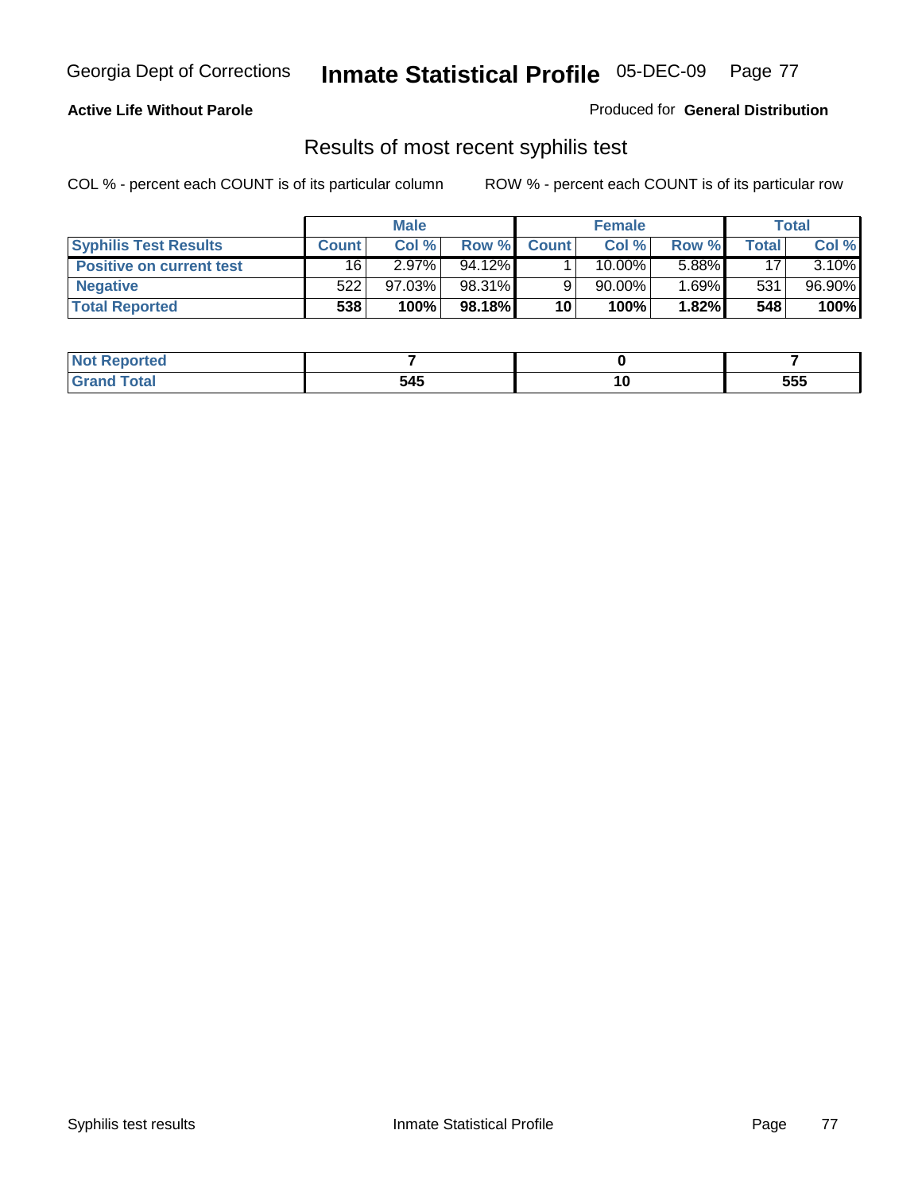**Active Life Without Parole**

Produced for **General Distribution**

## Results of most recent syphilis test

COL % - percent each COUNT is of its particular column

ROW % - percent each COUNT is of its particular row

| | Male | | | Female | | | Total | |
|---|---|---|---|---|---|---|---|---|
| **Syphilis Test Results** | **Count** | **Col %** | **Row %** | **Count** | **Col %** | **Row %** | **Total** | **Col %** |
| **Positive on current test** | 16 | 2.97% | 94.12% | 1 | 10.00% | 5.88% | 17 | 3.10% |
| **Negative** | 522 | 97.03% | 98.31% | 9 | 90.00% | 1.69% | 531 | 96.90% |
| **Total Reported** | **538** | **100%** | **98.18%** | **10** | **100%** | **1.82%** | **548** | **100%** |

| | Male | Female | Total |
|---|---|---|---|
| **Not Reported** | **7** | **0** | **7** |
| **Grand Total** | **545** | **10** | **555** |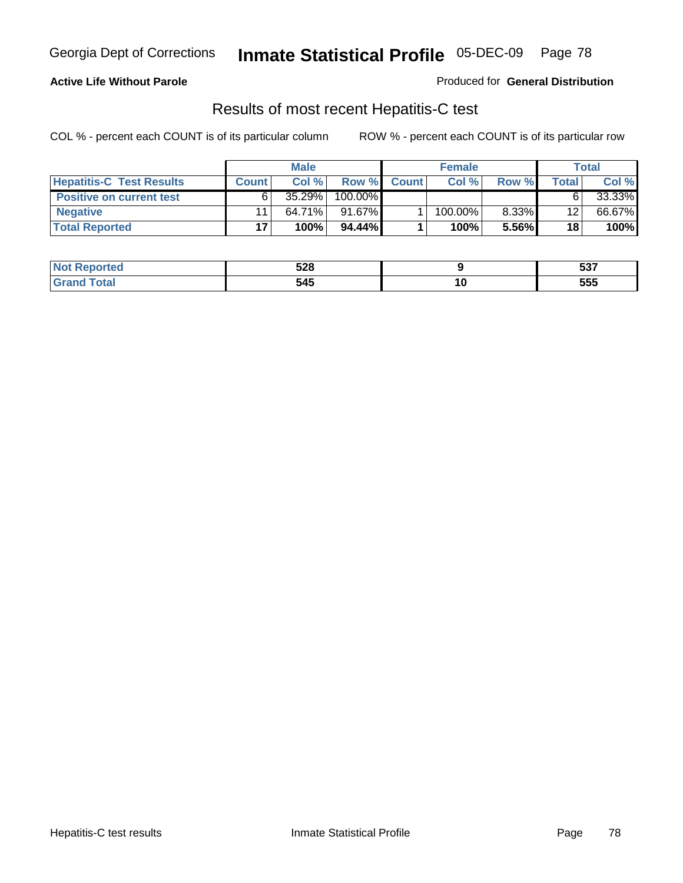**Active Life Without Parole**

Produced for **General Distribution**

## Results of most recent Hepatitis-C test

COL % - percent each COUNT is of its particular column

ROW % - percent each COUNT is of its particular row

| | Male | | | Female | | | Total | |
|---|---|---|---|---|---|---|---|---|
| **Hepatitis-C Test Results** | **Count** | **Col %** | **Row %** | **Count** | **Col %** | **Row %** | **Total** | **Col %** |
| **Positive on current test** | 6 | 35.29% | 100.00% | | | | 6 | 33.33% |
| **Negative** | 11 | 64.71% | 91.67% | 1 | 100.00% | 8.33% | 12 | 66.67% |
| **Total Reported** | **17** | **100%** | **94.44%** | **1** | **100%** | **5.56%** | **18** | **100%** |

| | Male | Female | Total |
|---|---|---|---|
| **Not Reported** | **528** | **9** | **537** |
| **Grand Total** | **545** | **10** | **555** |